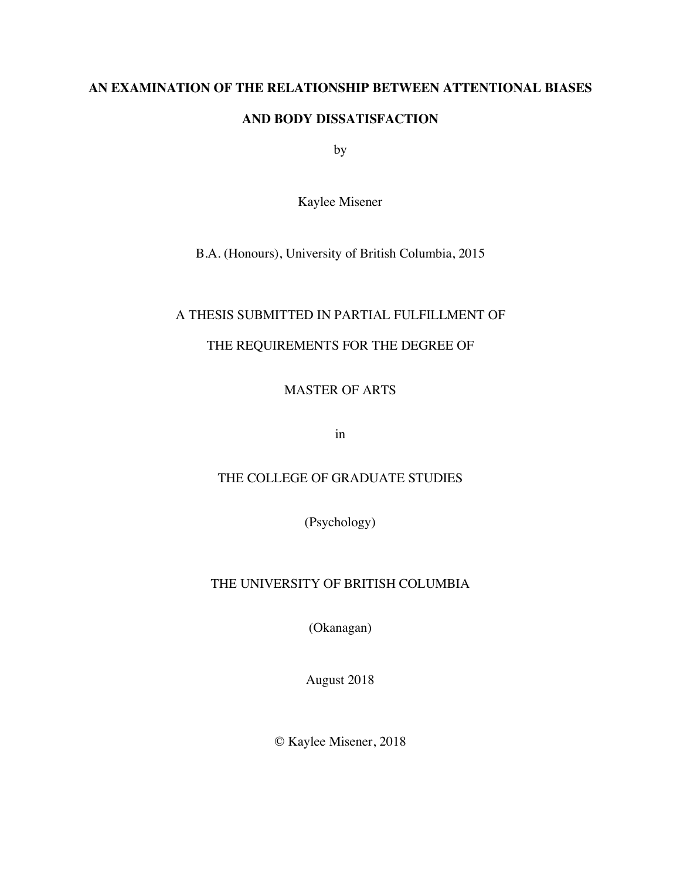# AN EXAMINATION OF THE RELATIONSHIP BETWEEN ATTENTIONAL BIASES AND BODY DISSATISFACTION

by

Kaylee Misener

B.A. (Honours), University of British Columbia, 2015

A THESIS SUBMITTED IN PARTIAL FULFILLMENT OF

THE REQUIREMENTS FOR THE DEGREE OF

MASTER OF ARTS

in

THE COLLEGE OF GRADUATE STUDIES

(Psychology)

THE UNIVERSITY OF BRITISH COLUMBIA

(Okanagan)

August 2018

© Kaylee Misener, 2018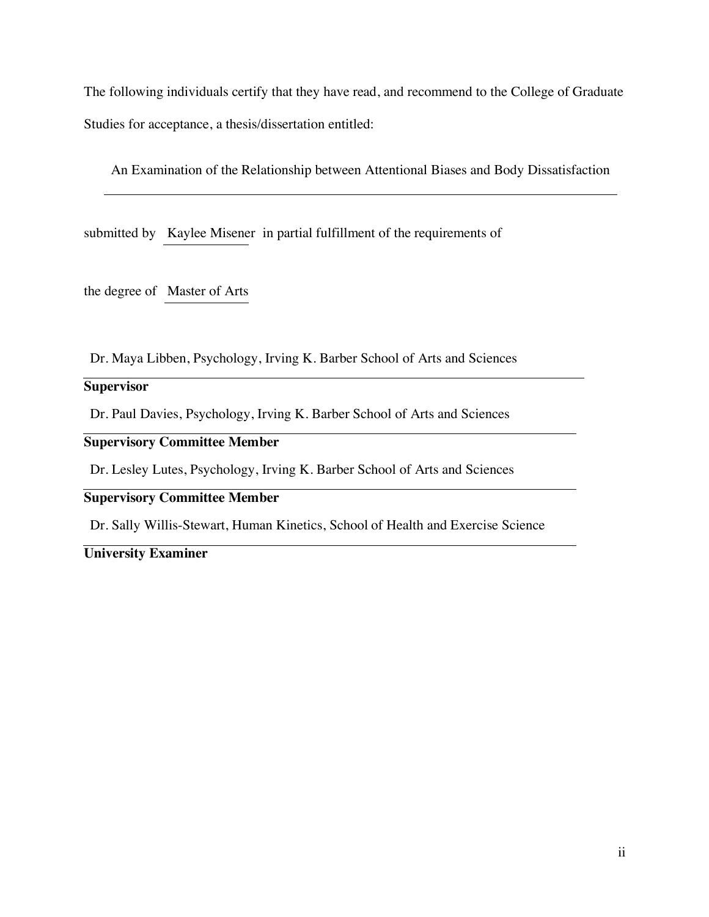The following individuals certify that they have read, and recommend to the College of Graduate Studies for acceptance, a thesis/dissertation entitled:

An Examination of the Relationship between Attentional Biases and Body Dissatisfaction

submitted by Kaylee Misener in partial fulfillment of the requirements of

the degree of Master of Arts

Dr. Maya Libben, Psychology, Irving K. Barber School of Arts and Sciences

**Supervisor**

Dr. Paul Davies, Psychology, Irving K. Barber School of Arts and Sciences

**Supervisory Committee Member**

Dr. Lesley Lutes, Psychology, Irving K. Barber School of Arts and Sciences

**Supervisory Committee Member**

Dr. Sally Willis-Stewart, Human Kinetics, School of Health and Exercise Science

**University Examiner**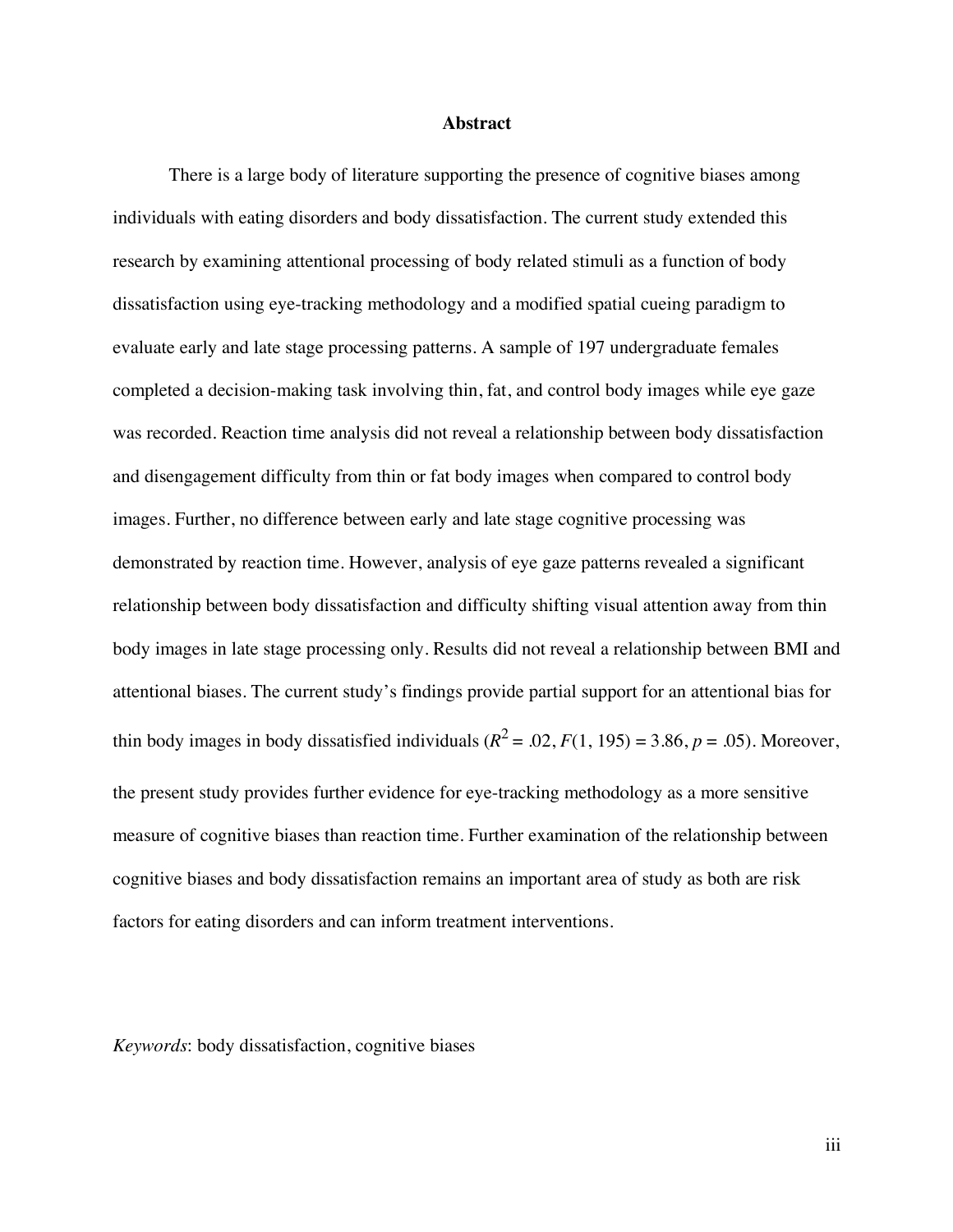## Abstract

There is a large body of literature supporting the presence of cognitive biases among individuals with eating disorders and body dissatisfaction. The current study extended this research by examining attentional processing of body related stimuli as a function of body dissatisfaction using eye-tracking methodology and a modified spatial cueing paradigm to evaluate early and late stage processing patterns. A sample of 197 undergraduate females completed a decision-making task involving thin, fat, and control body images while eye gaze was recorded. Reaction time analysis did not reveal a relationship between body dissatisfaction and disengagement difficulty from thin or fat body images when compared to control body images. Further, no difference between early and late stage cognitive processing was demonstrated by reaction time. However, analysis of eye gaze patterns revealed a significant relationship between body dissatisfaction and difficulty shifting visual attention away from thin body images in late stage processing only. Results did not reveal a relationship between BMI and attentional biases. The current study's findings provide partial support for an attentional bias for thin body images in body dissatisfied individuals ($R^2 = .02$, $F(1, 195) = 3.86$, $p = .05$). Moreover, the present study provides further evidence for eye-tracking methodology as a more sensitive measure of cognitive biases than reaction time. Further examination of the relationship between cognitive biases and body dissatisfaction remains an important area of study as both are risk factors for eating disorders and can inform treatment interventions.

*Keywords*: body dissatisfaction, cognitive biases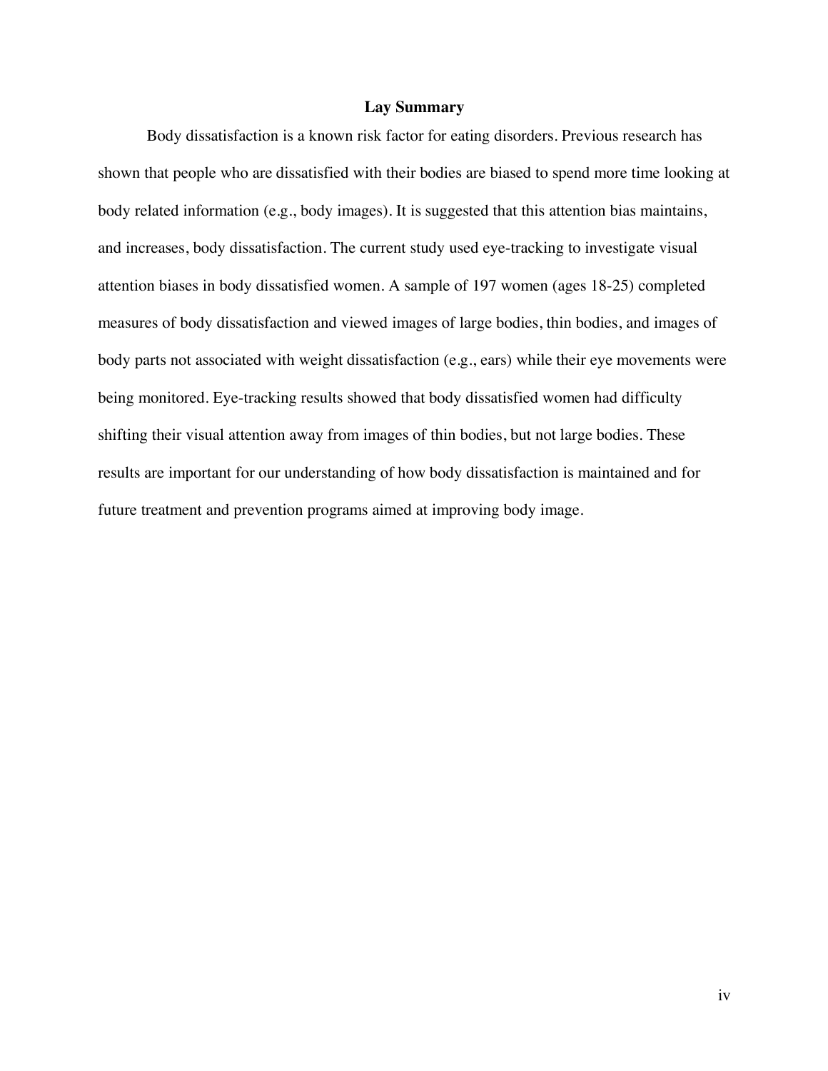## Lay Summary

Body dissatisfaction is a known risk factor for eating disorders. Previous research has shown that people who are dissatisfied with their bodies are biased to spend more time looking at body related information (e.g., body images). It is suggested that this attention bias maintains, and increases, body dissatisfaction. The current study used eye-tracking to investigate visual attention biases in body dissatisfied women. A sample of 197 women (ages 18-25) completed measures of body dissatisfaction and viewed images of large bodies, thin bodies, and images of body parts not associated with weight dissatisfaction (e.g., ears) while their eye movements were being monitored. Eye-tracking results showed that body dissatisfied women had difficulty shifting their visual attention away from images of thin bodies, but not large bodies. These results are important for our understanding of how body dissatisfaction is maintained and for future treatment and prevention programs aimed at improving body image.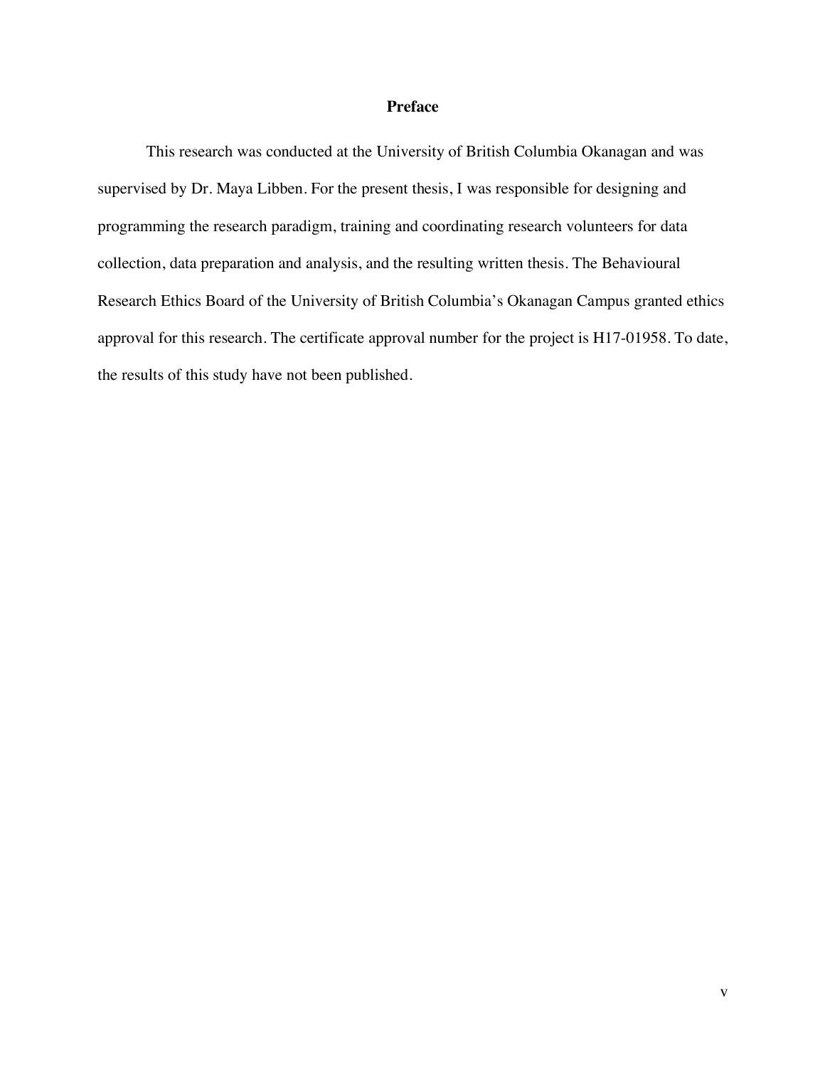# Preface

This research was conducted at the University of British Columbia Okanagan and was supervised by Dr. Maya Libben. For the present thesis, I was responsible for designing and programming the research paradigm, training and coordinating research volunteers for data collection, data preparation and analysis, and the resulting written thesis. The Behavioural Research Ethics Board of the University of British Columbia's Okanagan Campus granted ethics approval for this research. The certificate approval number for the project is H17-01958. To date, the results of this study have not been published.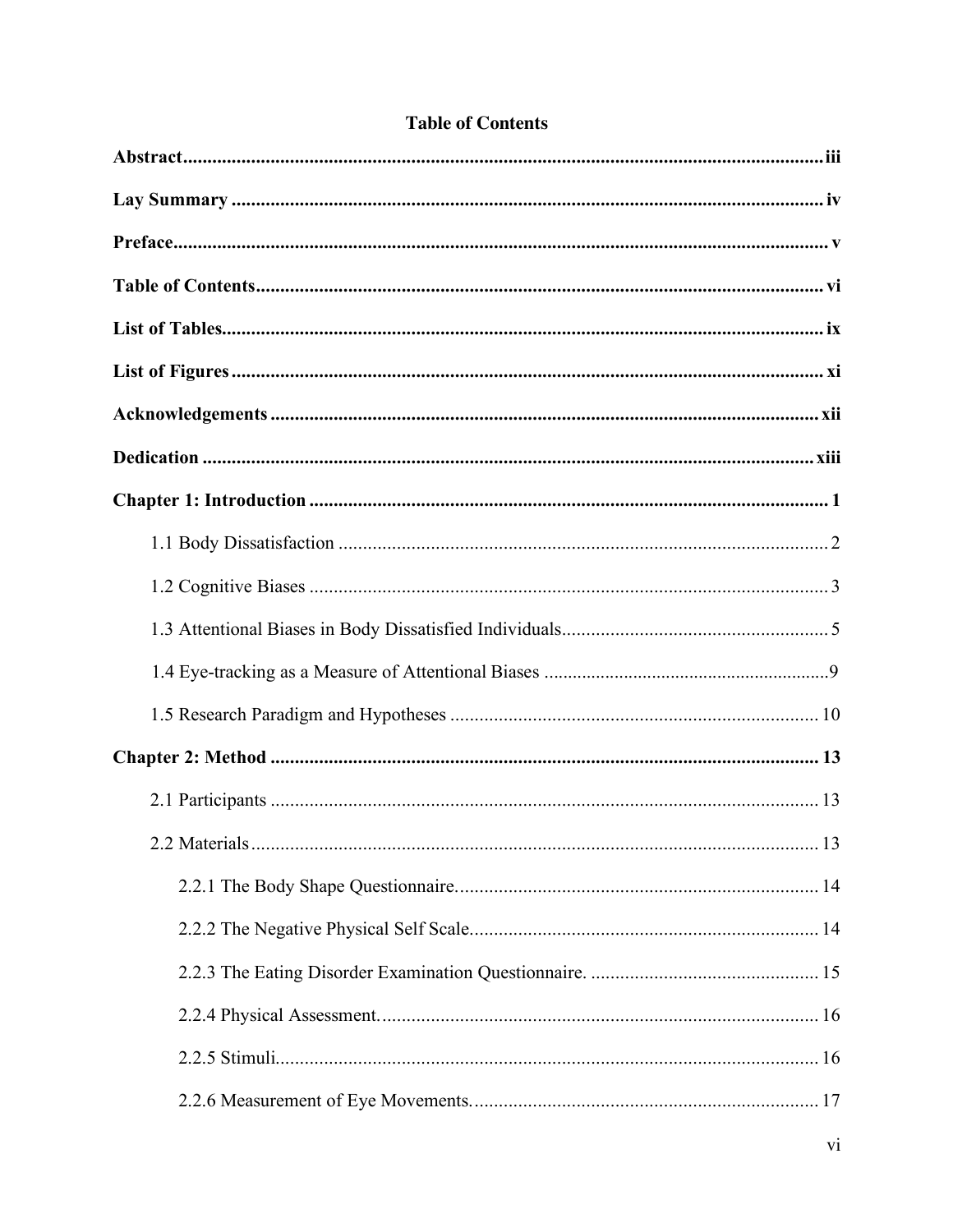# Table of Contents

**Abstract** .......... **iii**

**Lay Summary** .......... **iv**

**Preface** .......... **v**

**Table of Contents** .......... **vi**

**List of Tables** .......... **ix**

**List of Figures** .......... **xi**

**Acknowledgements** .......... **xii**

**Dedication** .......... **xiii**

**Chapter 1: Introduction** .......... **1**

- 1.1 Body Dissatisfaction .......... 2
- 1.2 Cognitive Biases .......... 3
- 1.3 Attentional Biases in Body Dissatisfied Individuals .......... 5
- 1.4 Eye-tracking as a Measure of Attentional Biases .......... 9
- 1.5 Research Paradigm and Hypotheses .......... 10

**Chapter 2: Method** .......... **13**

- 2.1 Participants .......... 13
- 2.2 Materials .......... 13
  - 2.2.1 The Body Shape Questionnaire. .......... 14
  - 2.2.2 The Negative Physical Self Scale. .......... 14
  - 2.2.3 The Eating Disorder Examination Questionnaire. .......... 15
  - 2.2.4 Physical Assessment. .......... 16
  - 2.2.5 Stimuli. .......... 16
  - 2.2.6 Measurement of Eye Movements. .......... 17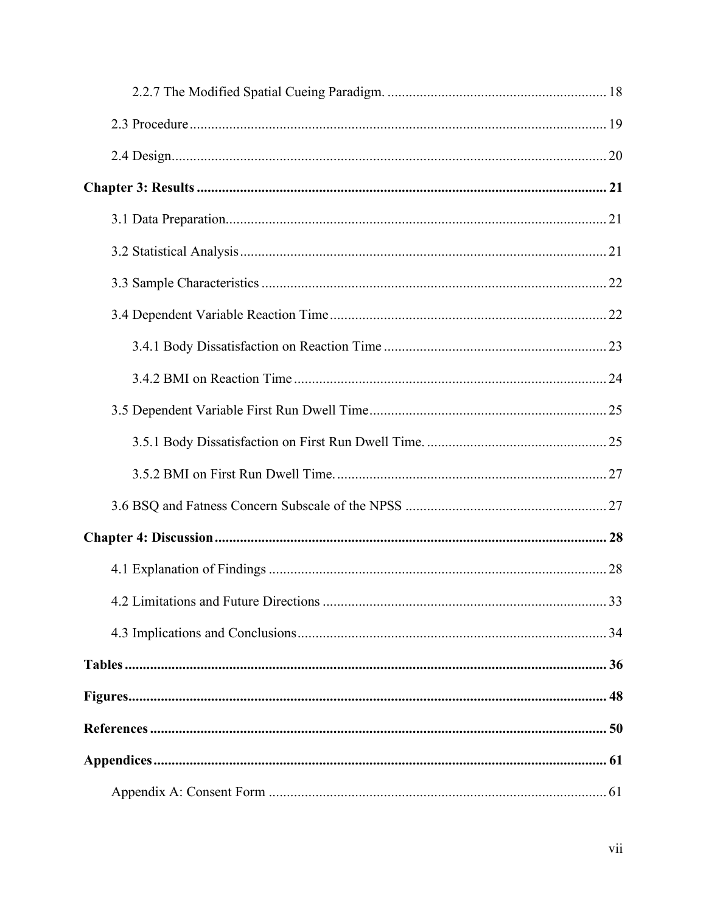2.2.7 The Modified Spatial Cueing Paradigm. .... 18

2.3 Procedure .... 19

2.4 Design .... 20

**Chapter 3: Results .... 21**

3.1 Data Preparation .... 21

3.2 Statistical Analysis .... 21

3.3 Sample Characteristics .... 22

3.4 Dependent Variable Reaction Time .... 22

3.4.1 Body Dissatisfaction on Reaction Time .... 23

3.4.2 BMI on Reaction Time .... 24

3.5 Dependent Variable First Run Dwell Time .... 25

3.5.1 Body Dissatisfaction on First Run Dwell Time. .... 25

3.5.2 BMI on First Run Dwell Time. .... 27

3.6 BSQ and Fatness Concern Subscale of the NPSS .... 27

**Chapter 4: Discussion .... 28**

4.1 Explanation of Findings .... 28

4.2 Limitations and Future Directions .... 33

4.3 Implications and Conclusions .... 34

**Tables .... 36**

**Figures .... 48**

**References .... 50**

**Appendices .... 61**

Appendix A: Consent Form .... 61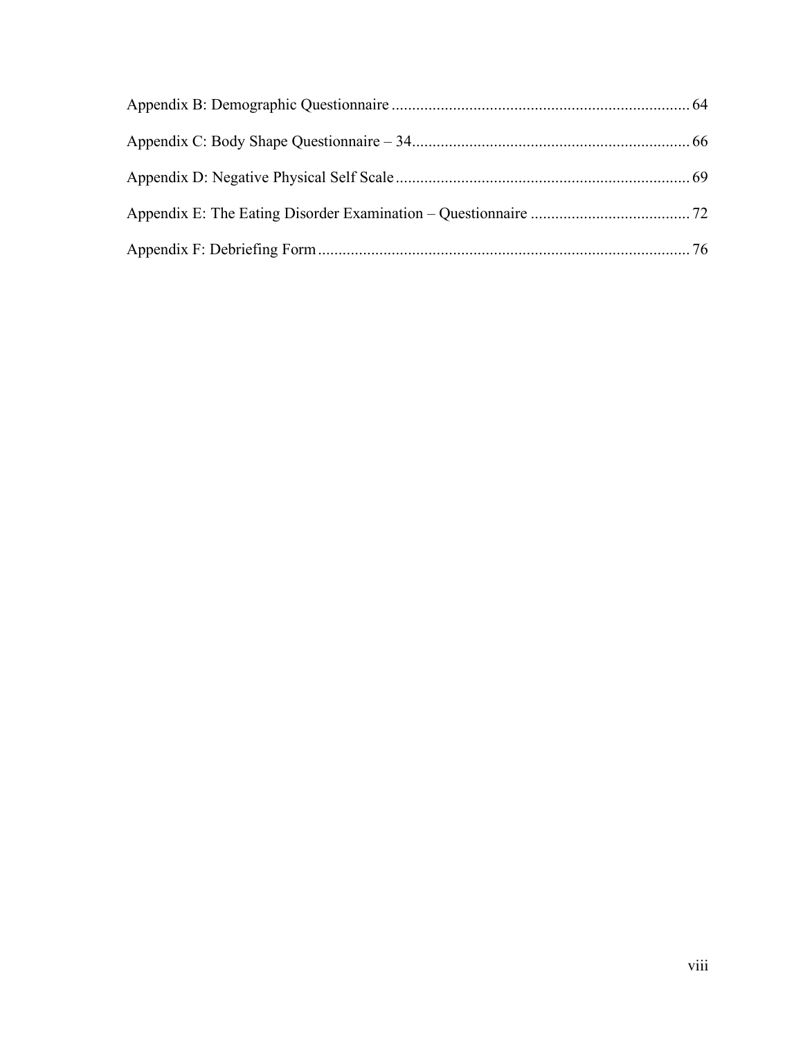Appendix B: Demographic Questionnaire ........................................................................ 64

Appendix C: Body Shape Questionnaire – 34................................................................... 66

Appendix D: Negative Physical Self Scale ....................................................................... 69

Appendix E: The Eating Disorder Examination – Questionnaire ....................................... 72

Appendix F: Debriefing Form .......................................................................................... 76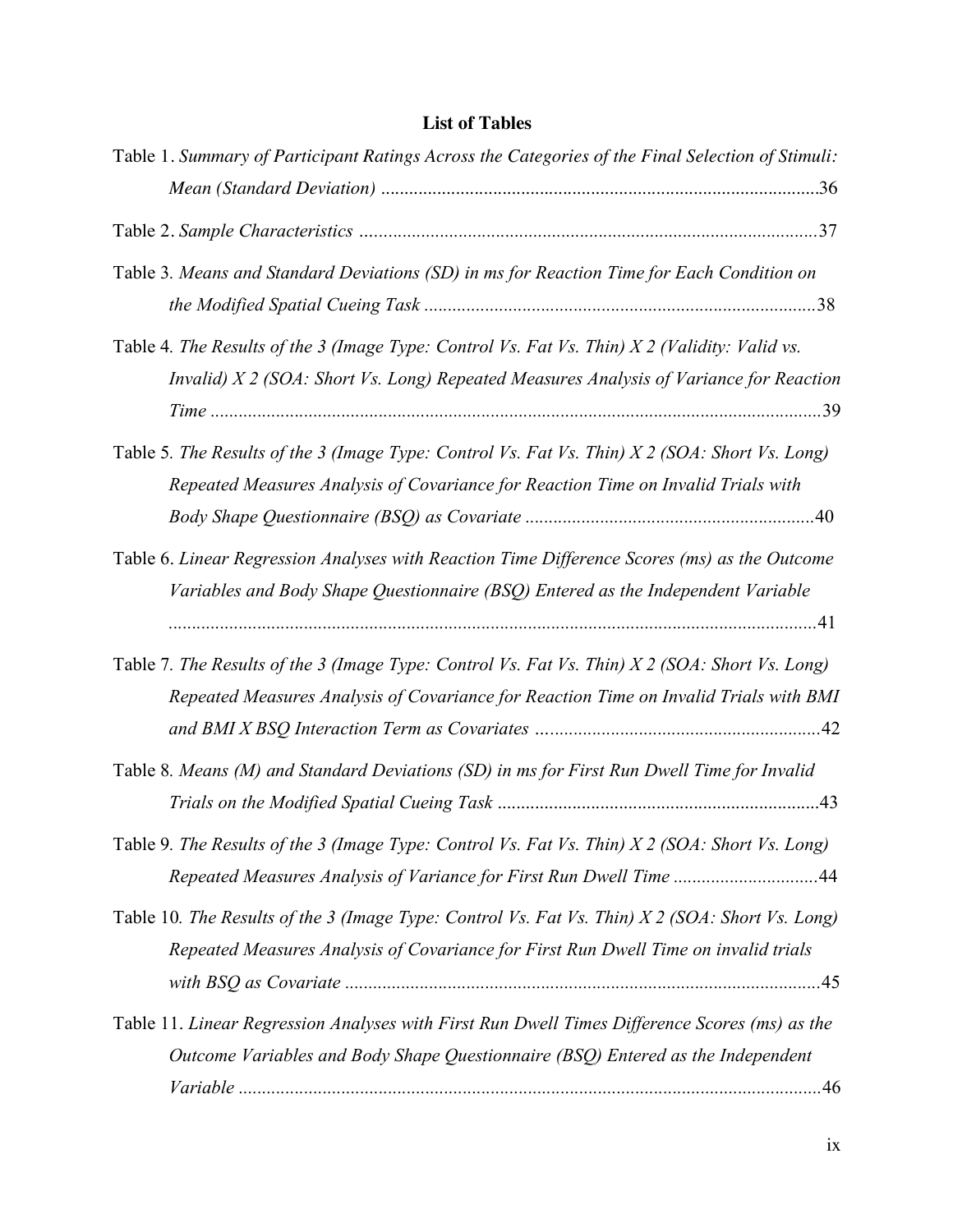## List of Tables

Table 1. *Summary of Participant Ratings Across the Categories of the Final Selection of Stimuli: Mean (Standard Deviation)* ..............................................................................................36

Table 2. *Sample Characteristics* ..................................................................................................37

Table 3. *Means and Standard Deviations (SD) in ms for Reaction Time for Each Condition on the Modified Spatial Cueing Task* ....................................................................................38

Table 4. *The Results of the 3 (Image Type: Control Vs. Fat Vs. Thin) X 2 (Validity: Valid vs. Invalid) X 2 (SOA: Short Vs. Long) Repeated Measures Analysis of Variance for Reaction Time* ....................................................................................................................................39

Table 5. *The Results of the 3 (Image Type: Control Vs. Fat Vs. Thin) X 2 (SOA: Short Vs. Long) Repeated Measures Analysis of Covariance for Reaction Time on Invalid Trials with Body Shape Questionnaire (BSQ) as Covariate* ..............................................................40

Table 6. *Linear Regression Analyses with Reaction Time Difference Scores (ms) as the Outcome Variables and Body Shape Questionnaire (BSQ) Entered as the Independent Variable* ..............................................................................................................................41

Table 7. *The Results of the 3 (Image Type: Control Vs. Fat Vs. Thin) X 2 (SOA: Short Vs. Long) Repeated Measures Analysis of Covariance for Reaction Time on Invalid Trials with BMI and BMI X BSQ Interaction Term as Covariates* .............................................................42

Table 8. *Means (M) and Standard Deviations (SD) in ms for First Run Dwell Time for Invalid Trials on the Modified Spatial Cueing Task* .....................................................................43

Table 9. *The Results of the 3 (Image Type: Control Vs. Fat Vs. Thin) X 2 (SOA: Short Vs. Long) Repeated Measures Analysis of Variance for First Run Dwell Time* ...............................44

Table 10. *The Results of the 3 (Image Type: Control Vs. Fat Vs. Thin) X 2 (SOA: Short Vs. Long) Repeated Measures Analysis of Covariance for First Run Dwell Time on invalid trials with BSQ as Covariate* ......................................................................................................45

Table 11. *Linear Regression Analyses with First Run Dwell Times Difference Scores (ms) as the Outcome Variables and Body Shape Questionnaire (BSQ) Entered as the Independent Variable* .............................................................................................................................46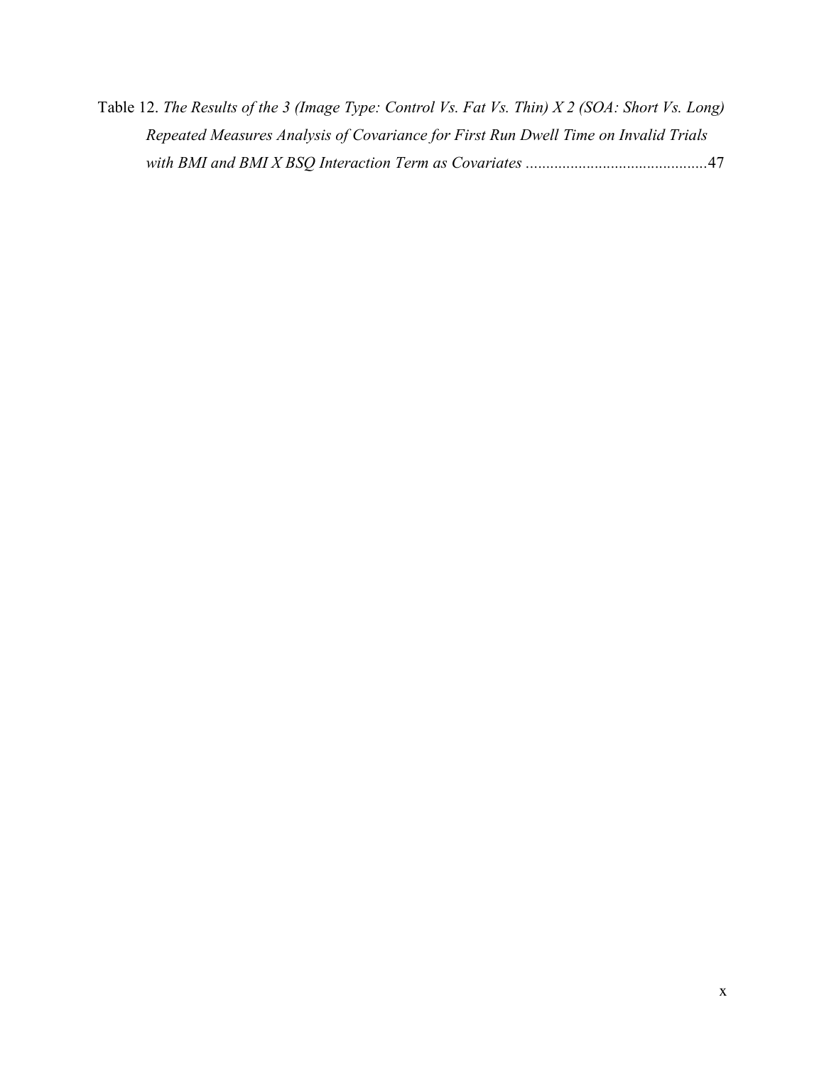Table 12. *The Results of the 3 (Image Type: Control Vs. Fat Vs. Thin) X 2 (SOA: Short Vs. Long) Repeated Measures Analysis of Covariance for First Run Dwell Time on Invalid Trials with BMI and BMI X BSQ Interaction Term as Covariates* ............................................47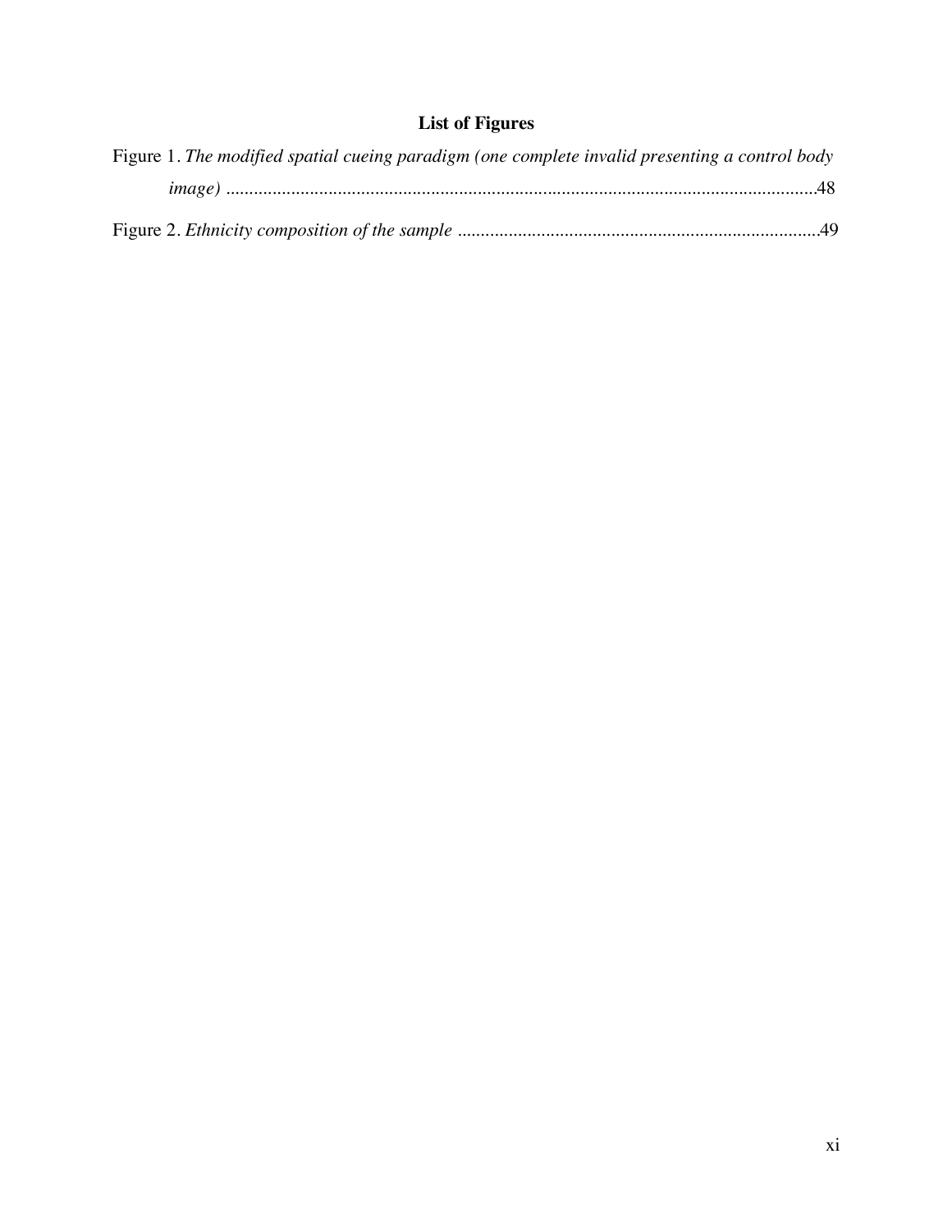# List of Figures

Figure 1. *The modified spatial cueing paradigm (one complete invalid presenting a control body image)* ........................................................................................................................48

Figure 2. *Ethnicity composition of the sample* ..............................................................................49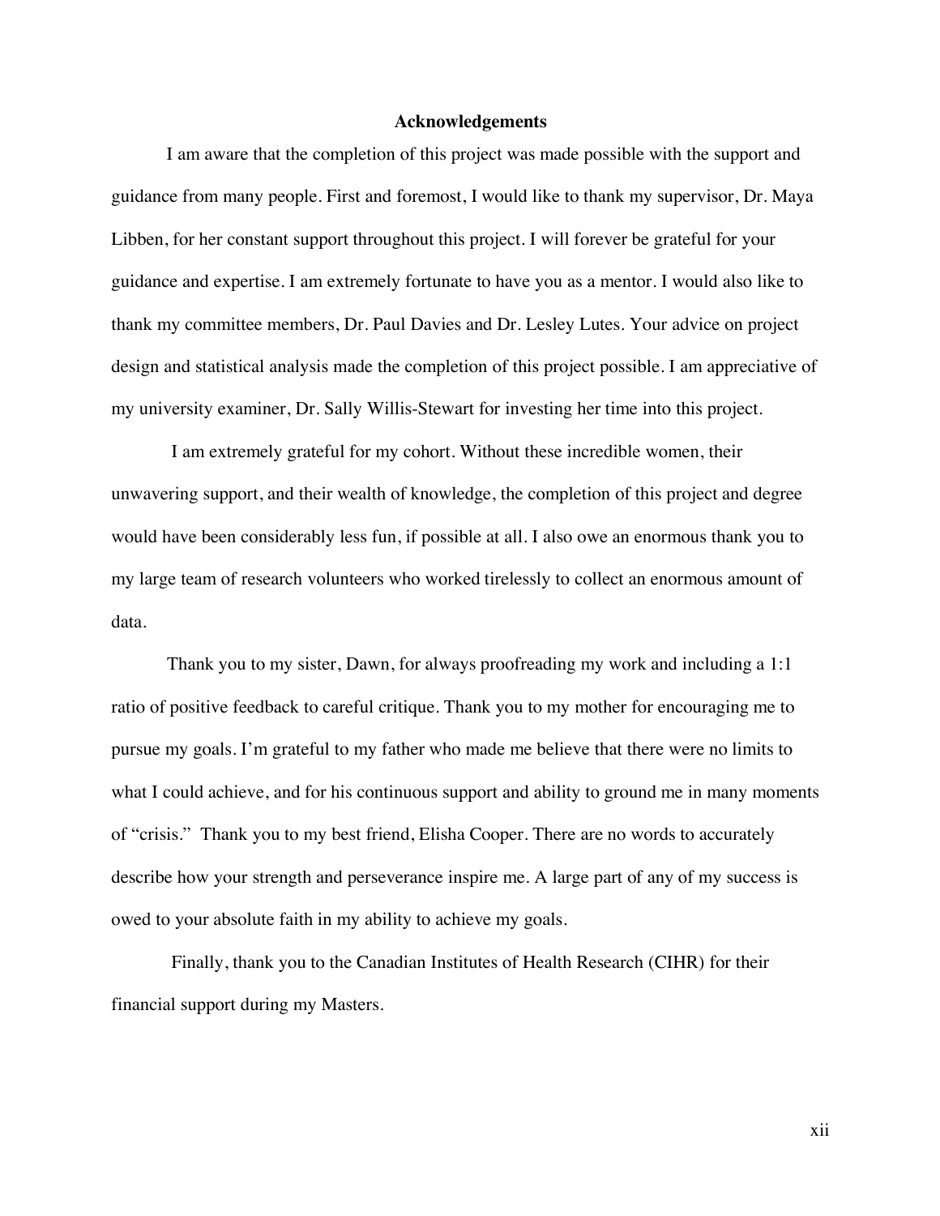# Acknowledgements

I am aware that the completion of this project was made possible with the support and guidance from many people. First and foremost, I would like to thank my supervisor, Dr. Maya Libben, for her constant support throughout this project. I will forever be grateful for your guidance and expertise. I am extremely fortunate to have you as a mentor. I would also like to thank my committee members, Dr. Paul Davies and Dr. Lesley Lutes. Your advice on project design and statistical analysis made the completion of this project possible. I am appreciative of my university examiner, Dr. Sally Willis-Stewart for investing her time into this project.

I am extremely grateful for my cohort. Without these incredible women, their unwavering support, and their wealth of knowledge, the completion of this project and degree would have been considerably less fun, if possible at all. I also owe an enormous thank you to my large team of research volunteers who worked tirelessly to collect an enormous amount of data.

Thank you to my sister, Dawn, for always proofreading my work and including a 1:1 ratio of positive feedback to careful critique. Thank you to my mother for encouraging me to pursue my goals. I'm grateful to my father who made me believe that there were no limits to what I could achieve, and for his continuous support and ability to ground me in many moments of "crisis." Thank you to my best friend, Elisha Cooper. There are no words to accurately describe how your strength and perseverance inspire me. A large part of any of my success is owed to your absolute faith in my ability to achieve my goals.

Finally, thank you to the Canadian Institutes of Health Research (CIHR) for their financial support during my Masters.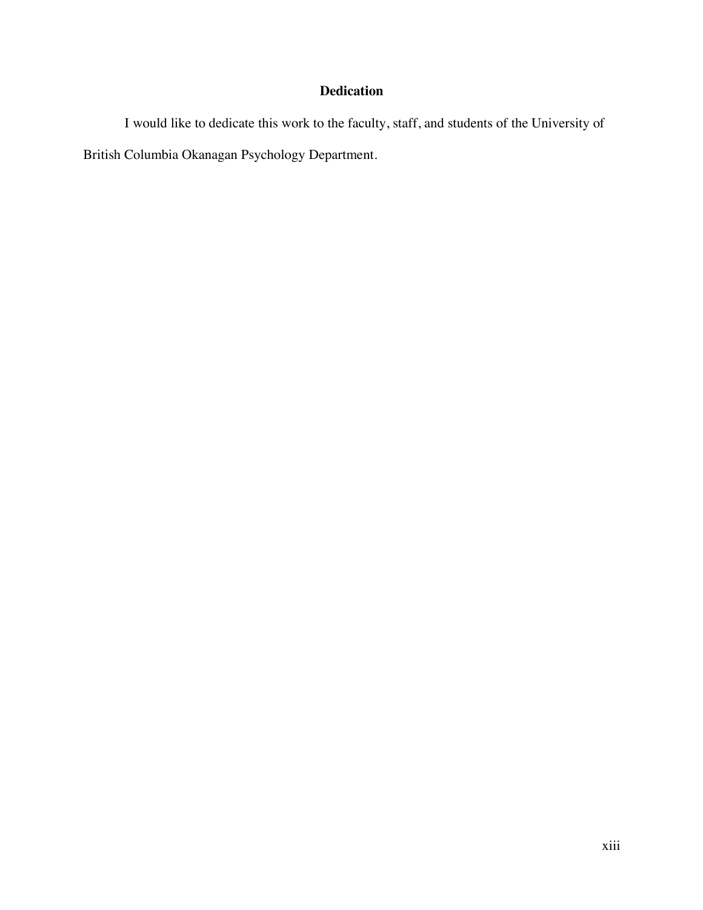## Dedication

I would like to dedicate this work to the faculty, staff, and students of the University of British Columbia Okanagan Psychology Department.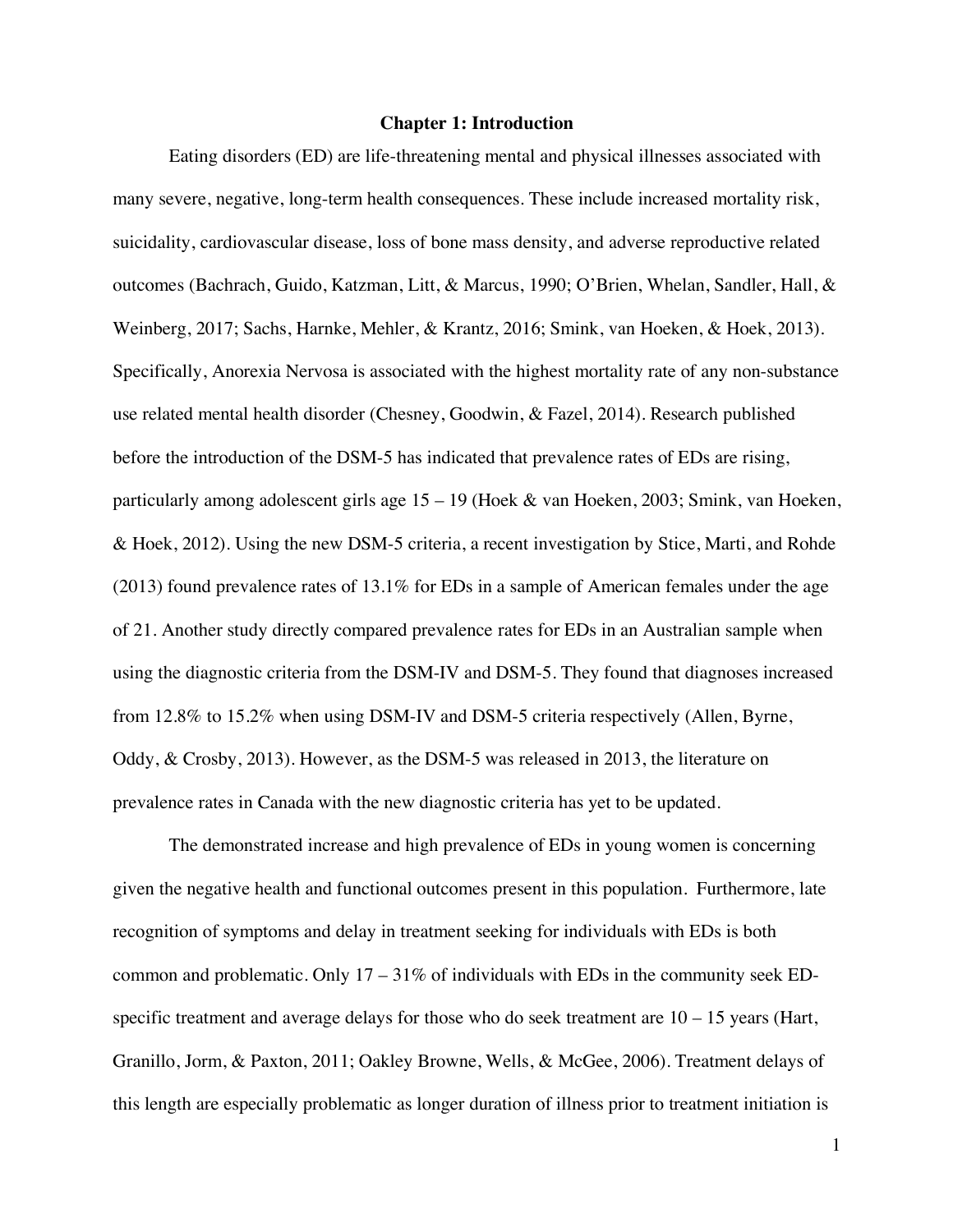# Chapter 1: Introduction

Eating disorders (ED) are life-threatening mental and physical illnesses associated with many severe, negative, long-term health consequences. These include increased mortality risk, suicidality, cardiovascular disease, loss of bone mass density, and adverse reproductive related outcomes (Bachrach, Guido, Katzman, Litt, & Marcus, 1990; O'Brien, Whelan, Sandler, Hall, & Weinberg, 2017; Sachs, Harnke, Mehler, & Krantz, 2016; Smink, van Hoeken, & Hoek, 2013). Specifically, Anorexia Nervosa is associated with the highest mortality rate of any non-substance use related mental health disorder (Chesney, Goodwin, & Fazel, 2014). Research published before the introduction of the DSM-5 has indicated that prevalence rates of EDs are rising, particularly among adolescent girls age 15 – 19 (Hoek & van Hoeken, 2003; Smink, van Hoeken, & Hoek, 2012). Using the new DSM-5 criteria, a recent investigation by Stice, Marti, and Rohde (2013) found prevalence rates of 13.1% for EDs in a sample of American females under the age of 21. Another study directly compared prevalence rates for EDs in an Australian sample when using the diagnostic criteria from the DSM-IV and DSM-5. They found that diagnoses increased from 12.8% to 15.2% when using DSM-IV and DSM-5 criteria respectively (Allen, Byrne, Oddy, & Crosby, 2013). However, as the DSM-5 was released in 2013, the literature on prevalence rates in Canada with the new diagnostic criteria has yet to be updated.

The demonstrated increase and high prevalence of EDs in young women is concerning given the negative health and functional outcomes present in this population. Furthermore, late recognition of symptoms and delay in treatment seeking for individuals with EDs is both common and problematic. Only 17 – 31% of individuals with EDs in the community seek ED-specific treatment and average delays for those who do seek treatment are 10 – 15 years (Hart, Granillo, Jorm, & Paxton, 2011; Oakley Browne, Wells, & McGee, 2006). Treatment delays of this length are especially problematic as longer duration of illness prior to treatment initiation is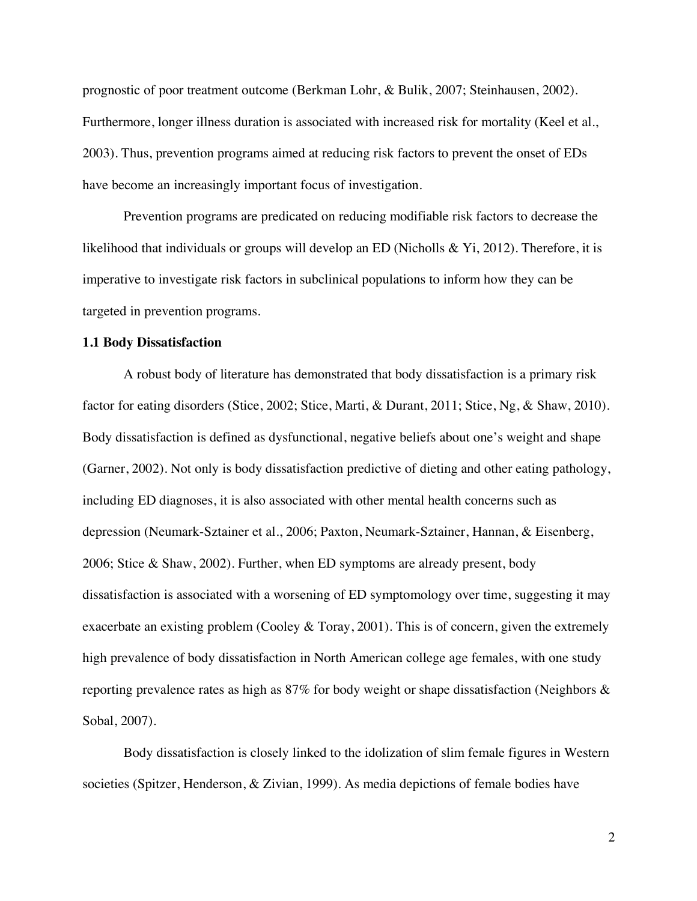prognostic of poor treatment outcome (Berkman Lohr, & Bulik, 2007; Steinhausen, 2002). Furthermore, longer illness duration is associated with increased risk for mortality (Keel et al., 2003). Thus, prevention programs aimed at reducing risk factors to prevent the onset of EDs have become an increasingly important focus of investigation.

Prevention programs are predicated on reducing modifiable risk factors to decrease the likelihood that individuals or groups will develop an ED (Nicholls & Yi, 2012). Therefore, it is imperative to investigate risk factors in subclinical populations to inform how they can be targeted in prevention programs.

### 1.1 Body Dissatisfaction

A robust body of literature has demonstrated that body dissatisfaction is a primary risk factor for eating disorders (Stice, 2002; Stice, Marti, & Durant, 2011; Stice, Ng, & Shaw, 2010). Body dissatisfaction is defined as dysfunctional, negative beliefs about one's weight and shape (Garner, 2002). Not only is body dissatisfaction predictive of dieting and other eating pathology, including ED diagnoses, it is also associated with other mental health concerns such as depression (Neumark-Sztainer et al., 2006; Paxton, Neumark-Sztainer, Hannan, & Eisenberg, 2006; Stice & Shaw, 2002). Further, when ED symptoms are already present, body dissatisfaction is associated with a worsening of ED symptomology over time, suggesting it may exacerbate an existing problem (Cooley & Toray, 2001). This is of concern, given the extremely high prevalence of body dissatisfaction in North American college age females, with one study reporting prevalence rates as high as 87% for body weight or shape dissatisfaction (Neighbors & Sobal, 2007).

Body dissatisfaction is closely linked to the idolization of slim female figures in Western societies (Spitzer, Henderson, & Zivian, 1999). As media depictions of female bodies have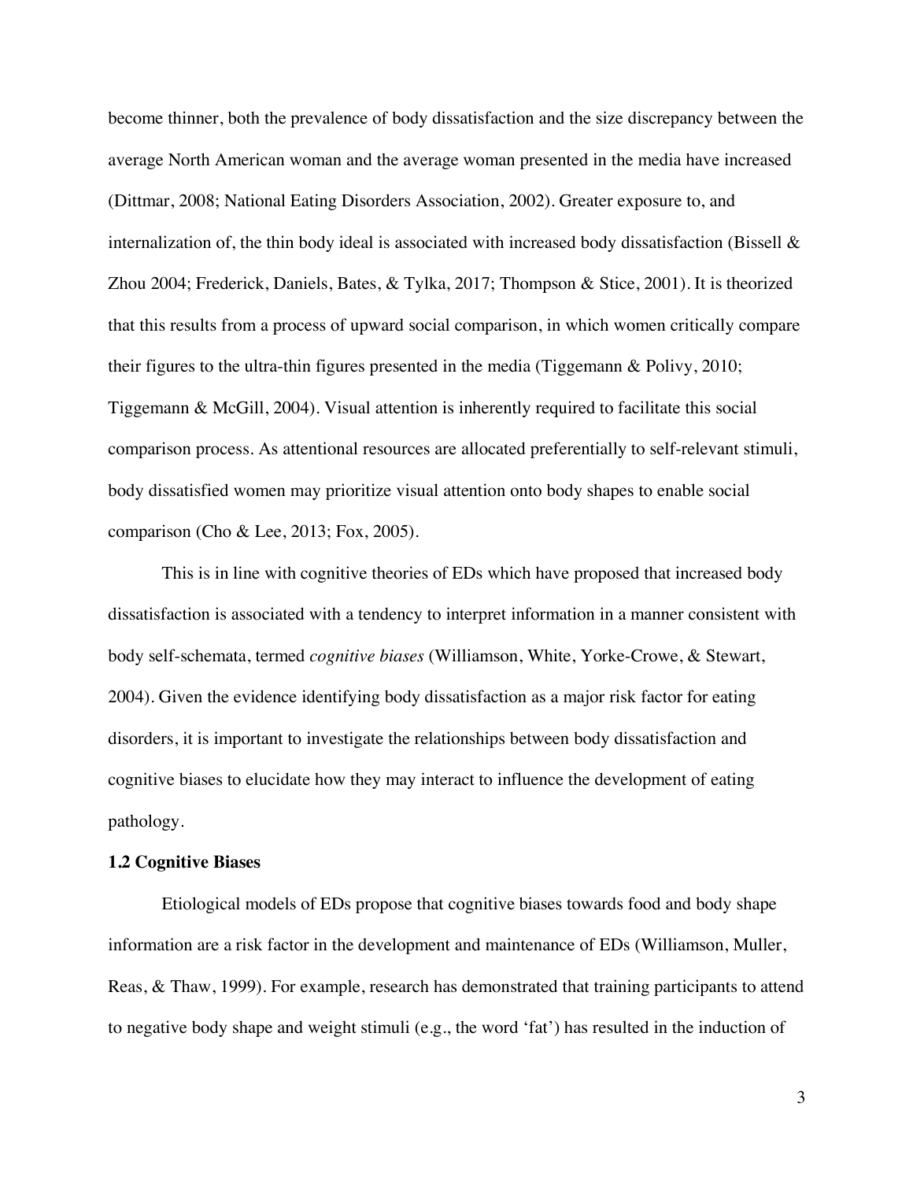become thinner, both the prevalence of body dissatisfaction and the size discrepancy between the average North American woman and the average woman presented in the media have increased (Dittmar, 2008; National Eating Disorders Association, 2002). Greater exposure to, and internalization of, the thin body ideal is associated with increased body dissatisfaction (Bissell & Zhou 2004; Frederick, Daniels, Bates, & Tylka, 2017; Thompson & Stice, 2001). It is theorized that this results from a process of upward social comparison, in which women critically compare their figures to the ultra-thin figures presented in the media (Tiggemann & Polivy, 2010; Tiggemann & McGill, 2004). Visual attention is inherently required to facilitate this social comparison process. As attentional resources are allocated preferentially to self-relevant stimuli, body dissatisfied women may prioritize visual attention onto body shapes to enable social comparison (Cho & Lee, 2013; Fox, 2005).

This is in line with cognitive theories of EDs which have proposed that increased body dissatisfaction is associated with a tendency to interpret information in a manner consistent with body self-schemata, termed *cognitive biases* (Williamson, White, Yorke-Crowe, & Stewart, 2004). Given the evidence identifying body dissatisfaction as a major risk factor for eating disorders, it is important to investigate the relationships between body dissatisfaction and cognitive biases to elucidate how they may interact to influence the development of eating pathology.

### 1.2 Cognitive Biases

Etiological models of EDs propose that cognitive biases towards food and body shape information are a risk factor in the development and maintenance of EDs (Williamson, Muller, Reas, & Thaw, 1999). For example, research has demonstrated that training participants to attend to negative body shape and weight stimuli (e.g., the word 'fat') has resulted in the induction of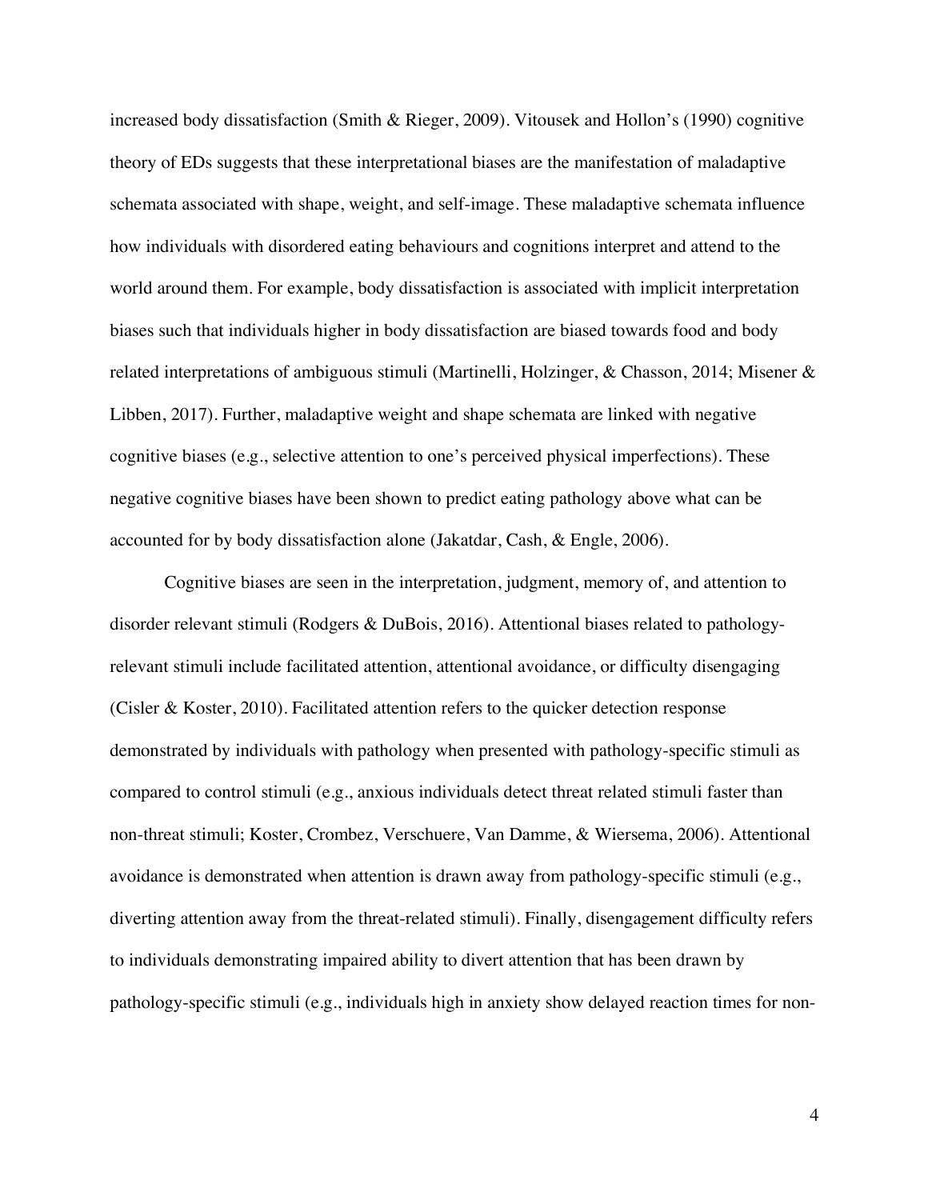increased body dissatisfaction (Smith & Rieger, 2009). Vitousek and Hollon's (1990) cognitive theory of EDs suggests that these interpretational biases are the manifestation of maladaptive schemata associated with shape, weight, and self-image. These maladaptive schemata influence how individuals with disordered eating behaviours and cognitions interpret and attend to the world around them. For example, body dissatisfaction is associated with implicit interpretation biases such that individuals higher in body dissatisfaction are biased towards food and body related interpretations of ambiguous stimuli (Martinelli, Holzinger, & Chasson, 2014; Misener & Libben, 2017). Further, maladaptive weight and shape schemata are linked with negative cognitive biases (e.g., selective attention to one's perceived physical imperfections). These negative cognitive biases have been shown to predict eating pathology above what can be accounted for by body dissatisfaction alone (Jakatdar, Cash, & Engle, 2006).

Cognitive biases are seen in the interpretation, judgment, memory of, and attention to disorder relevant stimuli (Rodgers & DuBois, 2016). Attentional biases related to pathology-relevant stimuli include facilitated attention, attentional avoidance, or difficulty disengaging (Cisler & Koster, 2010). Facilitated attention refers to the quicker detection response demonstrated by individuals with pathology when presented with pathology-specific stimuli as compared to control stimuli (e.g., anxious individuals detect threat related stimuli faster than non-threat stimuli; Koster, Crombez, Verschuere, Van Damme, & Wiersema, 2006). Attentional avoidance is demonstrated when attention is drawn away from pathology-specific stimuli (e.g., diverting attention away from the threat-related stimuli). Finally, disengagement difficulty refers to individuals demonstrating impaired ability to divert attention that has been drawn by pathology-specific stimuli (e.g., individuals high in anxiety show delayed reaction times for non-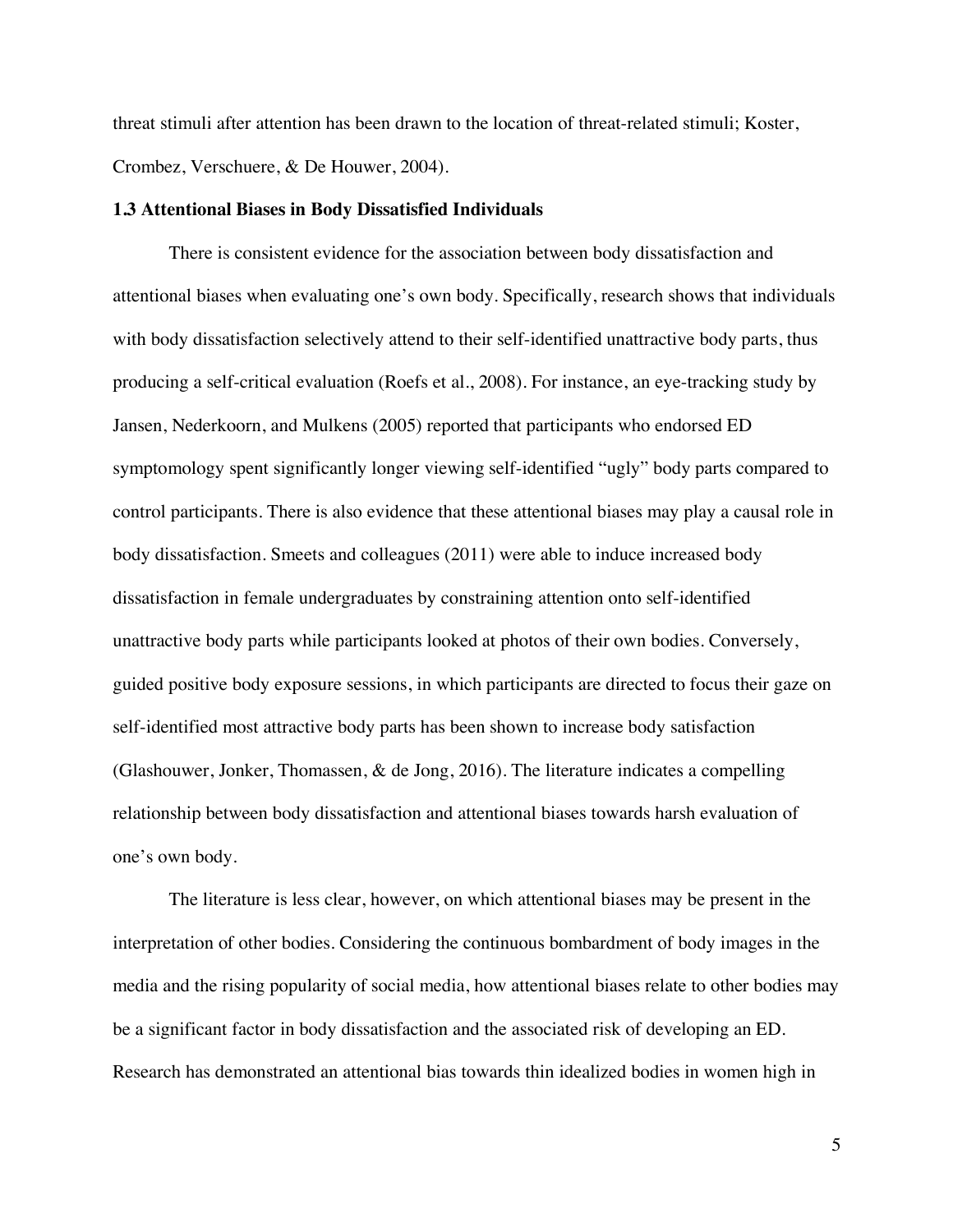threat stimuli after attention has been drawn to the location of threat-related stimuli; Koster, Crombez, Verschuere, & De Houwer, 2004).

### 1.3 Attentional Biases in Body Dissatisfied Individuals

There is consistent evidence for the association between body dissatisfaction and attentional biases when evaluating one's own body. Specifically, research shows that individuals with body dissatisfaction selectively attend to their self-identified unattractive body parts, thus producing a self-critical evaluation (Roefs et al., 2008). For instance, an eye-tracking study by Jansen, Nederkoorn, and Mulkens (2005) reported that participants who endorsed ED symptomology spent significantly longer viewing self-identified "ugly" body parts compared to control participants. There is also evidence that these attentional biases may play a causal role in body dissatisfaction. Smeets and colleagues (2011) were able to induce increased body dissatisfaction in female undergraduates by constraining attention onto self-identified unattractive body parts while participants looked at photos of their own bodies. Conversely, guided positive body exposure sessions, in which participants are directed to focus their gaze on self-identified most attractive body parts has been shown to increase body satisfaction (Glashouwer, Jonker, Thomassen, & de Jong, 2016). The literature indicates a compelling relationship between body dissatisfaction and attentional biases towards harsh evaluation of one's own body.

The literature is less clear, however, on which attentional biases may be present in the interpretation of other bodies. Considering the continuous bombardment of body images in the media and the rising popularity of social media, how attentional biases relate to other bodies may be a significant factor in body dissatisfaction and the associated risk of developing an ED. Research has demonstrated an attentional bias towards thin idealized bodies in women high in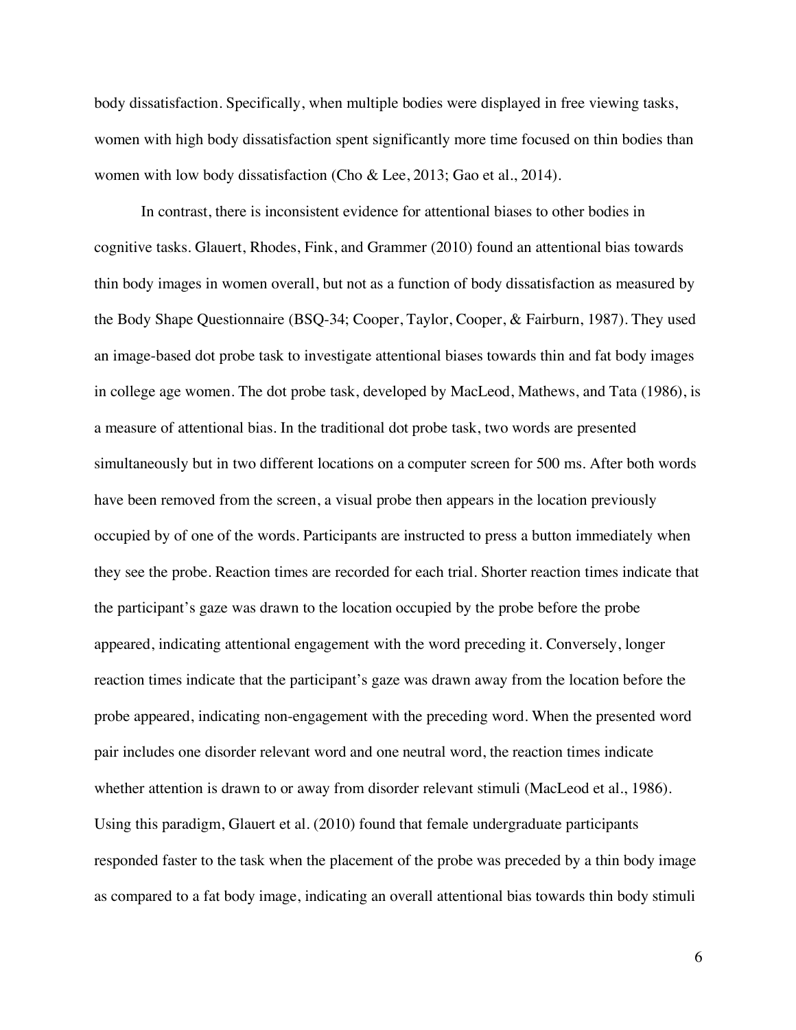body dissatisfaction. Specifically, when multiple bodies were displayed in free viewing tasks, women with high body dissatisfaction spent significantly more time focused on thin bodies than women with low body dissatisfaction (Cho & Lee, 2013; Gao et al., 2014).

In contrast, there is inconsistent evidence for attentional biases to other bodies in cognitive tasks. Glauert, Rhodes, Fink, and Grammer (2010) found an attentional bias towards thin body images in women overall, but not as a function of body dissatisfaction as measured by the Body Shape Questionnaire (BSQ-34; Cooper, Taylor, Cooper, & Fairburn, 1987). They used an image-based dot probe task to investigate attentional biases towards thin and fat body images in college age women. The dot probe task, developed by MacLeod, Mathews, and Tata (1986), is a measure of attentional bias. In the traditional dot probe task, two words are presented simultaneously but in two different locations on a computer screen for 500 ms. After both words have been removed from the screen, a visual probe then appears in the location previously occupied by of one of the words. Participants are instructed to press a button immediately when they see the probe. Reaction times are recorded for each trial. Shorter reaction times indicate that the participant's gaze was drawn to the location occupied by the probe before the probe appeared, indicating attentional engagement with the word preceding it. Conversely, longer reaction times indicate that the participant's gaze was drawn away from the location before the probe appeared, indicating non-engagement with the preceding word. When the presented word pair includes one disorder relevant word and one neutral word, the reaction times indicate whether attention is drawn to or away from disorder relevant stimuli (MacLeod et al., 1986). Using this paradigm, Glauert et al. (2010) found that female undergraduate participants responded faster to the task when the placement of the probe was preceded by a thin body image as compared to a fat body image, indicating an overall attentional bias towards thin body stimuli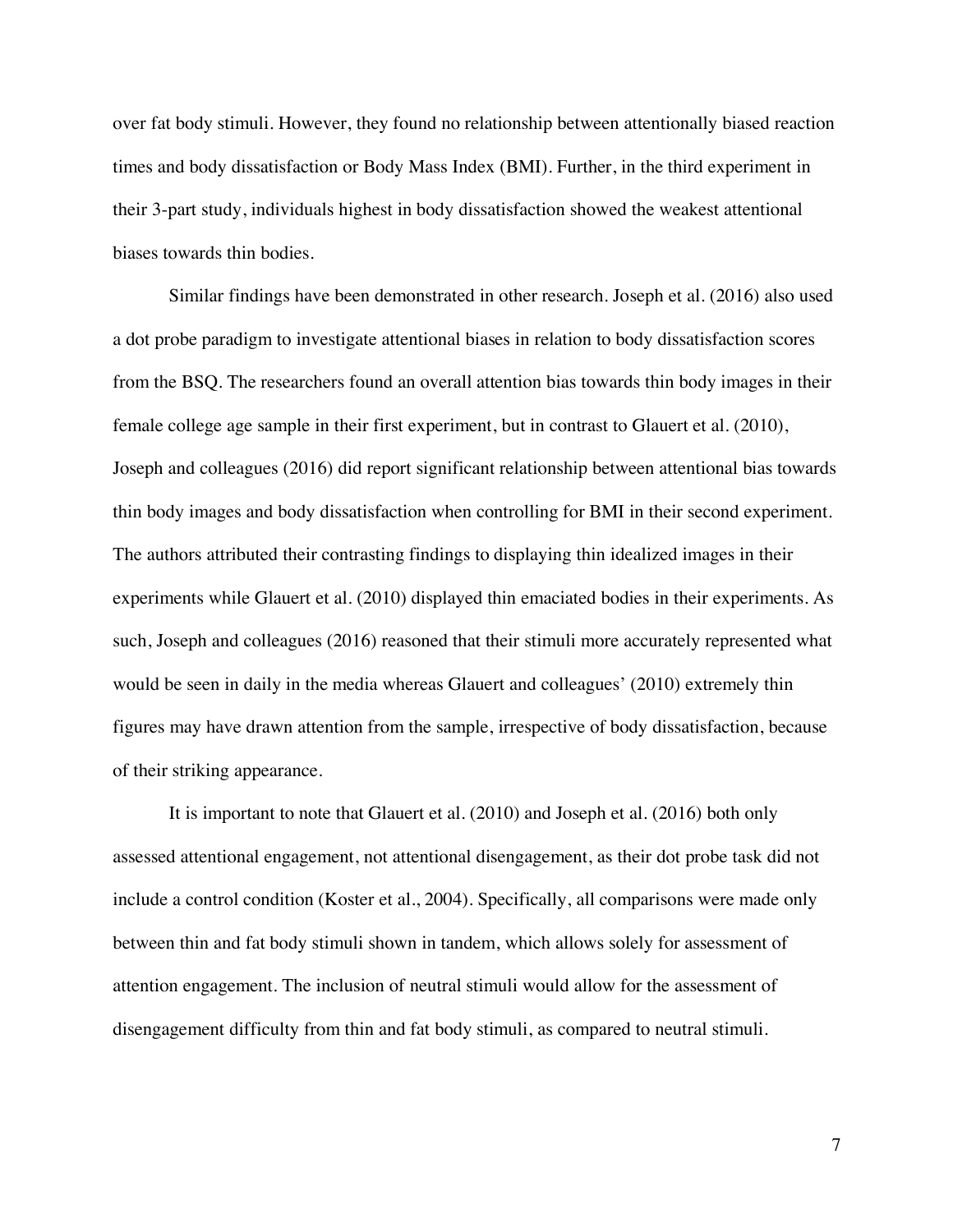over fat body stimuli. However, they found no relationship between attentionally biased reaction times and body dissatisfaction or Body Mass Index (BMI). Further, in the third experiment in their 3-part study, individuals highest in body dissatisfaction showed the weakest attentional biases towards thin bodies.

Similar findings have been demonstrated in other research. Joseph et al. (2016) also used a dot probe paradigm to investigate attentional biases in relation to body dissatisfaction scores from the BSQ. The researchers found an overall attention bias towards thin body images in their female college age sample in their first experiment, but in contrast to Glauert et al. (2010), Joseph and colleagues (2016) did report significant relationship between attentional bias towards thin body images and body dissatisfaction when controlling for BMI in their second experiment. The authors attributed their contrasting findings to displaying thin idealized images in their experiments while Glauert et al. (2010) displayed thin emaciated bodies in their experiments. As such, Joseph and colleagues (2016) reasoned that their stimuli more accurately represented what would be seen in daily in the media whereas Glauert and colleagues' (2010) extremely thin figures may have drawn attention from the sample, irrespective of body dissatisfaction, because of their striking appearance.

It is important to note that Glauert et al. (2010) and Joseph et al. (2016) both only assessed attentional engagement, not attentional disengagement, as their dot probe task did not include a control condition (Koster et al., 2004). Specifically, all comparisons were made only between thin and fat body stimuli shown in tandem, which allows solely for assessment of attention engagement. The inclusion of neutral stimuli would allow for the assessment of disengagement difficulty from thin and fat body stimuli, as compared to neutral stimuli.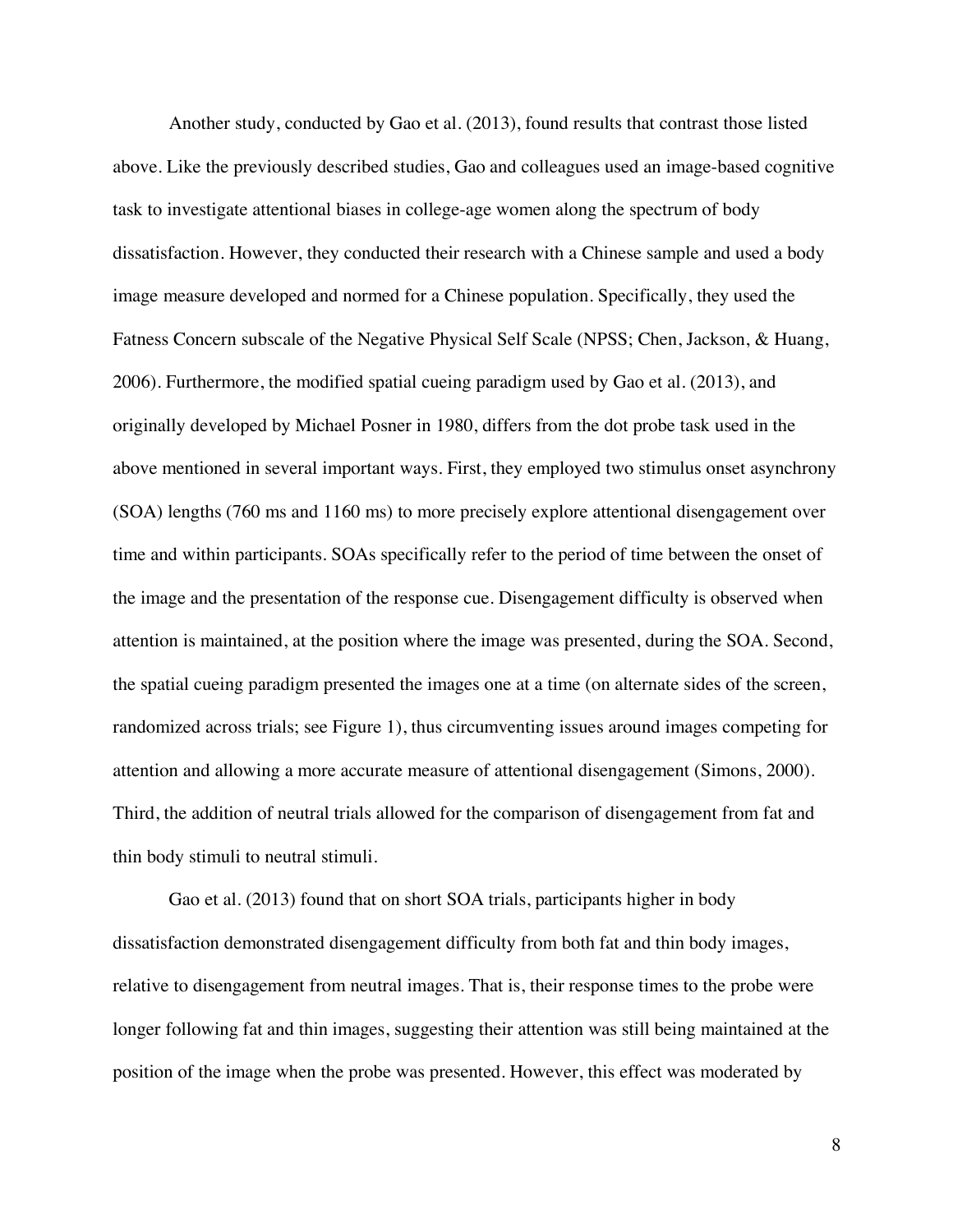Another study, conducted by Gao et al. (2013), found results that contrast those listed above. Like the previously described studies, Gao and colleagues used an image-based cognitive task to investigate attentional biases in college-age women along the spectrum of body dissatisfaction. However, they conducted their research with a Chinese sample and used a body image measure developed and normed for a Chinese population. Specifically, they used the Fatness Concern subscale of the Negative Physical Self Scale (NPSS; Chen, Jackson, & Huang, 2006). Furthermore, the modified spatial cueing paradigm used by Gao et al. (2013), and originally developed by Michael Posner in 1980, differs from the dot probe task used in the above mentioned in several important ways. First, they employed two stimulus onset asynchrony (SOA) lengths (760 ms and 1160 ms) to more precisely explore attentional disengagement over time and within participants. SOAs specifically refer to the period of time between the onset of the image and the presentation of the response cue. Disengagement difficulty is observed when attention is maintained, at the position where the image was presented, during the SOA. Second, the spatial cueing paradigm presented the images one at a time (on alternate sides of the screen, randomized across trials; see Figure 1), thus circumventing issues around images competing for attention and allowing a more accurate measure of attentional disengagement (Simons, 2000). Third, the addition of neutral trials allowed for the comparison of disengagement from fat and thin body stimuli to neutral stimuli.

Gao et al. (2013) found that on short SOA trials, participants higher in body dissatisfaction demonstrated disengagement difficulty from both fat and thin body images, relative to disengagement from neutral images. That is, their response times to the probe were longer following fat and thin images, suggesting their attention was still being maintained at the position of the image when the probe was presented. However, this effect was moderated by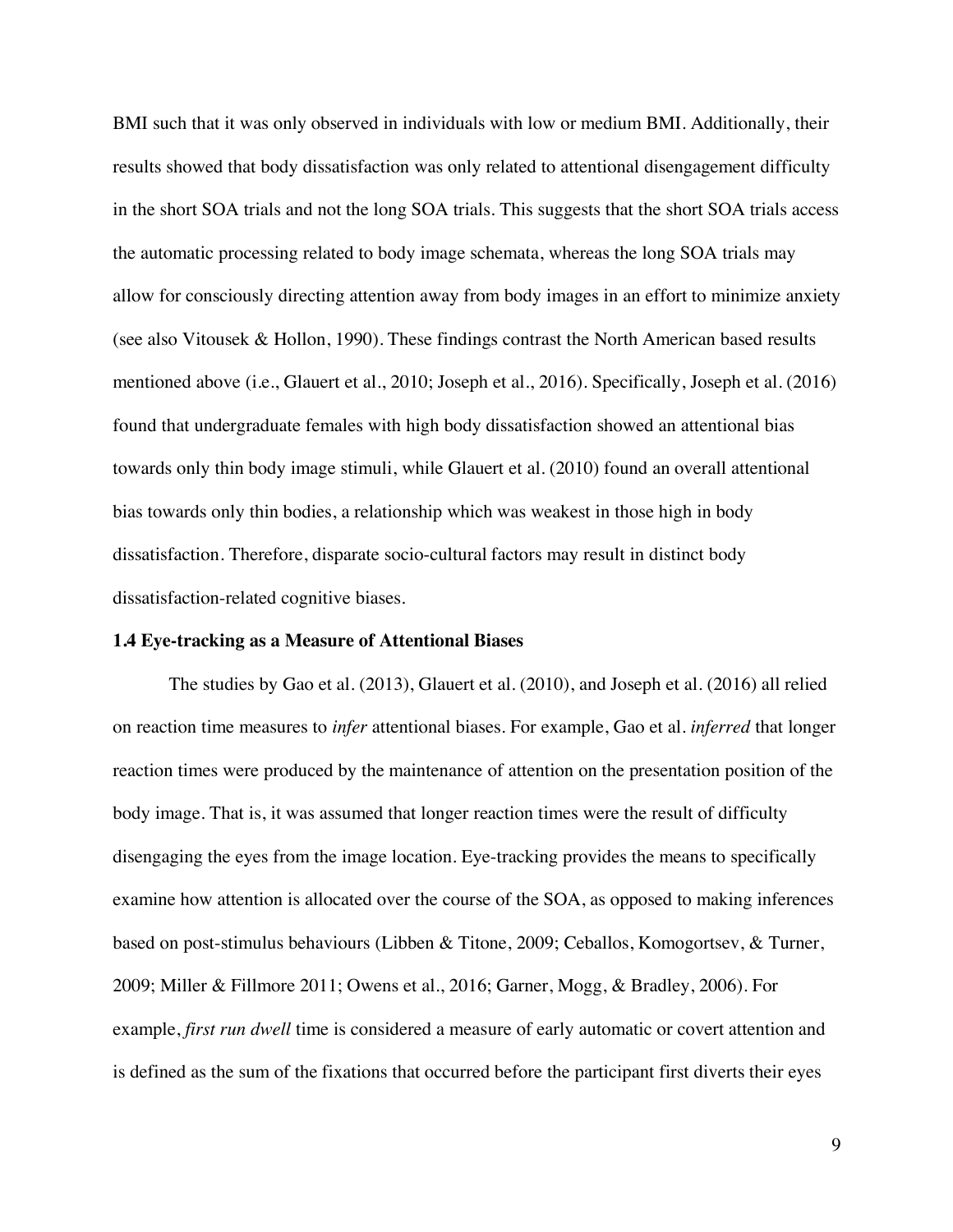BMI such that it was only observed in individuals with low or medium BMI. Additionally, their results showed that body dissatisfaction was only related to attentional disengagement difficulty in the short SOA trials and not the long SOA trials. This suggests that the short SOA trials access the automatic processing related to body image schemata, whereas the long SOA trials may allow for consciously directing attention away from body images in an effort to minimize anxiety (see also Vitousek & Hollon, 1990). These findings contrast the North American based results mentioned above (i.e., Glauert et al., 2010; Joseph et al., 2016). Specifically, Joseph et al. (2016) found that undergraduate females with high body dissatisfaction showed an attentional bias towards only thin body image stimuli, while Glauert et al. (2010) found an overall attentional bias towards only thin bodies, a relationship which was weakest in those high in body dissatisfaction. Therefore, disparate socio-cultural factors may result in distinct body dissatisfaction-related cognitive biases.

### 1.4 Eye-tracking as a Measure of Attentional Biases

The studies by Gao et al. (2013), Glauert et al. (2010), and Joseph et al. (2016) all relied on reaction time measures to *infer* attentional biases. For example, Gao et al. *inferred* that longer reaction times were produced by the maintenance of attention on the presentation position of the body image. That is, it was assumed that longer reaction times were the result of difficulty disengaging the eyes from the image location. Eye-tracking provides the means to specifically examine how attention is allocated over the course of the SOA, as opposed to making inferences based on post-stimulus behaviours (Libben & Titone, 2009; Ceballos, Komogortsev, & Turner, 2009; Miller & Fillmore 2011; Owens et al., 2016; Garner, Mogg, & Bradley, 2006). For example, *first run dwell* time is considered a measure of early automatic or covert attention and is defined as the sum of the fixations that occurred before the participant first diverts their eyes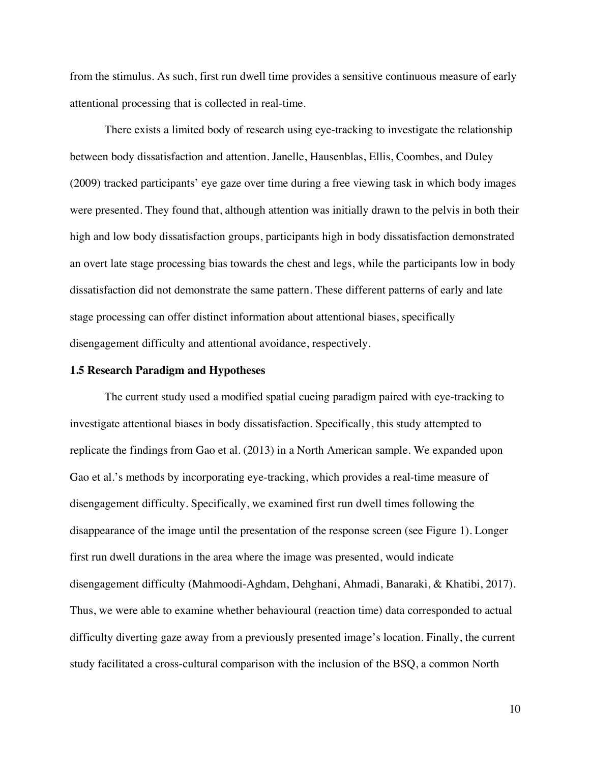from the stimulus. As such, first run dwell time provides a sensitive continuous measure of early attentional processing that is collected in real-time.

There exists a limited body of research using eye-tracking to investigate the relationship between body dissatisfaction and attention. Janelle, Hausenblas, Ellis, Coombes, and Duley (2009) tracked participants' eye gaze over time during a free viewing task in which body images were presented. They found that, although attention was initially drawn to the pelvis in both their high and low body dissatisfaction groups, participants high in body dissatisfaction demonstrated an overt late stage processing bias towards the chest and legs, while the participants low in body dissatisfaction did not demonstrate the same pattern. These different patterns of early and late stage processing can offer distinct information about attentional biases, specifically disengagement difficulty and attentional avoidance, respectively.

### 1.5 Research Paradigm and Hypotheses

The current study used a modified spatial cueing paradigm paired with eye-tracking to investigate attentional biases in body dissatisfaction. Specifically, this study attempted to replicate the findings from Gao et al. (2013) in a North American sample. We expanded upon Gao et al.'s methods by incorporating eye-tracking, which provides a real-time measure of disengagement difficulty. Specifically, we examined first run dwell times following the disappearance of the image until the presentation of the response screen (see Figure 1). Longer first run dwell durations in the area where the image was presented, would indicate disengagement difficulty (Mahmoodi-Aghdam, Dehghani, Ahmadi, Banaraki, & Khatibi, 2017). Thus, we were able to examine whether behavioural (reaction time) data corresponded to actual difficulty diverting gaze away from a previously presented image's location. Finally, the current study facilitated a cross-cultural comparison with the inclusion of the BSQ, a common North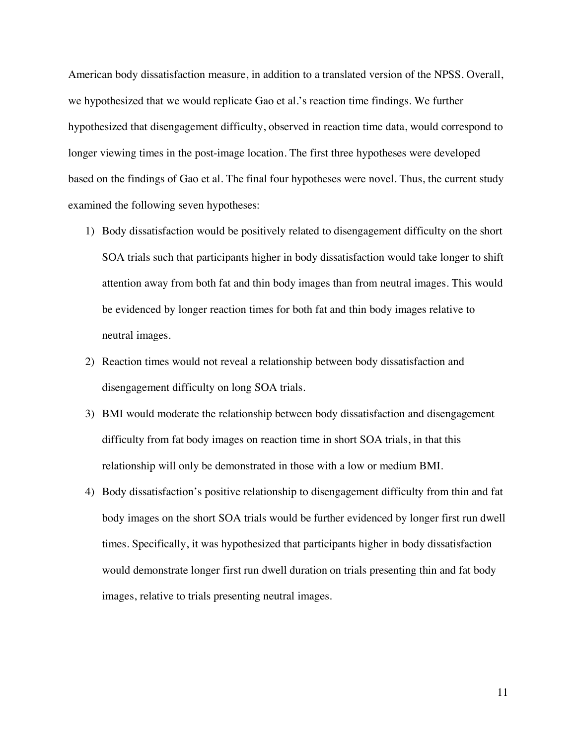American body dissatisfaction measure, in addition to a translated version of the NPSS. Overall, we hypothesized that we would replicate Gao et al.'s reaction time findings. We further hypothesized that disengagement difficulty, observed in reaction time data, would correspond to longer viewing times in the post-image location. The first three hypotheses were developed based on the findings of Gao et al. The final four hypotheses were novel. Thus, the current study examined the following seven hypotheses:

1) Body dissatisfaction would be positively related to disengagement difficulty on the short SOA trials such that participants higher in body dissatisfaction would take longer to shift attention away from both fat and thin body images than from neutral images. This would be evidenced by longer reaction times for both fat and thin body images relative to neutral images.
2) Reaction times would not reveal a relationship between body dissatisfaction and disengagement difficulty on long SOA trials.
3) BMI would moderate the relationship between body dissatisfaction and disengagement difficulty from fat body images on reaction time in short SOA trials, in that this relationship will only be demonstrated in those with a low or medium BMI.
4) Body dissatisfaction's positive relationship to disengagement difficulty from thin and fat body images on the short SOA trials would be further evidenced by longer first run dwell times. Specifically, it was hypothesized that participants higher in body dissatisfaction would demonstrate longer first run dwell duration on trials presenting thin and fat body images, relative to trials presenting neutral images.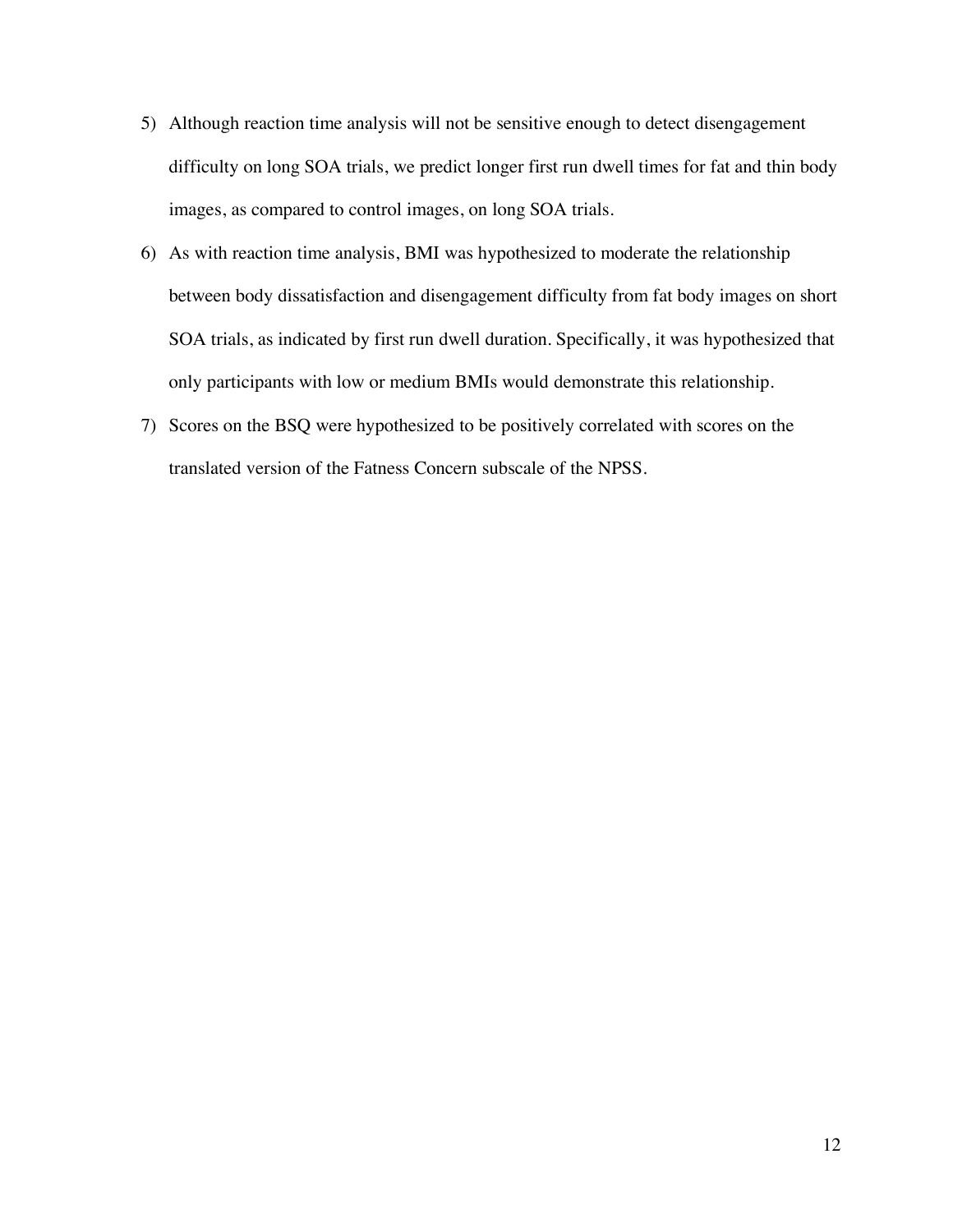5) Although reaction time analysis will not be sensitive enough to detect disengagement difficulty on long SOA trials, we predict longer first run dwell times for fat and thin body images, as compared to control images, on long SOA trials.
6) As with reaction time analysis, BMI was hypothesized to moderate the relationship between body dissatisfaction and disengagement difficulty from fat body images on short SOA trials, as indicated by first run dwell duration. Specifically, it was hypothesized that only participants with low or medium BMIs would demonstrate this relationship.
7) Scores on the BSQ were hypothesized to be positively correlated with scores on the translated version of the Fatness Concern subscale of the NPSS.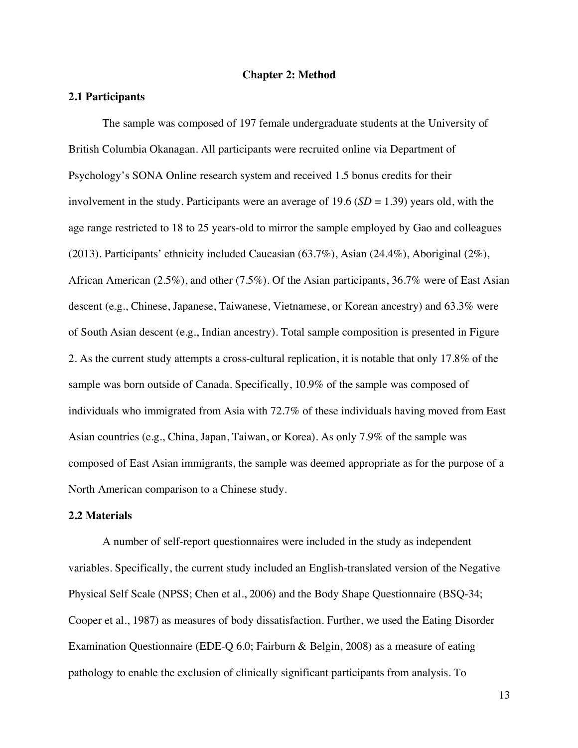# Chapter 2: Method

## 2.1 Participants

The sample was composed of 197 female undergraduate students at the University of British Columbia Okanagan. All participants were recruited online via Department of Psychology's SONA Online research system and received 1.5 bonus credits for their involvement in the study. Participants were an average of 19.6 (*SD* = 1.39) years old, with the age range restricted to 18 to 25 years-old to mirror the sample employed by Gao and colleagues (2013). Participants' ethnicity included Caucasian (63.7%), Asian (24.4%), Aboriginal (2%), African American (2.5%), and other (7.5%). Of the Asian participants, 36.7% were of East Asian descent (e.g., Chinese, Japanese, Taiwanese, Vietnamese, or Korean ancestry) and 63.3% were of South Asian descent (e.g., Indian ancestry). Total sample composition is presented in Figure 2. As the current study attempts a cross-cultural replication, it is notable that only 17.8% of the sample was born outside of Canada. Specifically, 10.9% of the sample was composed of individuals who immigrated from Asia with 72.7% of these individuals having moved from East Asian countries (e.g., China, Japan, Taiwan, or Korea). As only 7.9% of the sample was composed of East Asian immigrants, the sample was deemed appropriate as for the purpose of a North American comparison to a Chinese study.

## 2.2 Materials

A number of self-report questionnaires were included in the study as independent variables. Specifically, the current study included an English-translated version of the Negative Physical Self Scale (NPSS; Chen et al., 2006) and the Body Shape Questionnaire (BSQ-34; Cooper et al., 1987) as measures of body dissatisfaction. Further, we used the Eating Disorder Examination Questionnaire (EDE-Q 6.0; Fairburn & Belgin, 2008) as a measure of eating pathology to enable the exclusion of clinically significant participants from analysis. To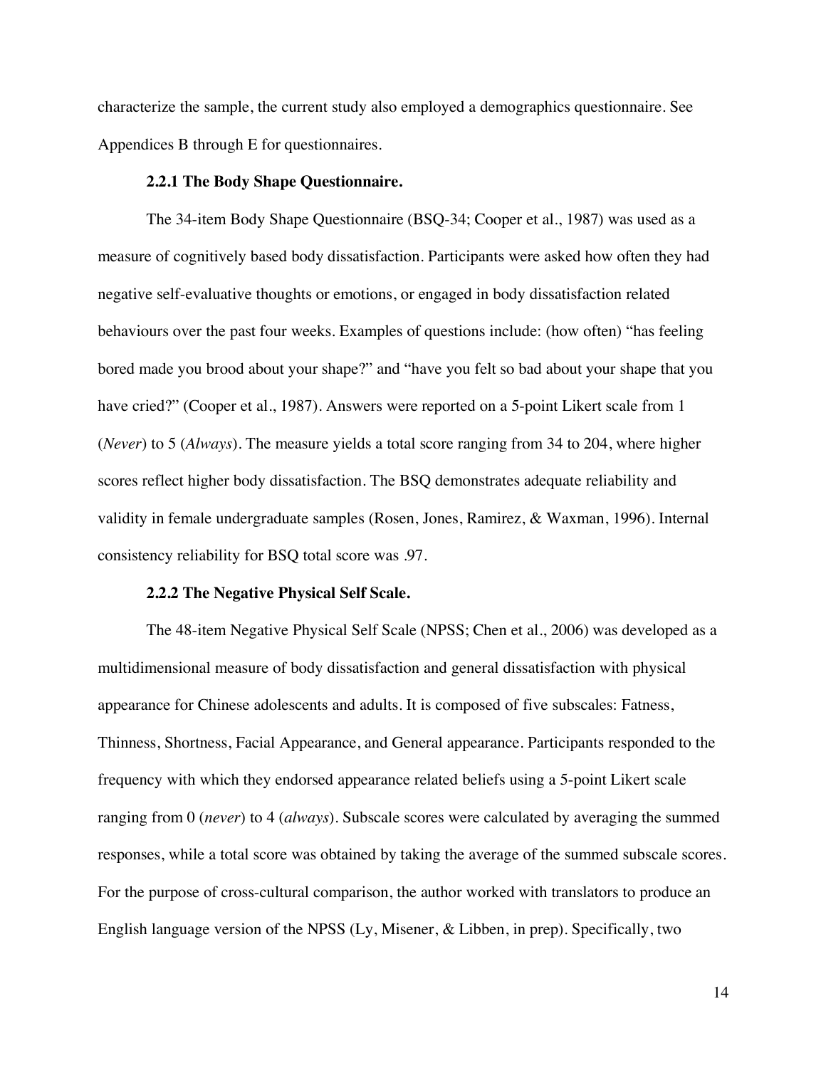characterize the sample, the current study also employed a demographics questionnaire. See Appendices B through E for questionnaires.

### 2.2.1 The Body Shape Questionnaire.

The 34-item Body Shape Questionnaire (BSQ-34; Cooper et al., 1987) was used as a measure of cognitively based body dissatisfaction. Participants were asked how often they had negative self-evaluative thoughts or emotions, or engaged in body dissatisfaction related behaviours over the past four weeks. Examples of questions include: (how often) "has feeling bored made you brood about your shape?" and "have you felt so bad about your shape that you have cried?" (Cooper et al., 1987). Answers were reported on a 5-point Likert scale from 1 (*Never*) to 5 (*Always*). The measure yields a total score ranging from 34 to 204, where higher scores reflect higher body dissatisfaction. The BSQ demonstrates adequate reliability and validity in female undergraduate samples (Rosen, Jones, Ramirez, & Waxman, 1996). Internal consistency reliability for BSQ total score was .97.

### 2.2.2 The Negative Physical Self Scale.

The 48-item Negative Physical Self Scale (NPSS; Chen et al., 2006) was developed as a multidimensional measure of body dissatisfaction and general dissatisfaction with physical appearance for Chinese adolescents and adults. It is composed of five subscales: Fatness, Thinness, Shortness, Facial Appearance, and General appearance. Participants responded to the frequency with which they endorsed appearance related beliefs using a 5-point Likert scale ranging from 0 (*never*) to 4 (*always*). Subscale scores were calculated by averaging the summed responses, while a total score was obtained by taking the average of the summed subscale scores. For the purpose of cross-cultural comparison, the author worked with translators to produce an English language version of the NPSS (Ly, Misener, & Libben, in prep). Specifically, two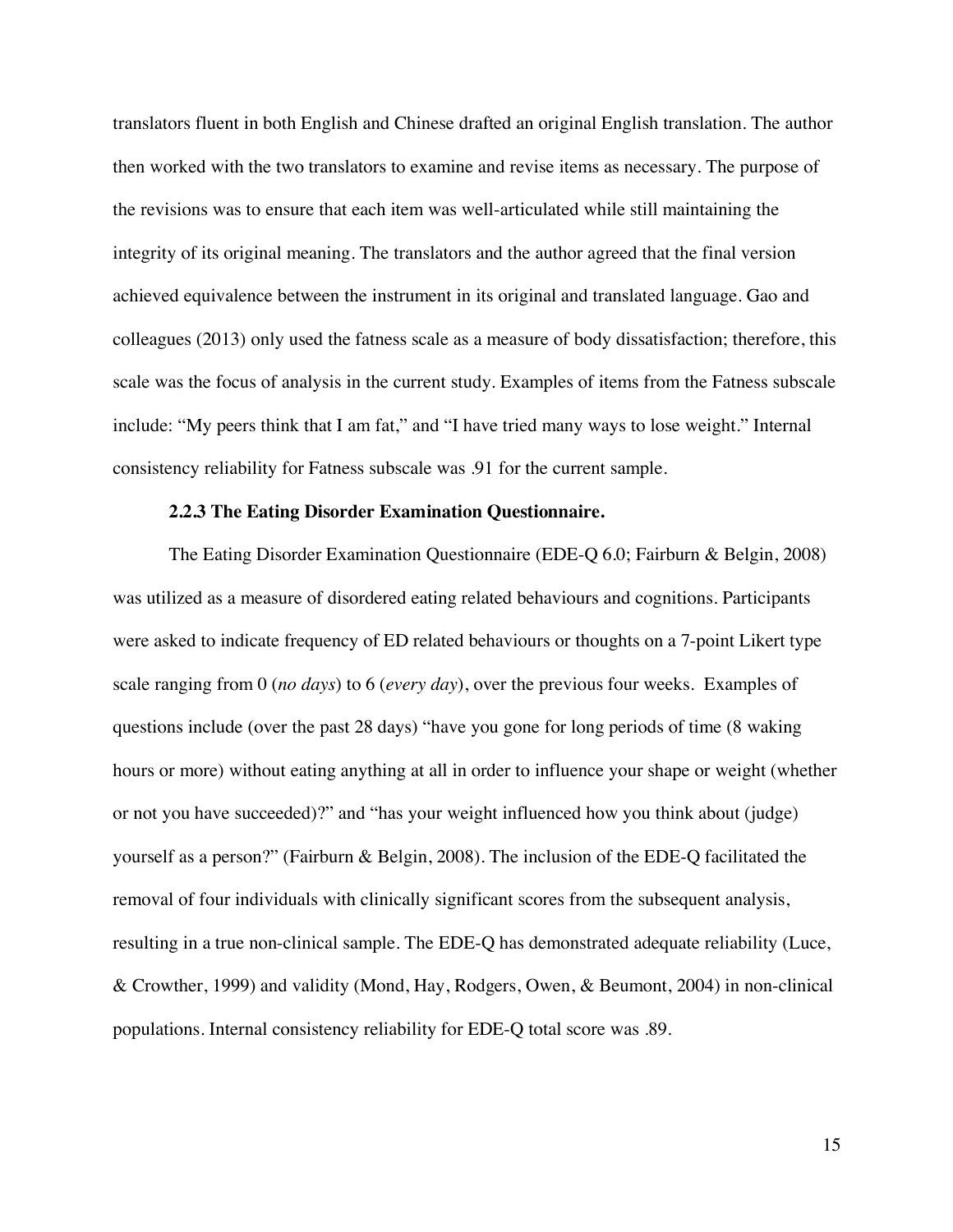translators fluent in both English and Chinese drafted an original English translation. The author then worked with the two translators to examine and revise items as necessary. The purpose of the revisions was to ensure that each item was well-articulated while still maintaining the integrity of its original meaning. The translators and the author agreed that the final version achieved equivalence between the instrument in its original and translated language. Gao and colleagues (2013) only used the fatness scale as a measure of body dissatisfaction; therefore, this scale was the focus of analysis in the current study. Examples of items from the Fatness subscale include: "My peers think that I am fat," and "I have tried many ways to lose weight." Internal consistency reliability for Fatness subscale was .91 for the current sample.

### 2.2.3 The Eating Disorder Examination Questionnaire.

The Eating Disorder Examination Questionnaire (EDE-Q 6.0; Fairburn & Belgin, 2008) was utilized as a measure of disordered eating related behaviours and cognitions. Participants were asked to indicate frequency of ED related behaviours or thoughts on a 7-point Likert type scale ranging from 0 (*no days*) to 6 (*every day*), over the previous four weeks. Examples of questions include (over the past 28 days) "have you gone for long periods of time (8 waking hours or more) without eating anything at all in order to influence your shape or weight (whether or not you have succeeded)?" and "has your weight influenced how you think about (judge) yourself as a person?" (Fairburn & Belgin, 2008). The inclusion of the EDE-Q facilitated the removal of four individuals with clinically significant scores from the subsequent analysis, resulting in a true non-clinical sample. The EDE-Q has demonstrated adequate reliability (Luce, & Crowther, 1999) and validity (Mond, Hay, Rodgers, Owen, & Beumont, 2004) in non-clinical populations. Internal consistency reliability for EDE-Q total score was .89.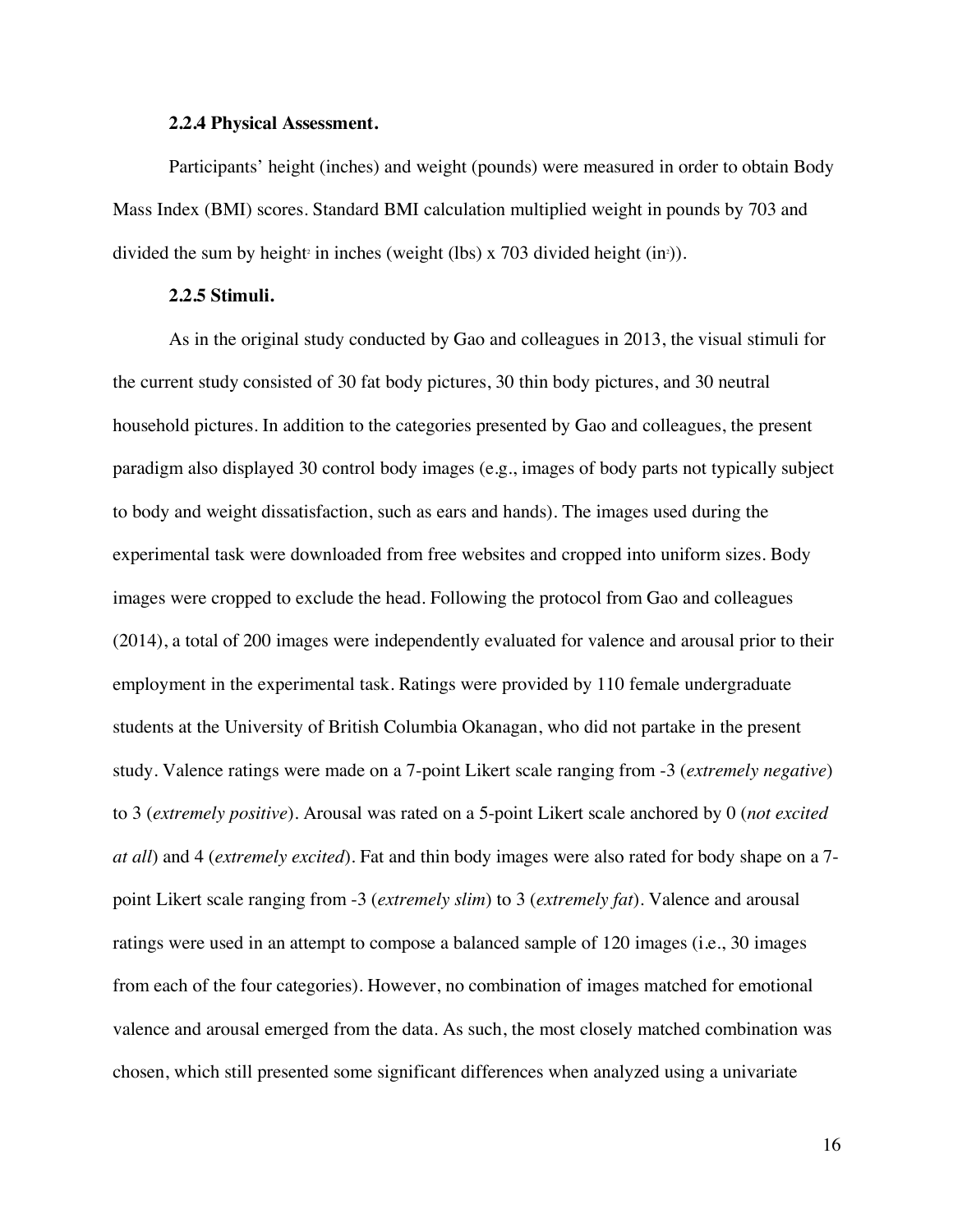#### 2.2.4 Physical Assessment.

Participants' height (inches) and weight (pounds) were measured in order to obtain Body Mass Index (BMI) scores. Standard BMI calculation multiplied weight in pounds by 703 and divided the sum by height$^2$ in inches (weight (lbs) x 703 divided height (in$^2$)).

#### 2.2.5 Stimuli.

As in the original study conducted by Gao and colleagues in 2013, the visual stimuli for the current study consisted of 30 fat body pictures, 30 thin body pictures, and 30 neutral household pictures. In addition to the categories presented by Gao and colleagues, the present paradigm also displayed 30 control body images (e.g., images of body parts not typically subject to body and weight dissatisfaction, such as ears and hands). The images used during the experimental task were downloaded from free websites and cropped into uniform sizes. Body images were cropped to exclude the head. Following the protocol from Gao and colleagues (2014), a total of 200 images were independently evaluated for valence and arousal prior to their employment in the experimental task. Ratings were provided by 110 female undergraduate students at the University of British Columbia Okanagan, who did not partake in the present study. Valence ratings were made on a 7-point Likert scale ranging from -3 (*extremely negative*) to 3 (*extremely positive*). Arousal was rated on a 5-point Likert scale anchored by 0 (*not excited at all*) and 4 (*extremely excited*). Fat and thin body images were also rated for body shape on a 7-point Likert scale ranging from -3 (*extremely slim*) to 3 (*extremely fat*). Valence and arousal ratings were used in an attempt to compose a balanced sample of 120 images (i.e., 30 images from each of the four categories). However, no combination of images matched for emotional valence and arousal emerged from the data. As such, the most closely matched combination was chosen, which still presented some significant differences when analyzed using a univariate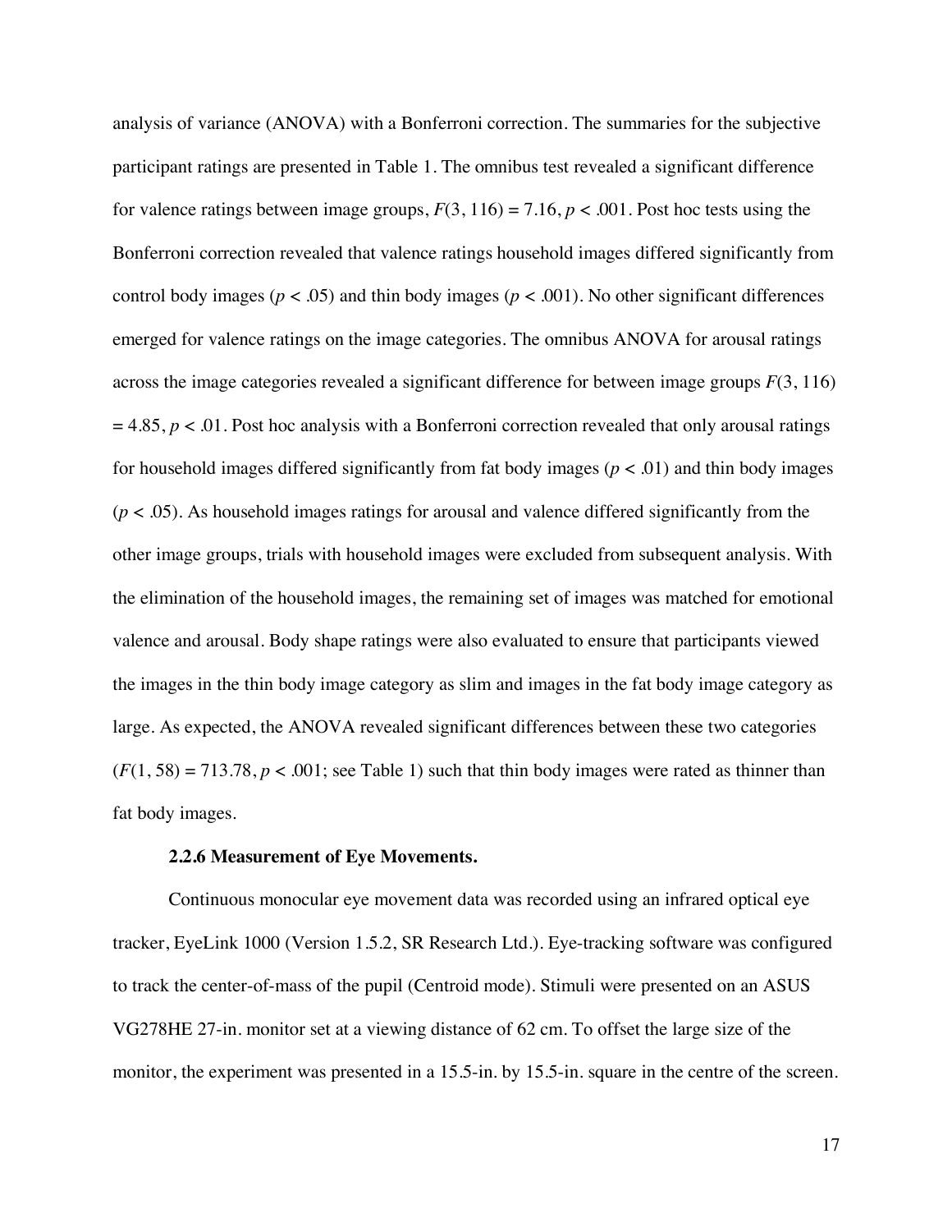analysis of variance (ANOVA) with a Bonferroni correction. The summaries for the subjective participant ratings are presented in Table 1. The omnibus test revealed a significant difference for valence ratings between image groups, $F(3, 116) = 7.16$, $p < .001$. Post hoc tests using the Bonferroni correction revealed that valence ratings household images differed significantly from control body images ($p < .05$) and thin body images ($p < .001$). No other significant differences emerged for valence ratings on the image categories. The omnibus ANOVA for arousal ratings across the image categories revealed a significant difference for between image groups $F(3, 116) = 4.85$, $p < .01$. Post hoc analysis with a Bonferroni correction revealed that only arousal ratings for household images differed significantly from fat body images ($p < .01$) and thin body images ($p < .05$). As household images ratings for arousal and valence differed significantly from the other image groups, trials with household images were excluded from subsequent analysis. With the elimination of the household images, the remaining set of images was matched for emotional valence and arousal. Body shape ratings were also evaluated to ensure that participants viewed the images in the thin body image category as slim and images in the fat body image category as large. As expected, the ANOVA revealed significant differences between these two categories ($F(1, 58) = 713.78$, $p < .001$; see Table 1) such that thin body images were rated as thinner than fat body images.

**2.2.6 Measurement of Eye Movements.**

Continuous monocular eye movement data was recorded using an infrared optical eye tracker, EyeLink 1000 (Version 1.5.2, SR Research Ltd.). Eye-tracking software was configured to track the center-of-mass of the pupil (Centroid mode). Stimuli were presented on an ASUS VG278HE 27-in. monitor set at a viewing distance of 62 cm. To offset the large size of the monitor, the experiment was presented in a 15.5-in. by 15.5-in. square in the centre of the screen.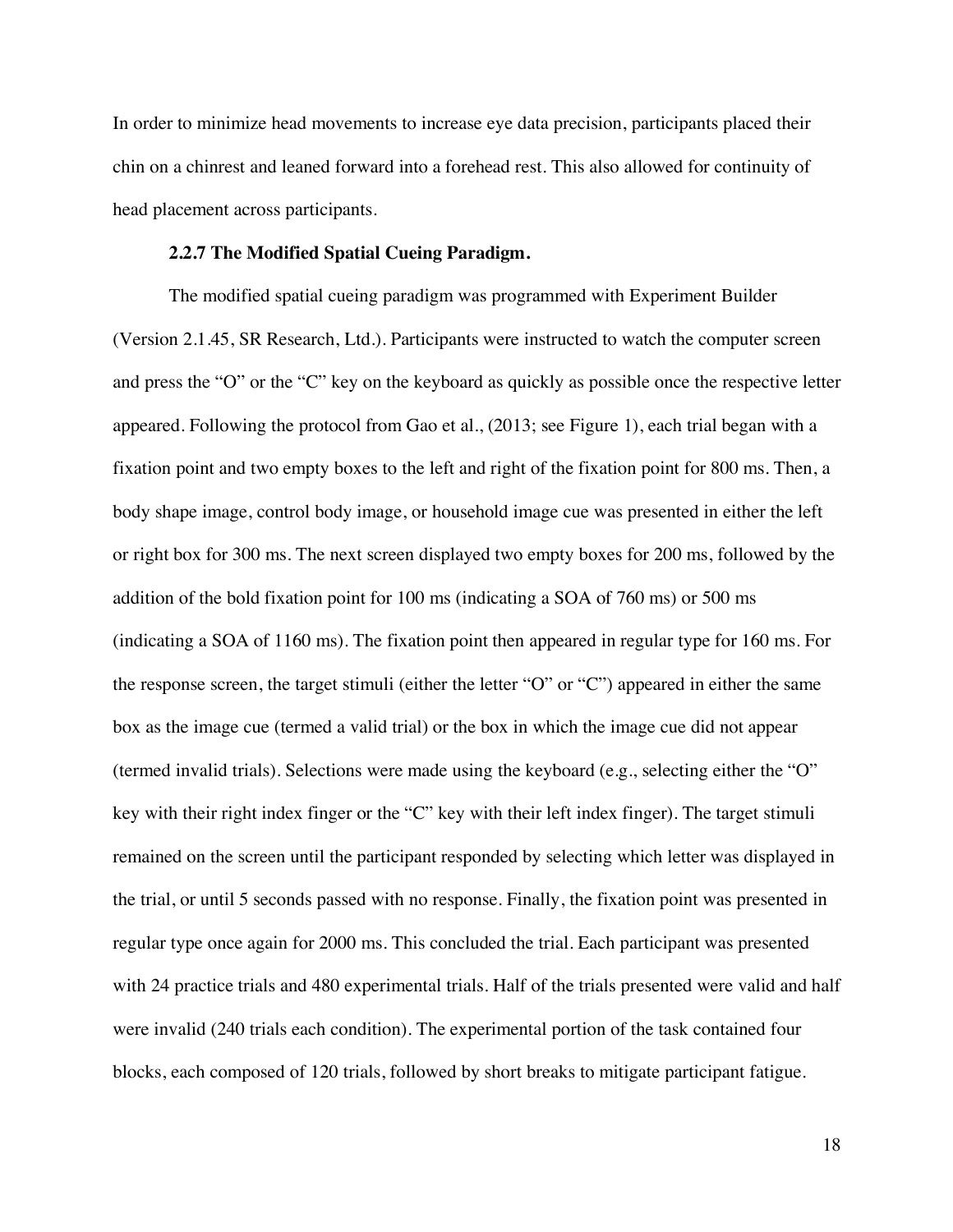In order to minimize head movements to increase eye data precision, participants placed their chin on a chinrest and leaned forward into a forehead rest. This also allowed for continuity of head placement across participants.

### 2.2.7 The Modified Spatial Cueing Paradigm.

The modified spatial cueing paradigm was programmed with Experiment Builder (Version 2.1.45, SR Research, Ltd.). Participants were instructed to watch the computer screen and press the "O" or the "C" key on the keyboard as quickly as possible once the respective letter appeared. Following the protocol from Gao et al., (2013; see Figure 1), each trial began with a fixation point and two empty boxes to the left and right of the fixation point for 800 ms. Then, a body shape image, control body image, or household image cue was presented in either the left or right box for 300 ms. The next screen displayed two empty boxes for 200 ms, followed by the addition of the bold fixation point for 100 ms (indicating a SOA of 760 ms) or 500 ms (indicating a SOA of 1160 ms). The fixation point then appeared in regular type for 160 ms. For the response screen, the target stimuli (either the letter "O" or "C") appeared in either the same box as the image cue (termed a valid trial) or the box in which the image cue did not appear (termed invalid trials). Selections were made using the keyboard (e.g., selecting either the "O" key with their right index finger or the "C" key with their left index finger). The target stimuli remained on the screen until the participant responded by selecting which letter was displayed in the trial, or until 5 seconds passed with no response. Finally, the fixation point was presented in regular type once again for 2000 ms. This concluded the trial. Each participant was presented with 24 practice trials and 480 experimental trials. Half of the trials presented were valid and half were invalid (240 trials each condition). The experimental portion of the task contained four blocks, each composed of 120 trials, followed by short breaks to mitigate participant fatigue.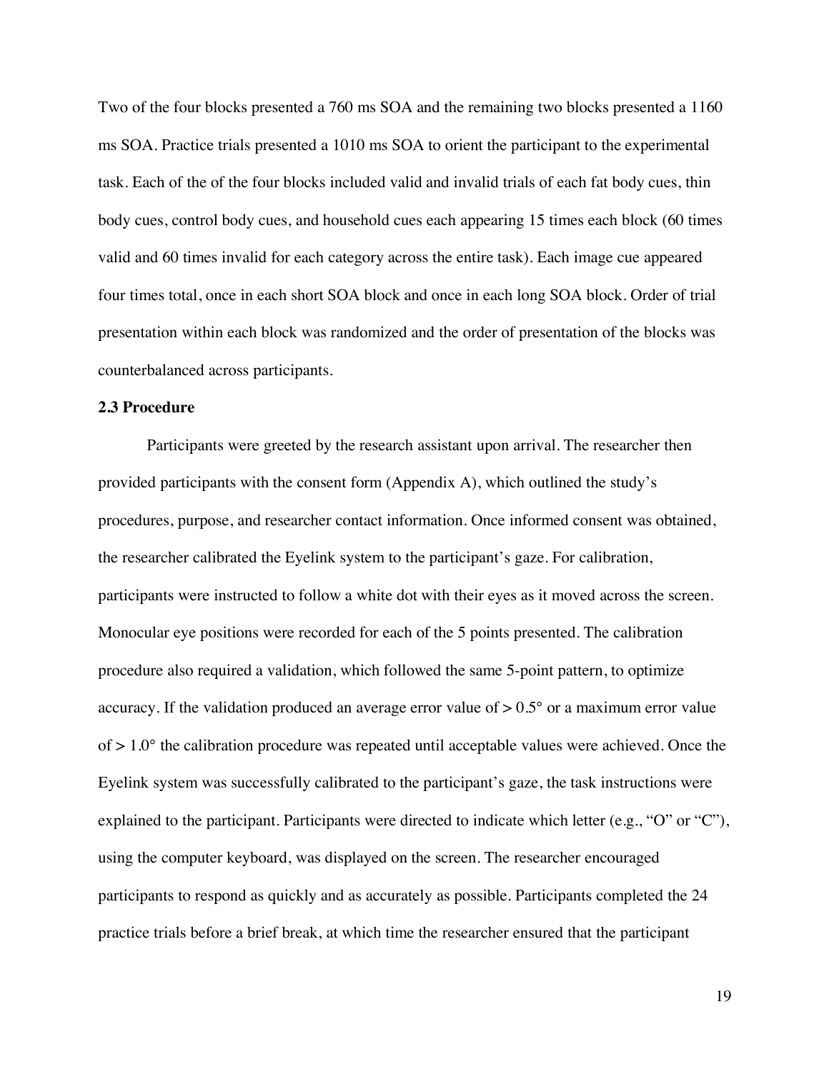Two of the four blocks presented a 760 ms SOA and the remaining two blocks presented a 1160 ms SOA. Practice trials presented a 1010 ms SOA to orient the participant to the experimental task. Each of the of the four blocks included valid and invalid trials of each fat body cues, thin body cues, control body cues, and household cues each appearing 15 times each block (60 times valid and 60 times invalid for each category across the entire task). Each image cue appeared four times total, once in each short SOA block and once in each long SOA block. Order of trial presentation within each block was randomized and the order of presentation of the blocks was counterbalanced across participants.

### 2.3 Procedure

Participants were greeted by the research assistant upon arrival. The researcher then provided participants with the consent form (Appendix A), which outlined the study's procedures, purpose, and researcher contact information. Once informed consent was obtained, the researcher calibrated the Eyelink system to the participant's gaze. For calibration, participants were instructed to follow a white dot with their eyes as it moved across the screen. Monocular eye positions were recorded for each of the 5 points presented. The calibration procedure also required a validation, which followed the same 5-point pattern, to optimize accuracy. If the validation produced an average error value of > 0.5° or a maximum error value of > 1.0° the calibration procedure was repeated until acceptable values were achieved. Once the Eyelink system was successfully calibrated to the participant's gaze, the task instructions were explained to the participant. Participants were directed to indicate which letter (e.g., "O" or "C"), using the computer keyboard, was displayed on the screen. The researcher encouraged participants to respond as quickly and as accurately as possible. Participants completed the 24 practice trials before a brief break, at which time the researcher ensured that the participant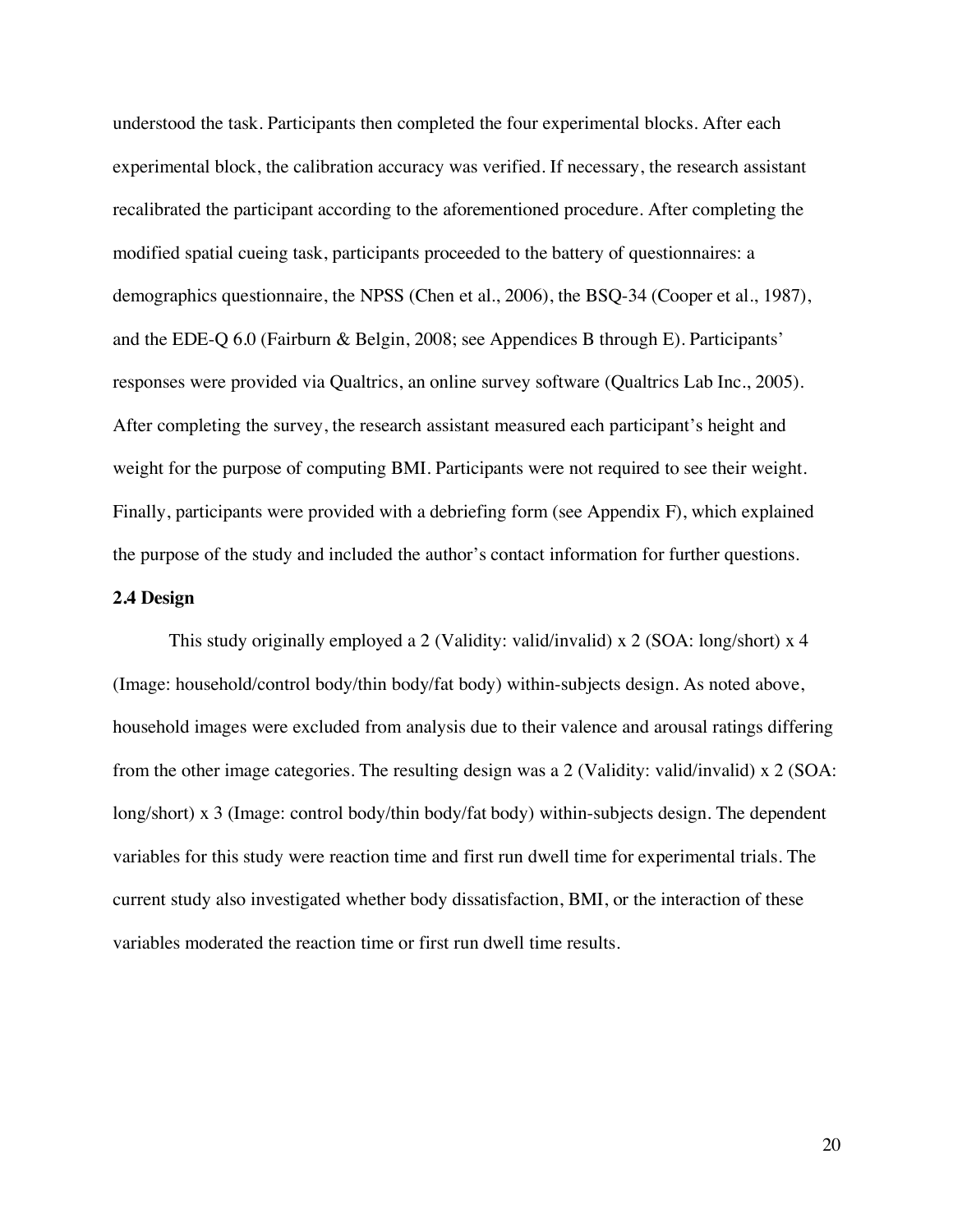understood the task. Participants then completed the four experimental blocks. After each experimental block, the calibration accuracy was verified. If necessary, the research assistant recalibrated the participant according to the aforementioned procedure. After completing the modified spatial cueing task, participants proceeded to the battery of questionnaires: a demographics questionnaire, the NPSS (Chen et al., 2006), the BSQ-34 (Cooper et al., 1987), and the EDE-Q 6.0 (Fairburn & Belgin, 2008; see Appendices B through E). Participants' responses were provided via Qualtrics, an online survey software (Qualtrics Lab Inc., 2005). After completing the survey, the research assistant measured each participant's height and weight for the purpose of computing BMI. Participants were not required to see their weight. Finally, participants were provided with a debriefing form (see Appendix F), which explained the purpose of the study and included the author's contact information for further questions.

**2.4 Design**

This study originally employed a 2 (Validity: valid/invalid) x 2 (SOA: long/short) x 4 (Image: household/control body/thin body/fat body) within-subjects design. As noted above, household images were excluded from analysis due to their valence and arousal ratings differing from the other image categories. The resulting design was a 2 (Validity: valid/invalid) x 2 (SOA: long/short) x 3 (Image: control body/thin body/fat body) within-subjects design. The dependent variables for this study were reaction time and first run dwell time for experimental trials. The current study also investigated whether body dissatisfaction, BMI, or the interaction of these variables moderated the reaction time or first run dwell time results.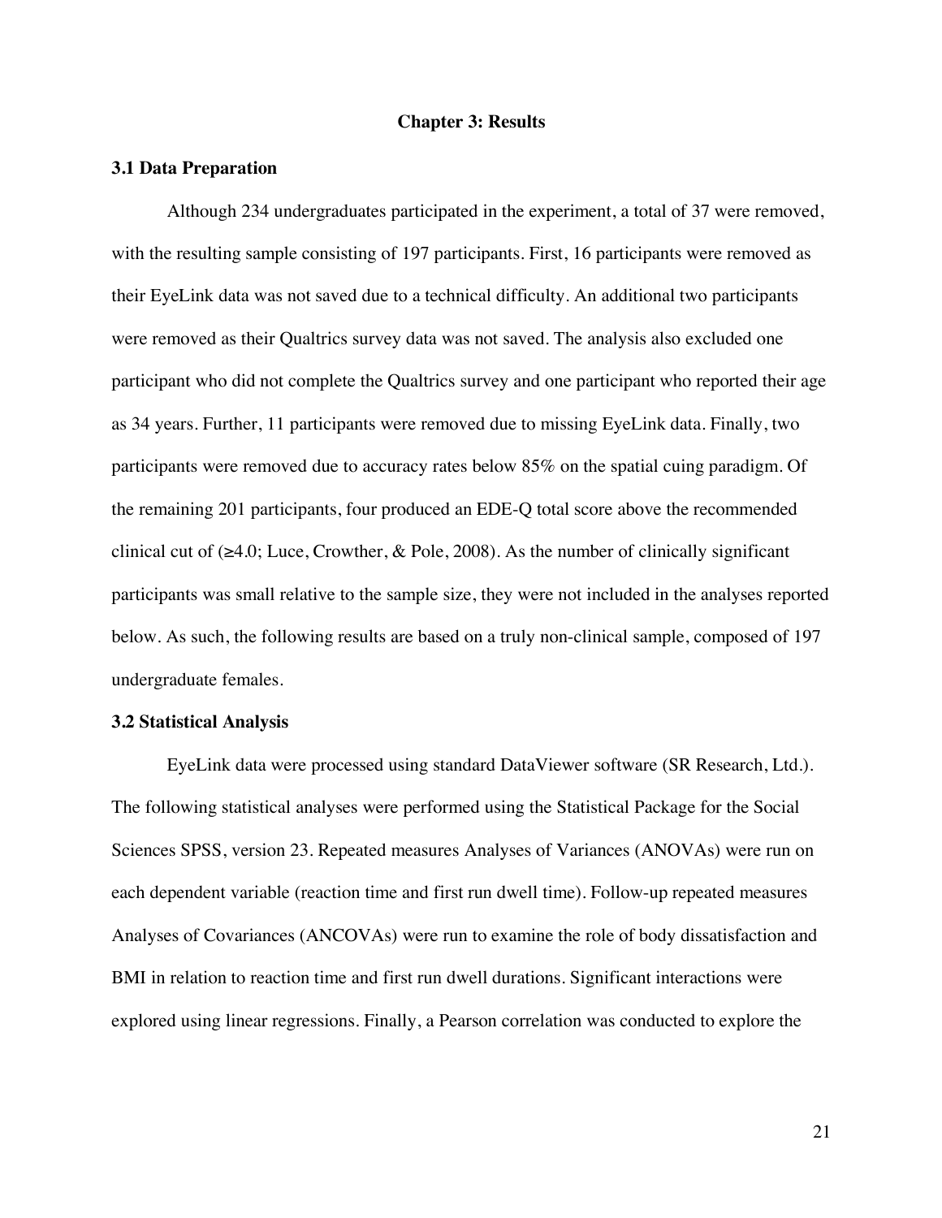# Chapter 3: Results

## 3.1 Data Preparation

Although 234 undergraduates participated in the experiment, a total of 37 were removed, with the resulting sample consisting of 197 participants. First, 16 participants were removed as their EyeLink data was not saved due to a technical difficulty. An additional two participants were removed as their Qualtrics survey data was not saved. The analysis also excluded one participant who did not complete the Qualtrics survey and one participant who reported their age as 34 years. Further, 11 participants were removed due to missing EyeLink data. Finally, two participants were removed due to accuracy rates below 85% on the spatial cuing paradigm. Of the remaining 201 participants, four produced an EDE-Q total score above the recommended clinical cut of (≥4.0; Luce, Crowther, & Pole, 2008). As the number of clinically significant participants was small relative to the sample size, they were not included in the analyses reported below. As such, the following results are based on a truly non-clinical sample, composed of 197 undergraduate females.

## 3.2 Statistical Analysis

EyeLink data were processed using standard DataViewer software (SR Research, Ltd.). The following statistical analyses were performed using the Statistical Package for the Social Sciences SPSS, version 23. Repeated measures Analyses of Variances (ANOVAs) were run on each dependent variable (reaction time and first run dwell time). Follow-up repeated measures Analyses of Covariances (ANCOVAs) were run to examine the role of body dissatisfaction and BMI in relation to reaction time and first run dwell durations. Significant interactions were explored using linear regressions. Finally, a Pearson correlation was conducted to explore the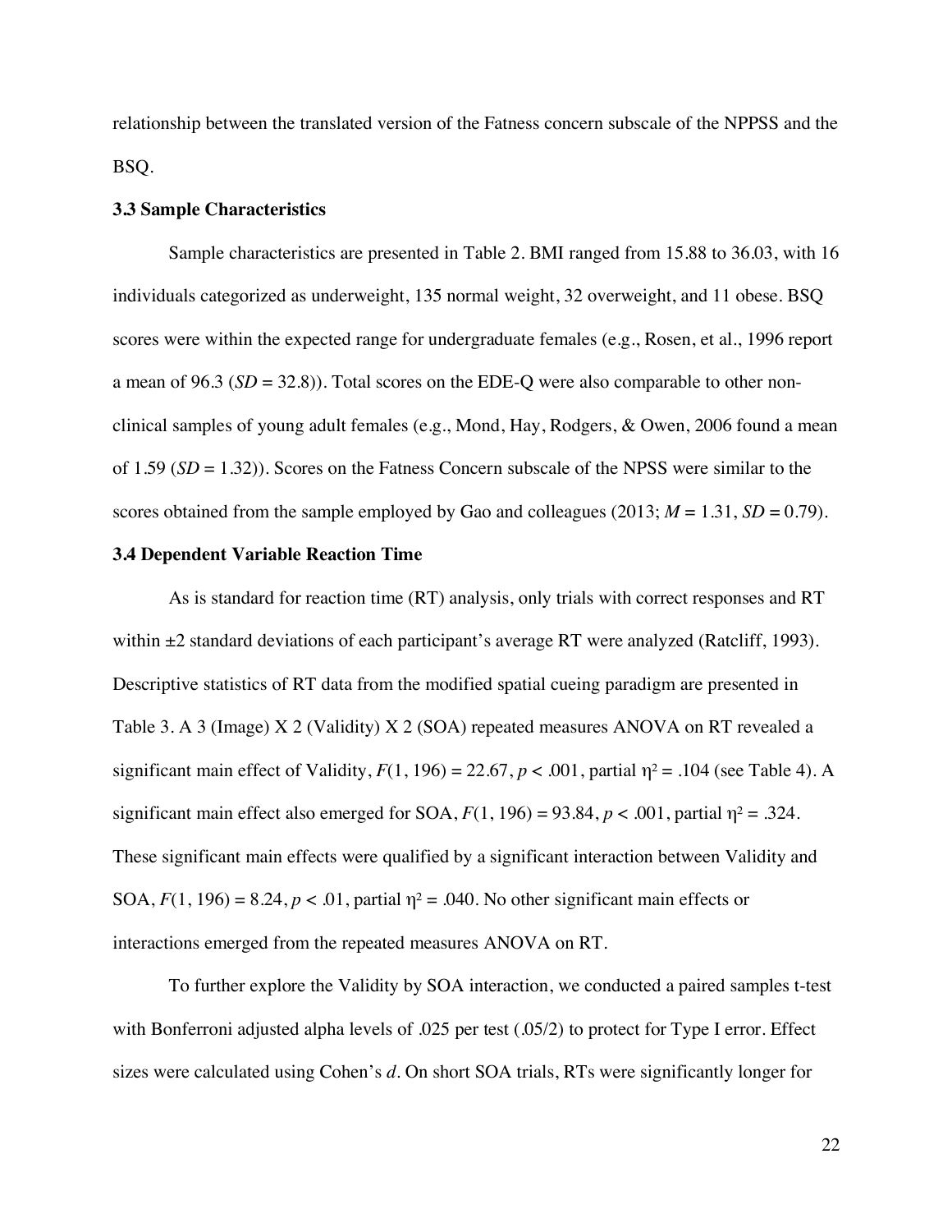relationship between the translated version of the Fatness concern subscale of the NPPSS and the BSQ.

### 3.3 Sample Characteristics

Sample characteristics are presented in Table 2. BMI ranged from 15.88 to 36.03, with 16 individuals categorized as underweight, 135 normal weight, 32 overweight, and 11 obese. BSQ scores were within the expected range for undergraduate females (e.g., Rosen, et al., 1996 report a mean of 96.3 (*SD* = 32.8)). Total scores on the EDE-Q were also comparable to other non-clinical samples of young adult females (e.g., Mond, Hay, Rodgers, & Owen, 2006 found a mean of 1.59 (*SD* = 1.32)). Scores on the Fatness Concern subscale of the NPSS were similar to the scores obtained from the sample employed by Gao and colleagues (2013; $M = 1.31$, $SD = 0.79$).

### 3.4 Dependent Variable Reaction Time

As is standard for reaction time (RT) analysis, only trials with correct responses and RT within ±2 standard deviations of each participant's average RT were analyzed (Ratcliff, 1993). Descriptive statistics of RT data from the modified spatial cueing paradigm are presented in Table 3. A 3 (Image) X 2 (Validity) X 2 (SOA) repeated measures ANOVA on RT revealed a significant main effect of Validity, $F(1, 196) = 22.67$, $p < .001$, partial $\eta^2 = .104$ (see Table 4). A significant main effect also emerged for SOA, $F(1, 196) = 93.84$, $p < .001$, partial $\eta^2 = .324$. These significant main effects were qualified by a significant interaction between Validity and SOA, $F(1, 196) = 8.24$, $p < .01$, partial $\eta^2 = .040$. No other significant main effects or interactions emerged from the repeated measures ANOVA on RT.

To further explore the Validity by SOA interaction, we conducted a paired samples t-test with Bonferroni adjusted alpha levels of .025 per test (.05/2) to protect for Type I error. Effect sizes were calculated using Cohen's *d*. On short SOA trials, RTs were significantly longer for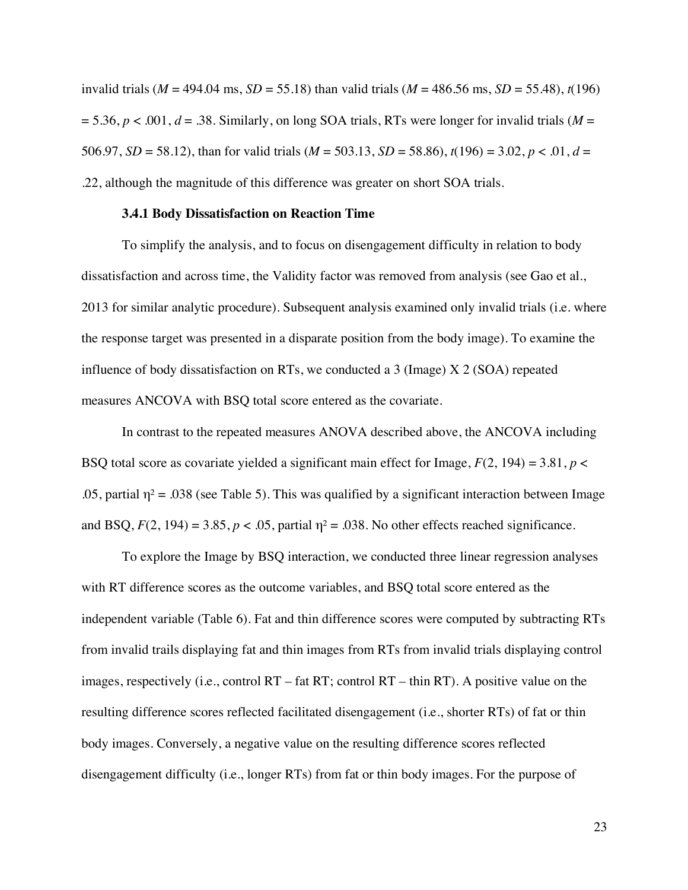invalid trials ($M$ = 494.04 ms, $SD$ = 55.18) than valid trials ($M$ = 486.56 ms, $SD$ = 55.48), $t(196) = 5.36$, $p < .001$, $d = .38$. Similarly, on long SOA trials, RTs were longer for invalid trials ($M$ = 506.97, $SD$ = 58.12), than for valid trials ($M$ = 503.13, $SD$ = 58.86), $t(196) = 3.02$, $p < .01$, $d$ = .22, although the magnitude of this difference was greater on short SOA trials.

### 3.4.1 Body Dissatisfaction on Reaction Time

To simplify the analysis, and to focus on disengagement difficulty in relation to body dissatisfaction and across time, the Validity factor was removed from analysis (see Gao et al., 2013 for similar analytic procedure). Subsequent analysis examined only invalid trials (i.e. where the response target was presented in a disparate position from the body image). To examine the influence of body dissatisfaction on RTs, we conducted a 3 (Image) X 2 (SOA) repeated measures ANCOVA with BSQ total score entered as the covariate.

In contrast to the repeated measures ANOVA described above, the ANCOVA including BSQ total score as covariate yielded a significant main effect for Image, $F(2, 194) = 3.81$, $p < .05$, partial $\eta^2 = .038$ (see Table 5). This was qualified by a significant interaction between Image and BSQ, $F(2, 194) = 3.85$, $p < .05$, partial $\eta^2 = .038$. No other effects reached significance.

To explore the Image by BSQ interaction, we conducted three linear regression analyses with RT difference scores as the outcome variables, and BSQ total score entered as the independent variable (Table 6). Fat and thin difference scores were computed by subtracting RTs from invalid trails displaying fat and thin images from RTs from invalid trials displaying control images, respectively (i.e., control RT – fat RT; control RT – thin RT). A positive value on the resulting difference scores reflected facilitated disengagement (i.e., shorter RTs) of fat or thin body images. Conversely, a negative value on the resulting difference scores reflected disengagement difficulty (i.e., longer RTs) from fat or thin body images. For the purpose of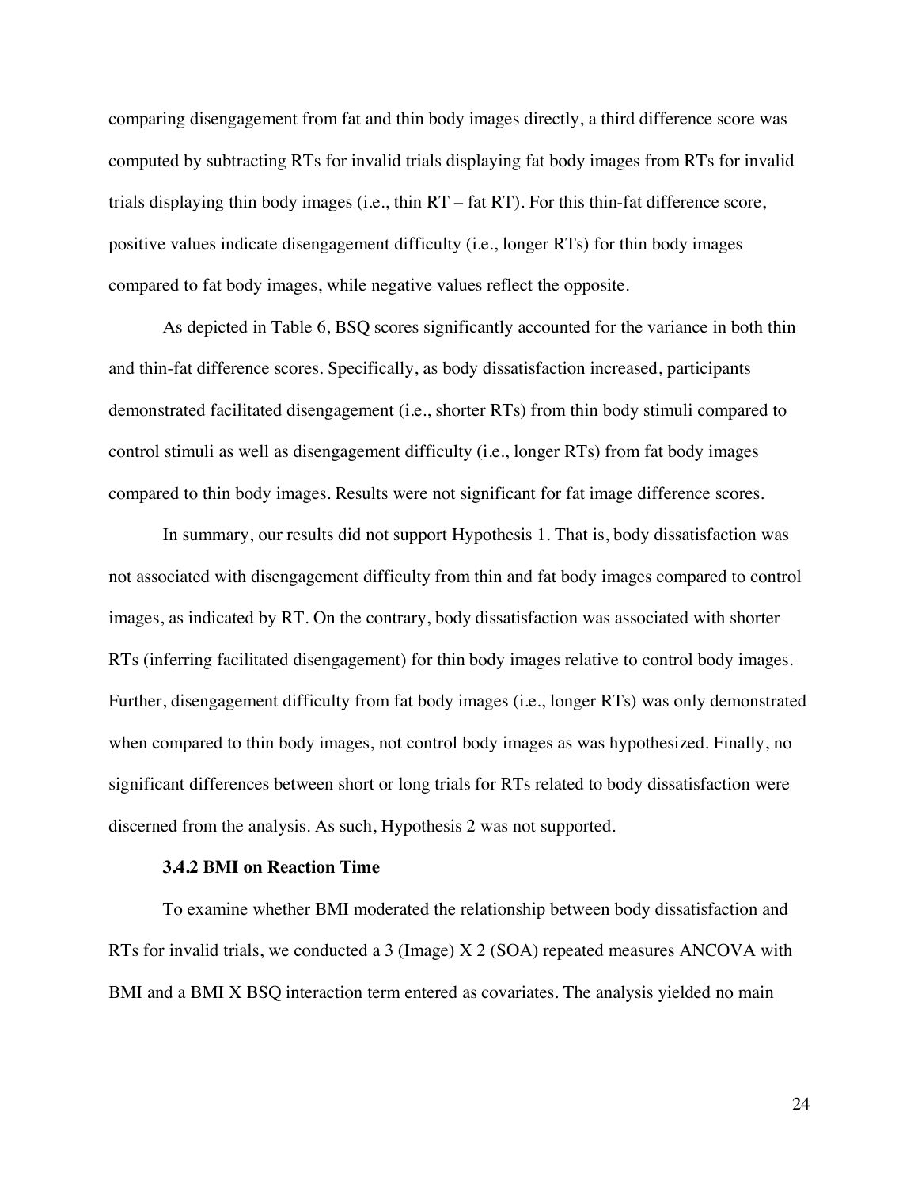comparing disengagement from fat and thin body images directly, a third difference score was computed by subtracting RTs for invalid trials displaying fat body images from RTs for invalid trials displaying thin body images (i.e., thin RT – fat RT). For this thin-fat difference score, positive values indicate disengagement difficulty (i.e., longer RTs) for thin body images compared to fat body images, while negative values reflect the opposite.

As depicted in Table 6, BSQ scores significantly accounted for the variance in both thin and thin-fat difference scores. Specifically, as body dissatisfaction increased, participants demonstrated facilitated disengagement (i.e., shorter RTs) from thin body stimuli compared to control stimuli as well as disengagement difficulty (i.e., longer RTs) from fat body images compared to thin body images. Results were not significant for fat image difference scores.

In summary, our results did not support Hypothesis 1. That is, body dissatisfaction was not associated with disengagement difficulty from thin and fat body images compared to control images, as indicated by RT. On the contrary, body dissatisfaction was associated with shorter RTs (inferring facilitated disengagement) for thin body images relative to control body images. Further, disengagement difficulty from fat body images (i.e., longer RTs) was only demonstrated when compared to thin body images, not control body images as was hypothesized. Finally, no significant differences between short or long trials for RTs related to body dissatisfaction were discerned from the analysis. As such, Hypothesis 2 was not supported.

#### 3.4.2 BMI on Reaction Time

To examine whether BMI moderated the relationship between body dissatisfaction and RTs for invalid trials, we conducted a 3 (Image) X 2 (SOA) repeated measures ANCOVA with BMI and a BMI X BSQ interaction term entered as covariates. The analysis yielded no main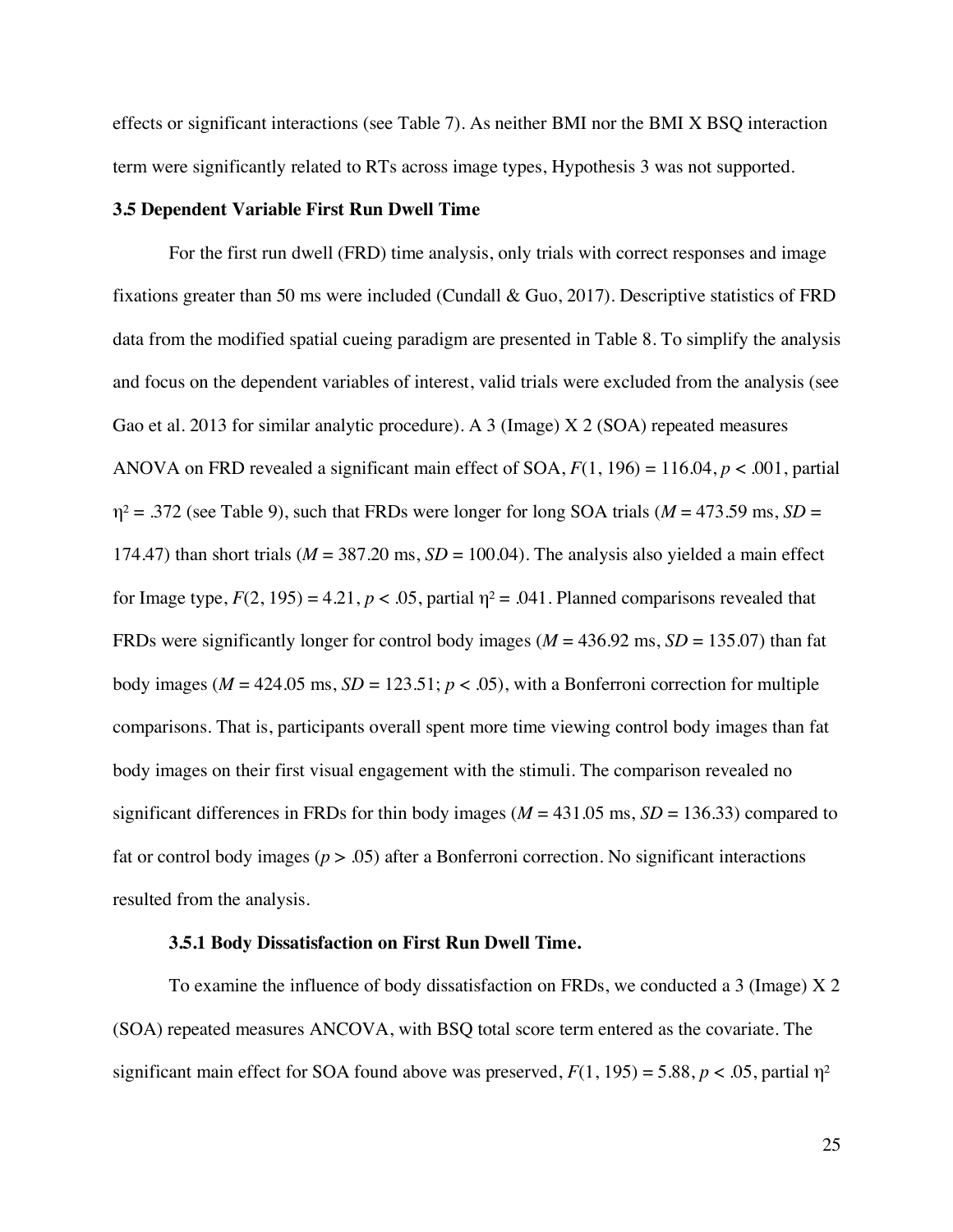effects or significant interactions (see Table 7). As neither BMI nor the BMI X BSQ interaction term were significantly related to RTs across image types, Hypothesis 3 was not supported.

### 3.5 Dependent Variable First Run Dwell Time

For the first run dwell (FRD) time analysis, only trials with correct responses and image fixations greater than 50 ms were included (Cundall & Guo, 2017). Descriptive statistics of FRD data from the modified spatial cueing paradigm are presented in Table 8. To simplify the analysis and focus on the dependent variables of interest, valid trials were excluded from the analysis (see Gao et al. 2013 for similar analytic procedure). A 3 (Image) X 2 (SOA) repeated measures ANOVA on FRD revealed a significant main effect of SOA, $F(1, 196) = 116.04$, $p < .001$, partial $\eta^2 = .372$ (see Table 9), such that FRDs were longer for long SOA trials ($M = 473.59$ ms, $SD = 174.47$) than short trials ($M = 387.20$ ms, $SD = 100.04$). The analysis also yielded a main effect for Image type, $F(2, 195) = 4.21$, $p < .05$, partial $\eta^2 = .041$. Planned comparisons revealed that FRDs were significantly longer for control body images ($M = 436.92$ ms, $SD = 135.07$) than fat body images ($M = 424.05$ ms, $SD = 123.51$; $p < .05$), with a Bonferroni correction for multiple comparisons. That is, participants overall spent more time viewing control body images than fat body images on their first visual engagement with the stimuli. The comparison revealed no significant differences in FRDs for thin body images ($M = 431.05$ ms, $SD = 136.33$) compared to fat or control body images ($p > .05$) after a Bonferroni correction. No significant interactions resulted from the analysis.

#### 3.5.1 Body Dissatisfaction on First Run Dwell Time.

To examine the influence of body dissatisfaction on FRDs, we conducted a 3 (Image) X 2 (SOA) repeated measures ANCOVA, with BSQ total score term entered as the covariate. The significant main effect for SOA found above was preserved, $F(1, 195) = 5.88$, $p < .05$, partial $\eta^2$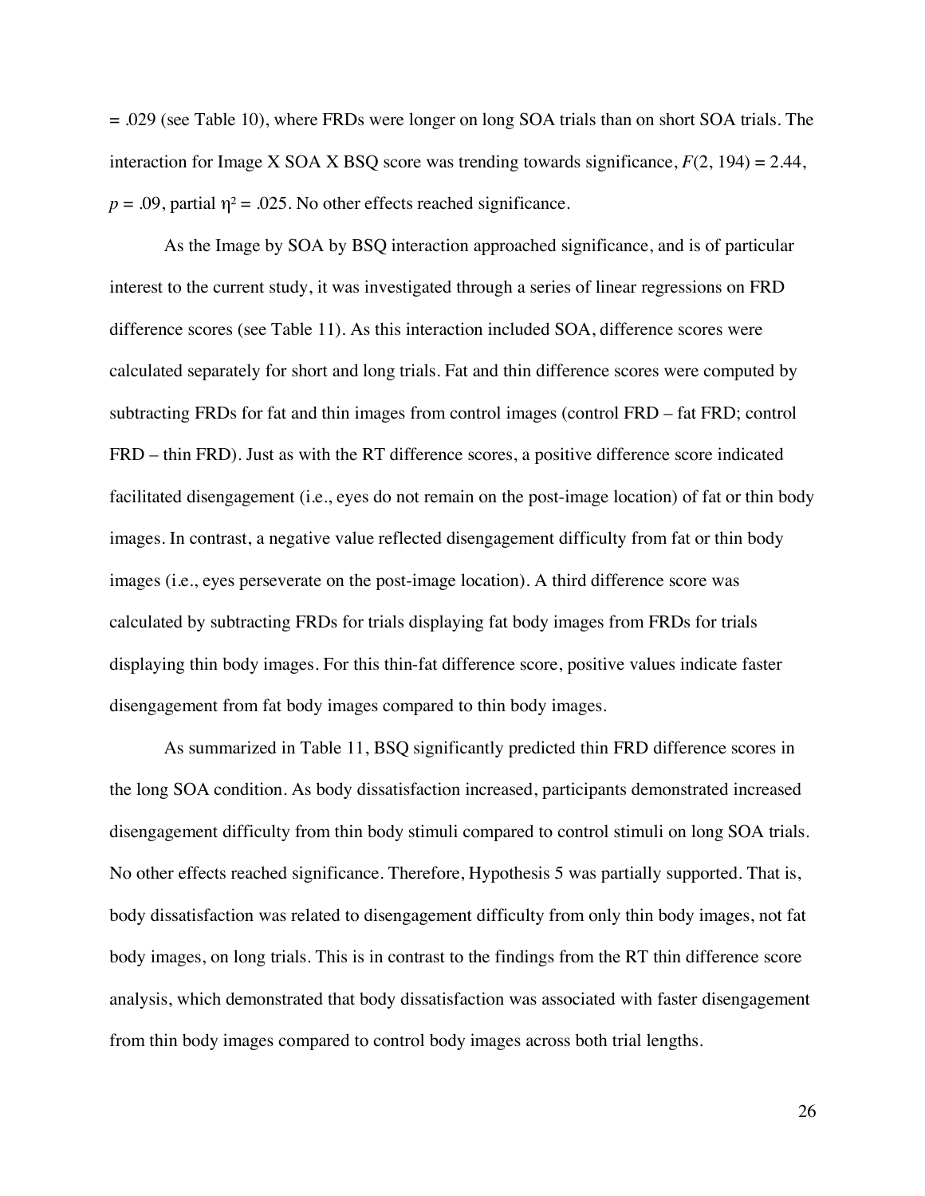= .029 (see Table 10), where FRDs were longer on long SOA trials than on short SOA trials. The interaction for Image X SOA X BSQ score was trending towards significance, $F(2, 194) = 2.44$, $p = .09$, partial $\eta^2 = .025$. No other effects reached significance.

As the Image by SOA by BSQ interaction approached significance, and is of particular interest to the current study, it was investigated through a series of linear regressions on FRD difference scores (see Table 11). As this interaction included SOA, difference scores were calculated separately for short and long trials. Fat and thin difference scores were computed by subtracting FRDs for fat and thin images from control images (control FRD – fat FRD; control FRD – thin FRD). Just as with the RT difference scores, a positive difference score indicated facilitated disengagement (i.e., eyes do not remain on the post-image location) of fat or thin body images. In contrast, a negative value reflected disengagement difficulty from fat or thin body images (i.e., eyes perseverate on the post-image location). A third difference score was calculated by subtracting FRDs for trials displaying fat body images from FRDs for trials displaying thin body images. For this thin-fat difference score, positive values indicate faster disengagement from fat body images compared to thin body images.

As summarized in Table 11, BSQ significantly predicted thin FRD difference scores in the long SOA condition. As body dissatisfaction increased, participants demonstrated increased disengagement difficulty from thin body stimuli compared to control stimuli on long SOA trials. No other effects reached significance. Therefore, Hypothesis 5 was partially supported. That is, body dissatisfaction was related to disengagement difficulty from only thin body images, not fat body images, on long trials. This is in contrast to the findings from the RT thin difference score analysis, which demonstrated that body dissatisfaction was associated with faster disengagement from thin body images compared to control body images across both trial lengths.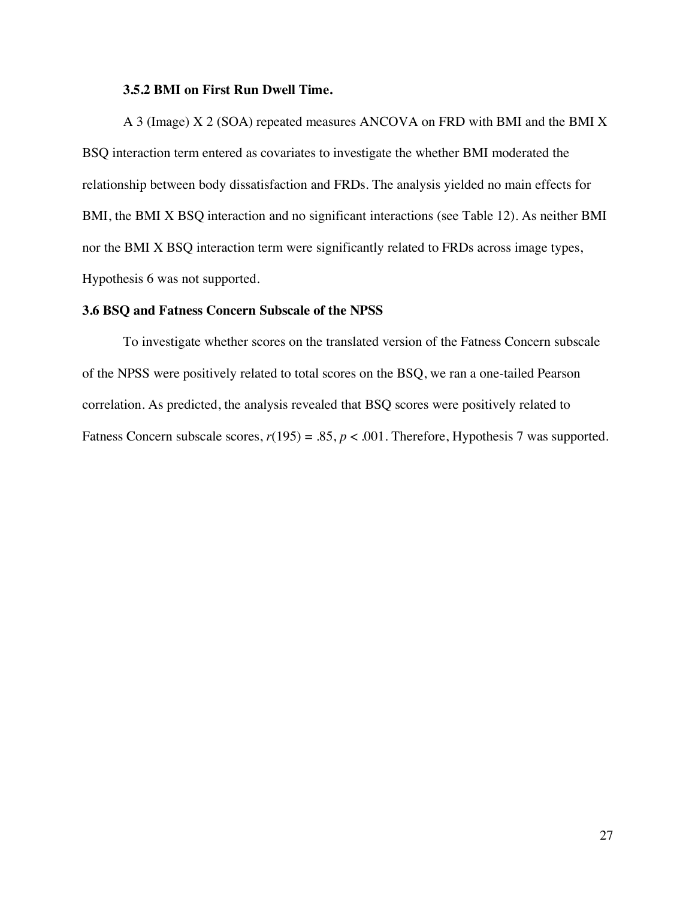#### 3.5.2 BMI on First Run Dwell Time.

A 3 (Image) X 2 (SOA) repeated measures ANCOVA on FRD with BMI and the BMI X BSQ interaction term entered as covariates to investigate the whether BMI moderated the relationship between body dissatisfaction and FRDs. The analysis yielded no main effects for BMI, the BMI X BSQ interaction and no significant interactions (see Table 12). As neither BMI nor the BMI X BSQ interaction term were significantly related to FRDs across image types, Hypothesis 6 was not supported.

### 3.6 BSQ and Fatness Concern Subscale of the NPSS

To investigate whether scores on the translated version of the Fatness Concern subscale of the NPSS were positively related to total scores on the BSQ, we ran a one-tailed Pearson correlation. As predicted, the analysis revealed that BSQ scores were positively related to Fatness Concern subscale scores, $r(195) = .85$, $p < .001$. Therefore, Hypothesis 7 was supported.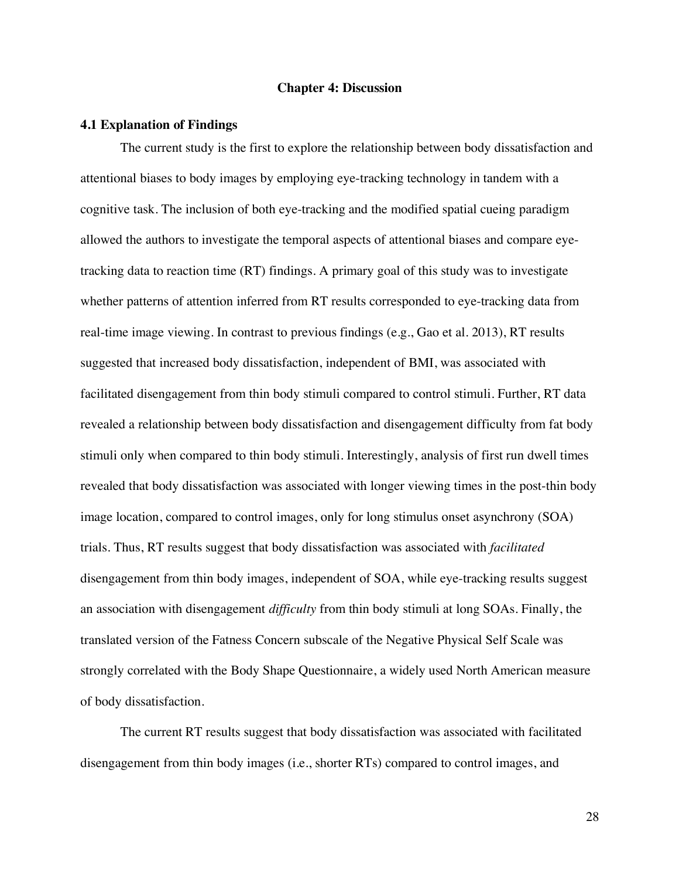# Chapter 4: Discussion

## 4.1 Explanation of Findings

The current study is the first to explore the relationship between body dissatisfaction and attentional biases to body images by employing eye-tracking technology in tandem with a cognitive task. The inclusion of both eye-tracking and the modified spatial cueing paradigm allowed the authors to investigate the temporal aspects of attentional biases and compare eye-tracking data to reaction time (RT) findings. A primary goal of this study was to investigate whether patterns of attention inferred from RT results corresponded to eye-tracking data from real-time image viewing. In contrast to previous findings (e.g., Gao et al. 2013), RT results suggested that increased body dissatisfaction, independent of BMI, was associated with facilitated disengagement from thin body stimuli compared to control stimuli. Further, RT data revealed a relationship between body dissatisfaction and disengagement difficulty from fat body stimuli only when compared to thin body stimuli. Interestingly, analysis of first run dwell times revealed that body dissatisfaction was associated with longer viewing times in the post-thin body image location, compared to control images, only for long stimulus onset asynchrony (SOA) trials. Thus, RT results suggest that body dissatisfaction was associated with *facilitated* disengagement from thin body images, independent of SOA, while eye-tracking results suggest an association with disengagement *difficulty* from thin body stimuli at long SOAs. Finally, the translated version of the Fatness Concern subscale of the Negative Physical Self Scale was strongly correlated with the Body Shape Questionnaire, a widely used North American measure of body dissatisfaction.

The current RT results suggest that body dissatisfaction was associated with facilitated disengagement from thin body images (i.e., shorter RTs) compared to control images, and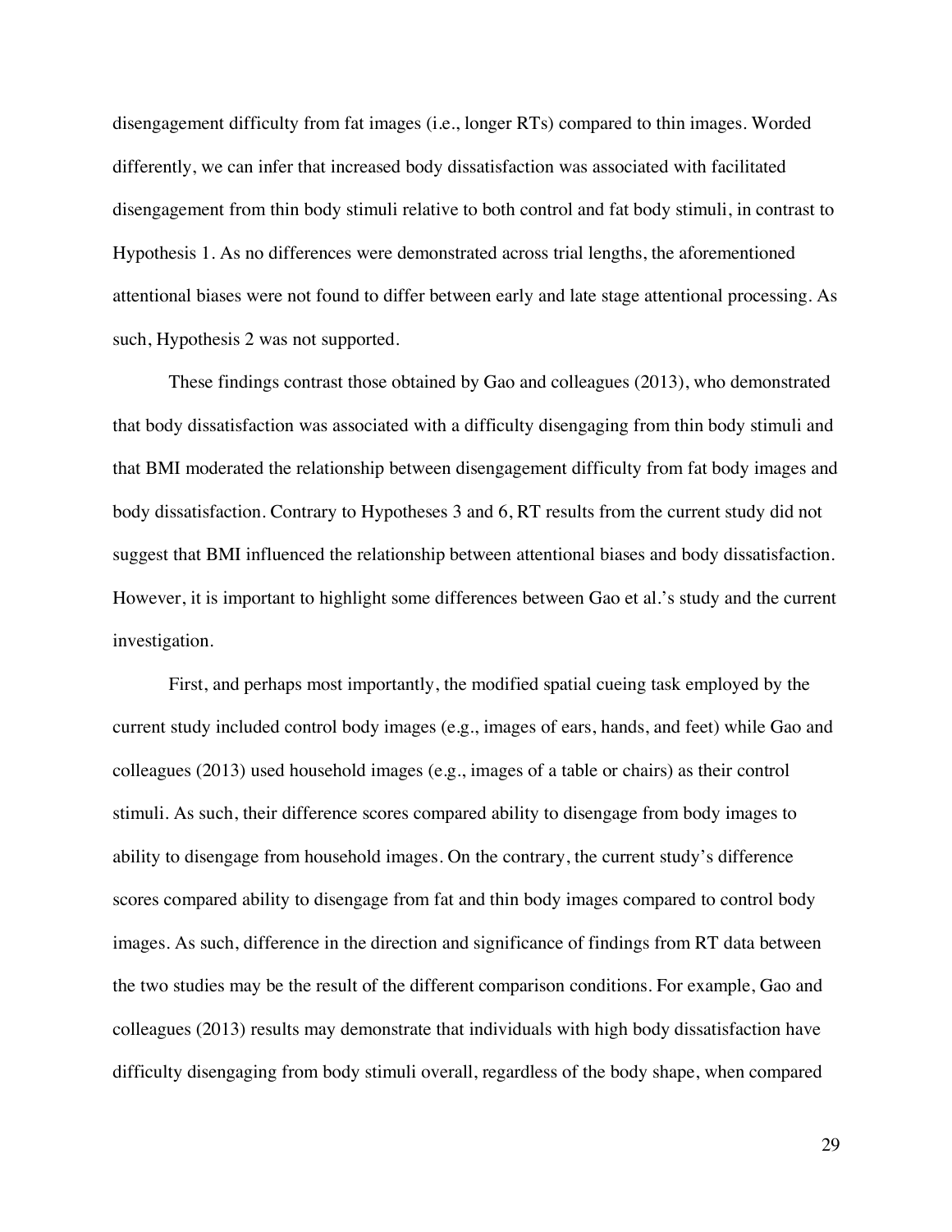disengagement difficulty from fat images (i.e., longer RTs) compared to thin images. Worded differently, we can infer that increased body dissatisfaction was associated with facilitated disengagement from thin body stimuli relative to both control and fat body stimuli, in contrast to Hypothesis 1. As no differences were demonstrated across trial lengths, the aforementioned attentional biases were not found to differ between early and late stage attentional processing. As such, Hypothesis 2 was not supported.

These findings contrast those obtained by Gao and colleagues (2013), who demonstrated that body dissatisfaction was associated with a difficulty disengaging from thin body stimuli and that BMI moderated the relationship between disengagement difficulty from fat body images and body dissatisfaction. Contrary to Hypotheses 3 and 6, RT results from the current study did not suggest that BMI influenced the relationship between attentional biases and body dissatisfaction. However, it is important to highlight some differences between Gao et al.'s study and the current investigation.

First, and perhaps most importantly, the modified spatial cueing task employed by the current study included control body images (e.g., images of ears, hands, and feet) while Gao and colleagues (2013) used household images (e.g., images of a table or chairs) as their control stimuli. As such, their difference scores compared ability to disengage from body images to ability to disengage from household images. On the contrary, the current study's difference scores compared ability to disengage from fat and thin body images compared to control body images. As such, difference in the direction and significance of findings from RT data between the two studies may be the result of the different comparison conditions. For example, Gao and colleagues (2013) results may demonstrate that individuals with high body dissatisfaction have difficulty disengaging from body stimuli overall, regardless of the body shape, when compared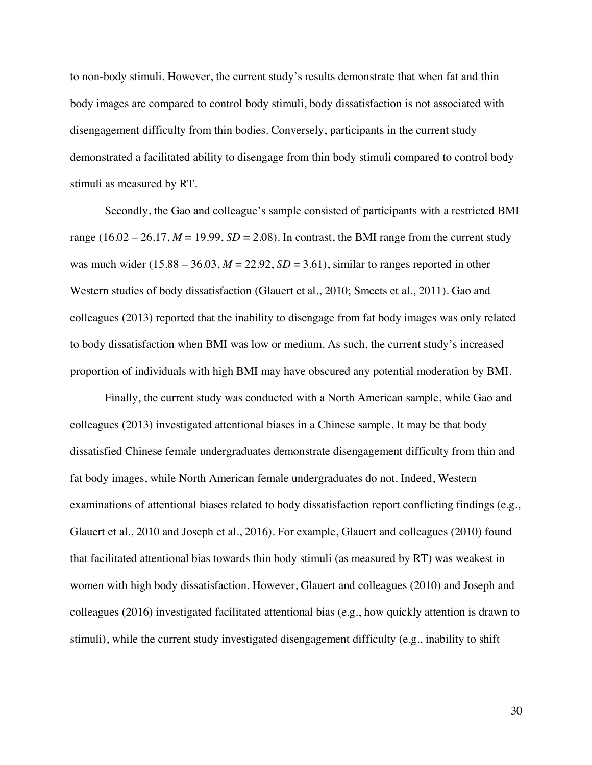to non-body stimuli. However, the current study's results demonstrate that when fat and thin body images are compared to control body stimuli, body dissatisfaction is not associated with disengagement difficulty from thin bodies. Conversely, participants in the current study demonstrated a facilitated ability to disengage from thin body stimuli compared to control body stimuli as measured by RT.

Secondly, the Gao and colleague's sample consisted of participants with a restricted BMI range (16.02 – 26.17, $M$ = 19.99, $SD$ = 2.08). In contrast, the BMI range from the current study was much wider (15.88 – 36.03, $M$ = 22.92, $SD$ = 3.61), similar to ranges reported in other Western studies of body dissatisfaction (Glauert et al., 2010; Smeets et al., 2011). Gao and colleagues (2013) reported that the inability to disengage from fat body images was only related to body dissatisfaction when BMI was low or medium. As such, the current study's increased proportion of individuals with high BMI may have obscured any potential moderation by BMI.

Finally, the current study was conducted with a North American sample, while Gao and colleagues (2013) investigated attentional biases in a Chinese sample. It may be that body dissatisfied Chinese female undergraduates demonstrate disengagement difficulty from thin and fat body images, while North American female undergraduates do not. Indeed, Western examinations of attentional biases related to body dissatisfaction report conflicting findings (e.g., Glauert et al., 2010 and Joseph et al., 2016). For example, Glauert and colleagues (2010) found that facilitated attentional bias towards thin body stimuli (as measured by RT) was weakest in women with high body dissatisfaction. However, Glauert and colleagues (2010) and Joseph and colleagues (2016) investigated facilitated attentional bias (e.g., how quickly attention is drawn to stimuli), while the current study investigated disengagement difficulty (e.g., inability to shift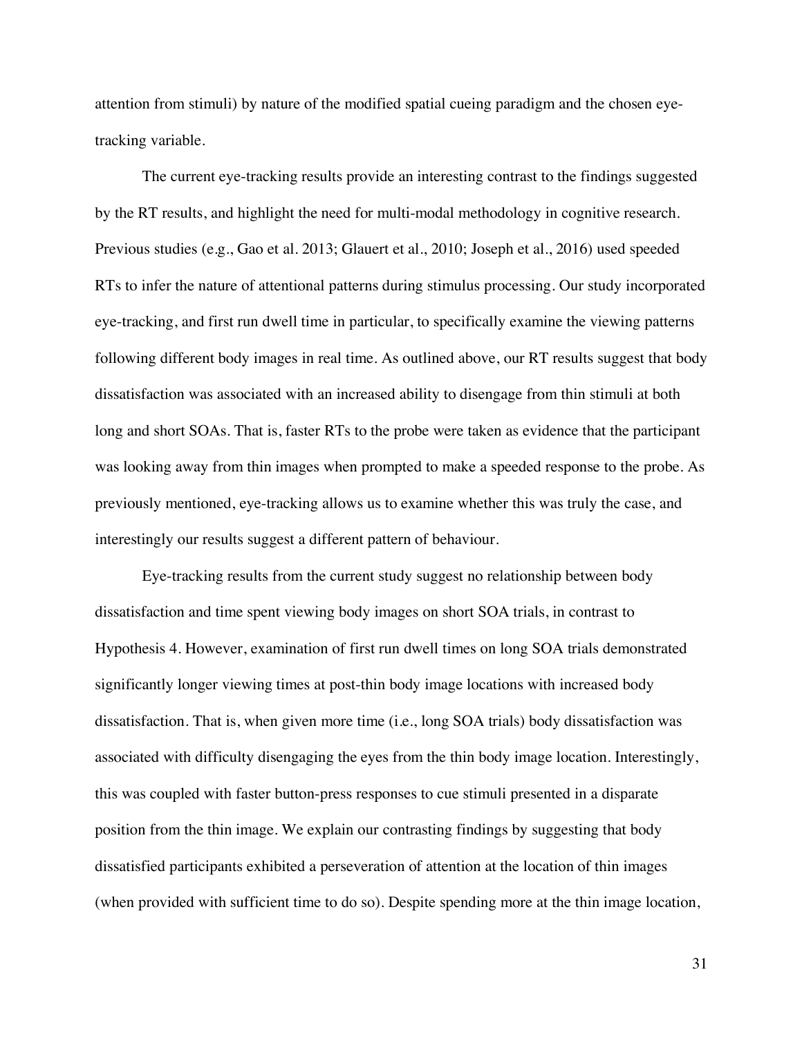attention from stimuli) by nature of the modified spatial cueing paradigm and the chosen eye-tracking variable.

The current eye-tracking results provide an interesting contrast to the findings suggested by the RT results, and highlight the need for multi-modal methodology in cognitive research. Previous studies (e.g., Gao et al. 2013; Glauert et al., 2010; Joseph et al., 2016) used speeded RTs to infer the nature of attentional patterns during stimulus processing. Our study incorporated eye-tracking, and first run dwell time in particular, to specifically examine the viewing patterns following different body images in real time. As outlined above, our RT results suggest that body dissatisfaction was associated with an increased ability to disengage from thin stimuli at both long and short SOAs. That is, faster RTs to the probe were taken as evidence that the participant was looking away from thin images when prompted to make a speeded response to the probe. As previously mentioned, eye-tracking allows us to examine whether this was truly the case, and interestingly our results suggest a different pattern of behaviour.

Eye-tracking results from the current study suggest no relationship between body dissatisfaction and time spent viewing body images on short SOA trials, in contrast to Hypothesis 4. However, examination of first run dwell times on long SOA trials demonstrated significantly longer viewing times at post-thin body image locations with increased body dissatisfaction. That is, when given more time (i.e., long SOA trials) body dissatisfaction was associated with difficulty disengaging the eyes from the thin body image location. Interestingly, this was coupled with faster button-press responses to cue stimuli presented in a disparate position from the thin image. We explain our contrasting findings by suggesting that body dissatisfied participants exhibited a perseveration of attention at the location of thin images (when provided with sufficient time to do so). Despite spending more at the thin image location,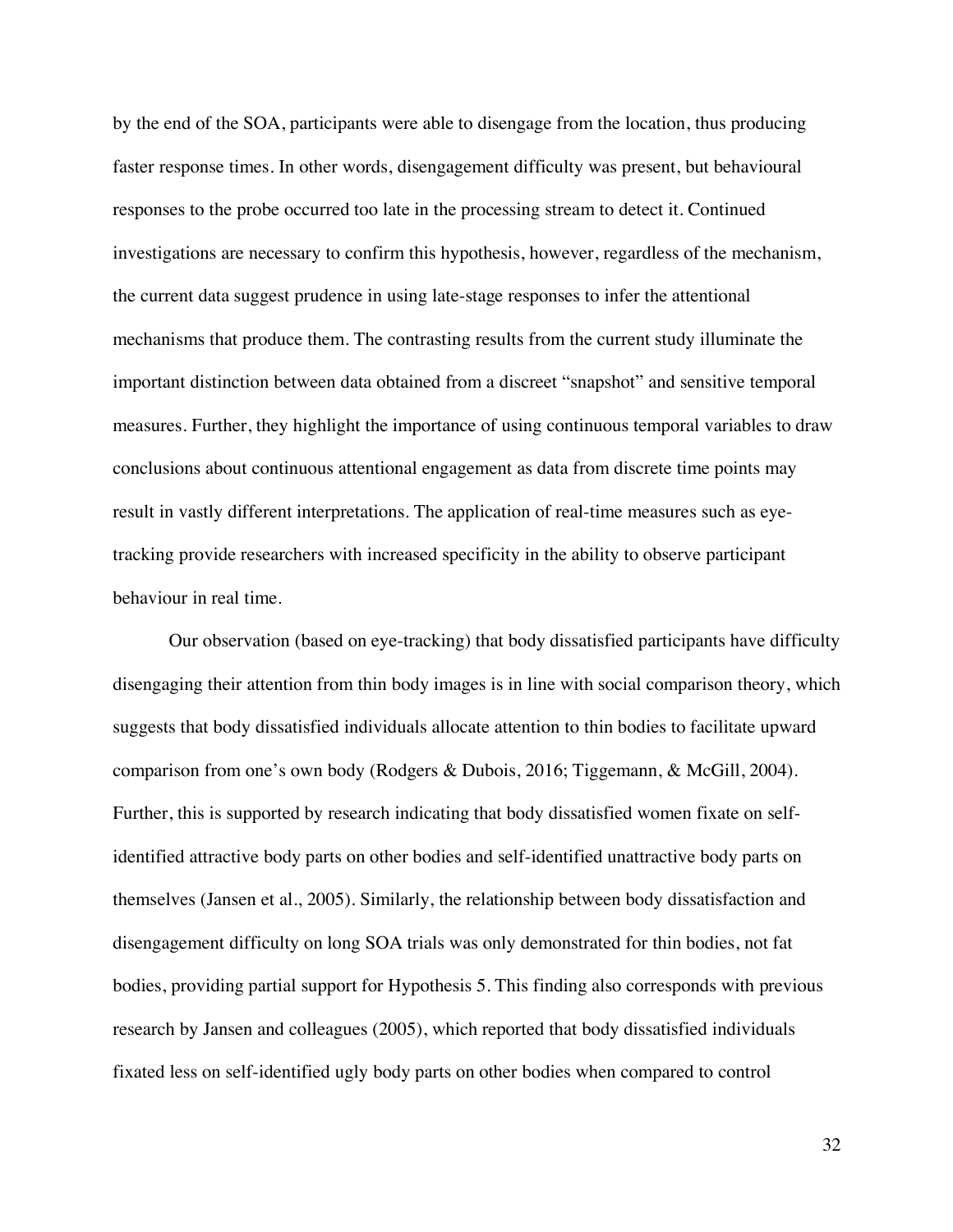by the end of the SOA, participants were able to disengage from the location, thus producing faster response times. In other words, disengagement difficulty was present, but behavioural responses to the probe occurred too late in the processing stream to detect it. Continued investigations are necessary to confirm this hypothesis, however, regardless of the mechanism, the current data suggest prudence in using late-stage responses to infer the attentional mechanisms that produce them. The contrasting results from the current study illuminate the important distinction between data obtained from a discreet "snapshot" and sensitive temporal measures. Further, they highlight the importance of using continuous temporal variables to draw conclusions about continuous attentional engagement as data from discrete time points may result in vastly different interpretations. The application of real-time measures such as eye-tracking provide researchers with increased specificity in the ability to observe participant behaviour in real time.

Our observation (based on eye-tracking) that body dissatisfied participants have difficulty disengaging their attention from thin body images is in line with social comparison theory, which suggests that body dissatisfied individuals allocate attention to thin bodies to facilitate upward comparison from one's own body (Rodgers & Dubois, 2016; Tiggemann, & McGill, 2004). Further, this is supported by research indicating that body dissatisfied women fixate on self-identified attractive body parts on other bodies and self-identified unattractive body parts on themselves (Jansen et al., 2005). Similarly, the relationship between body dissatisfaction and disengagement difficulty on long SOA trials was only demonstrated for thin bodies, not fat bodies, providing partial support for Hypothesis 5. This finding also corresponds with previous research by Jansen and colleagues (2005), which reported that body dissatisfied individuals fixated less on self-identified ugly body parts on other bodies when compared to control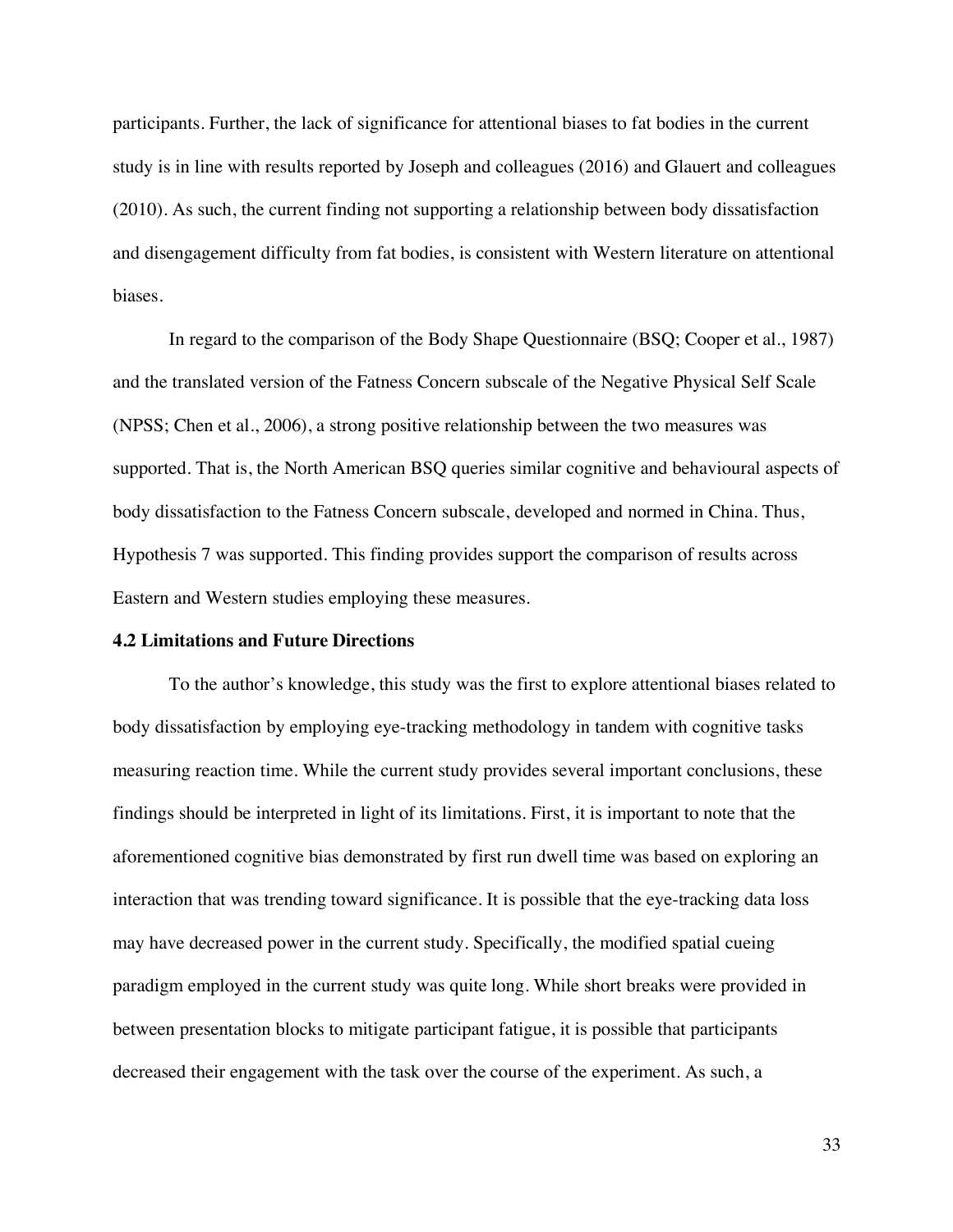participants. Further, the lack of significance for attentional biases to fat bodies in the current study is in line with results reported by Joseph and colleagues (2016) and Glauert and colleagues (2010). As such, the current finding not supporting a relationship between body dissatisfaction and disengagement difficulty from fat bodies, is consistent with Western literature on attentional biases.

In regard to the comparison of the Body Shape Questionnaire (BSQ; Cooper et al., 1987) and the translated version of the Fatness Concern subscale of the Negative Physical Self Scale (NPSS; Chen et al., 2006), a strong positive relationship between the two measures was supported. That is, the North American BSQ queries similar cognitive and behavioural aspects of body dissatisfaction to the Fatness Concern subscale, developed and normed in China. Thus, Hypothesis 7 was supported. This finding provides support the comparison of results across Eastern and Western studies employing these measures.

### 4.2 Limitations and Future Directions

To the author's knowledge, this study was the first to explore attentional biases related to body dissatisfaction by employing eye-tracking methodology in tandem with cognitive tasks measuring reaction time. While the current study provides several important conclusions, these findings should be interpreted in light of its limitations. First, it is important to note that the aforementioned cognitive bias demonstrated by first run dwell time was based on exploring an interaction that was trending toward significance. It is possible that the eye-tracking data loss may have decreased power in the current study. Specifically, the modified spatial cueing paradigm employed in the current study was quite long. While short breaks were provided in between presentation blocks to mitigate participant fatigue, it is possible that participants decreased their engagement with the task over the course of the experiment. As such, a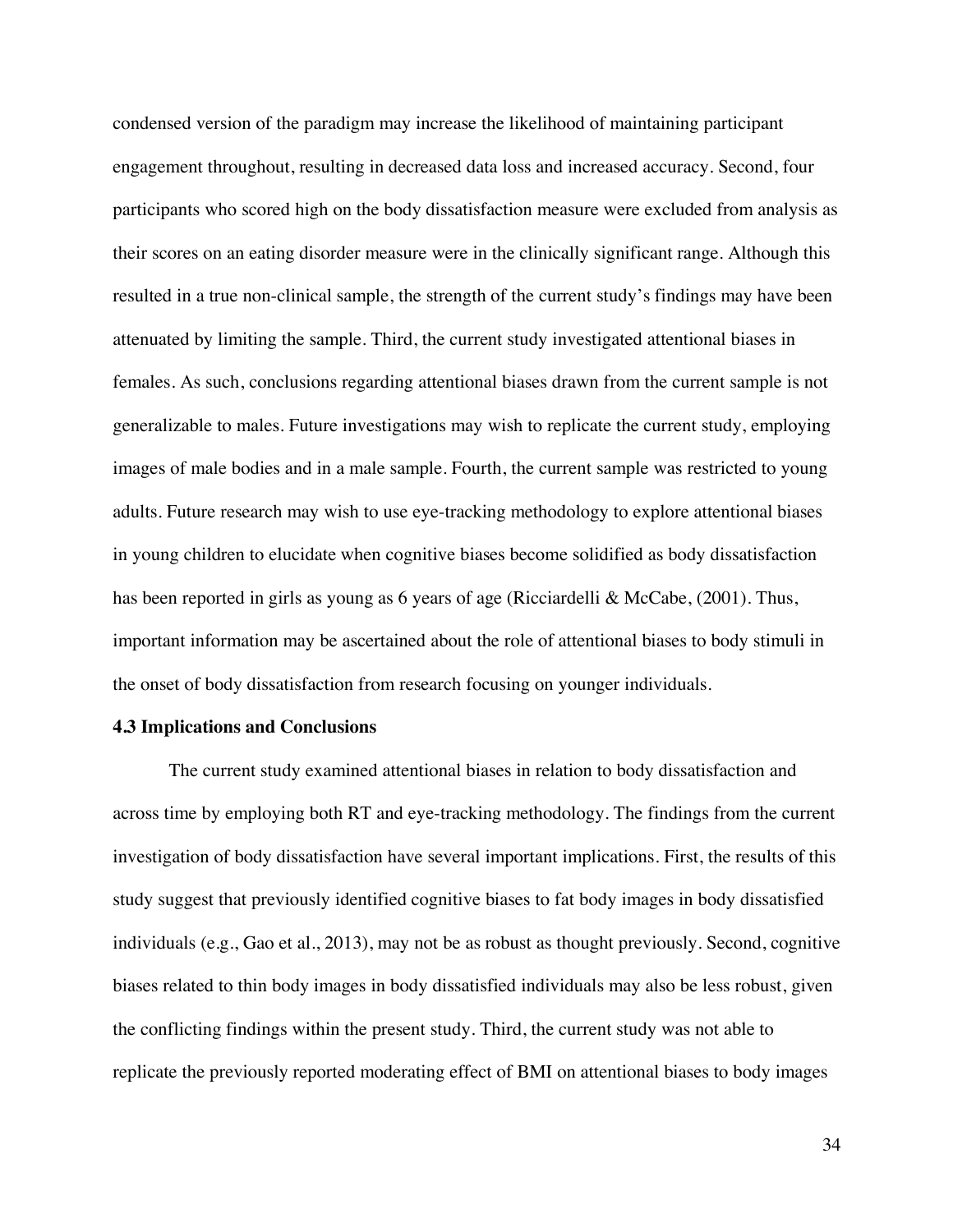condensed version of the paradigm may increase the likelihood of maintaining participant engagement throughout, resulting in decreased data loss and increased accuracy. Second, four participants who scored high on the body dissatisfaction measure were excluded from analysis as their scores on an eating disorder measure were in the clinically significant range. Although this resulted in a true non-clinical sample, the strength of the current study's findings may have been attenuated by limiting the sample. Third, the current study investigated attentional biases in females. As such, conclusions regarding attentional biases drawn from the current sample is not generalizable to males. Future investigations may wish to replicate the current study, employing images of male bodies and in a male sample. Fourth, the current sample was restricted to young adults. Future research may wish to use eye-tracking methodology to explore attentional biases in young children to elucidate when cognitive biases become solidified as body dissatisfaction has been reported in girls as young as 6 years of age (Ricciardelli & McCabe, (2001). Thus, important information may be ascertained about the role of attentional biases to body stimuli in the onset of body dissatisfaction from research focusing on younger individuals.

### 4.3 Implications and Conclusions

The current study examined attentional biases in relation to body dissatisfaction and across time by employing both RT and eye-tracking methodology. The findings from the current investigation of body dissatisfaction have several important implications. First, the results of this study suggest that previously identified cognitive biases to fat body images in body dissatisfied individuals (e.g., Gao et al., 2013), may not be as robust as thought previously. Second, cognitive biases related to thin body images in body dissatisfied individuals may also be less robust, given the conflicting findings within the present study. Third, the current study was not able to replicate the previously reported moderating effect of BMI on attentional biases to body images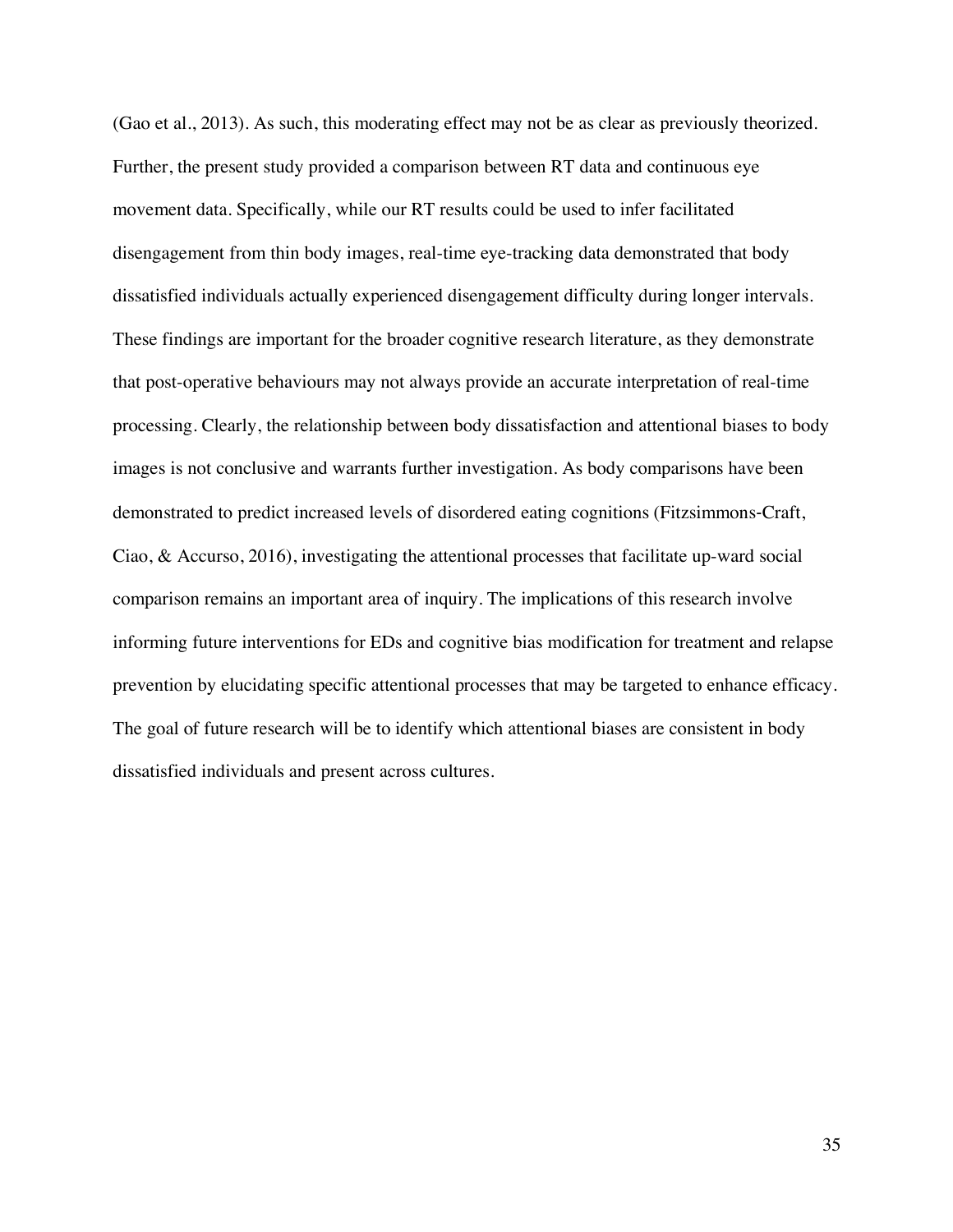(Gao et al., 2013). As such, this moderating effect may not be as clear as previously theorized. Further, the present study provided a comparison between RT data and continuous eye movement data. Specifically, while our RT results could be used to infer facilitated disengagement from thin body images, real-time eye-tracking data demonstrated that body dissatisfied individuals actually experienced disengagement difficulty during longer intervals. These findings are important for the broader cognitive research literature, as they demonstrate that post-operative behaviours may not always provide an accurate interpretation of real-time processing. Clearly, the relationship between body dissatisfaction and attentional biases to body images is not conclusive and warrants further investigation. As body comparisons have been demonstrated to predict increased levels of disordered eating cognitions (Fitzsimmons-Craft, Ciao, & Accurso, 2016), investigating the attentional processes that facilitate up-ward social comparison remains an important area of inquiry. The implications of this research involve informing future interventions for EDs and cognitive bias modification for treatment and relapse prevention by elucidating specific attentional processes that may be targeted to enhance efficacy. The goal of future research will be to identify which attentional biases are consistent in body dissatisfied individuals and present across cultures.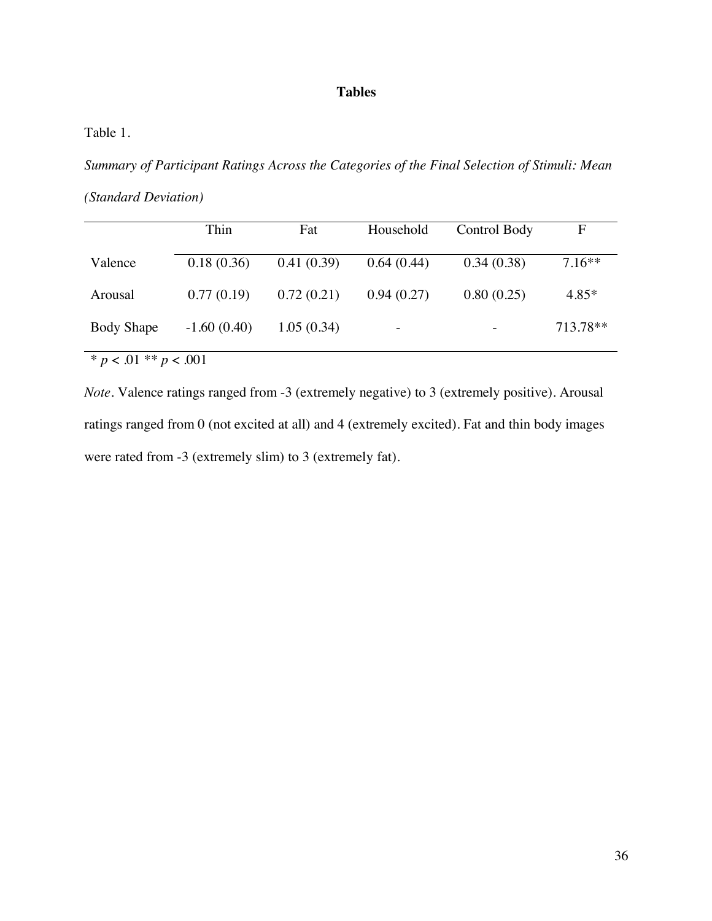# Tables

Table 1.

*Summary of Participant Ratings Across the Categories of the Final Selection of Stimuli: Mean (Standard Deviation)*

| | Thin | Fat | Household | Control Body | F |
|---|---|---|---|---|---|
| Valence | 0.18 (0.36) | 0.41 (0.39) | 0.64 (0.44) | 0.34 (0.38) | 7.16** |
| Arousal | 0.77 (0.19) | 0.72 (0.21) | 0.94 (0.27) | 0.80 (0.25) | 4.85* |
| Body Shape | -1.60 (0.40) | 1.05 (0.34) | - | - | 713.78** |

* $p < .01$ ** $p < .001$

*Note*. Valence ratings ranged from -3 (extremely negative) to 3 (extremely positive). Arousal ratings ranged from 0 (not excited at all) and 4 (extremely excited). Fat and thin body images were rated from -3 (extremely slim) to 3 (extremely fat).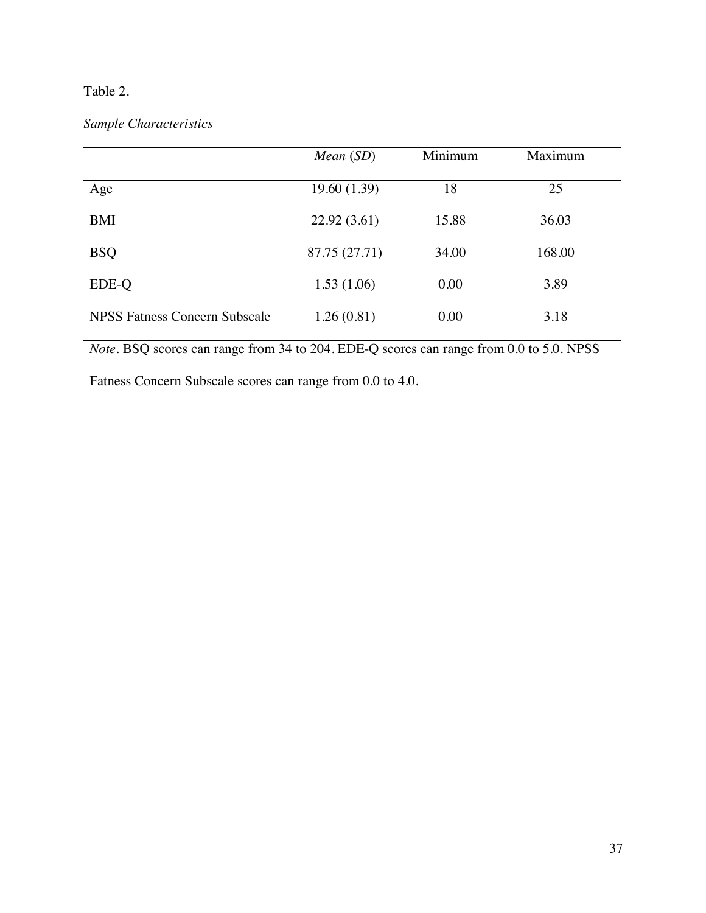Table 2.

*Sample Characteristics*

| | *Mean* (*SD*) | Minimum | Maximum |
|---|---|---|---|
| Age | 19.60 (1.39) | 18 | 25 |
| BMI | 22.92 (3.61) | 15.88 | 36.03 |
| BSQ | 87.75 (27.71) | 34.00 | 168.00 |
| EDE-Q | 1.53 (1.06) | 0.00 | 3.89 |
| NPSS Fatness Concern Subscale | 1.26 (0.81) | 0.00 | 3.18 |

*Note*. BSQ scores can range from 34 to 204. EDE-Q scores can range from 0.0 to 5.0. NPSS Fatness Concern Subscale scores can range from 0.0 to 4.0.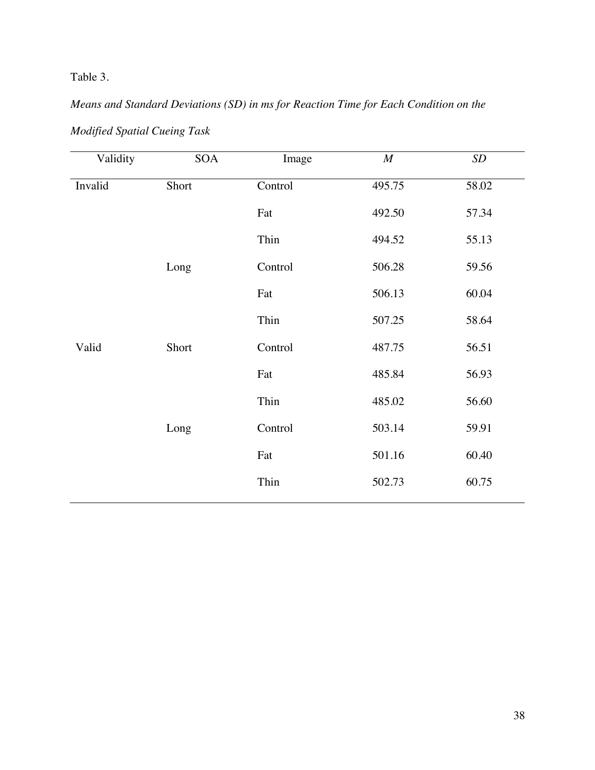Table 3.

*Means and Standard Deviations (SD) in ms for Reaction Time for Each Condition on the Modified Spatial Cueing Task*

| Validity | SOA | Image | *M* | *SD* |
|---|---|---|---|---|
| Invalid | Short | Control | 495.75 | 58.02 |
| | | Fat | 492.50 | 57.34 |
| | | Thin | 494.52 | 55.13 |
| | Long | Control | 506.28 | 59.56 |
| | | Fat | 506.13 | 60.04 |
| | | Thin | 507.25 | 58.64 |
| Valid | Short | Control | 487.75 | 56.51 |
| | | Fat | 485.84 | 56.93 |
| | | Thin | 485.02 | 56.60 |
| | Long | Control | 503.14 | 59.91 |
| | | Fat | 501.16 | 60.40 |
| | | Thin | 502.73 | 60.75 |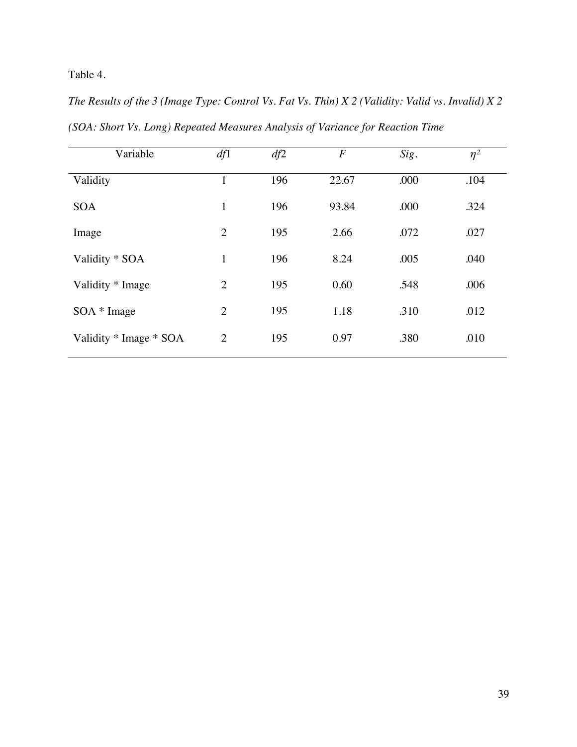Table 4.

*The Results of the 3 (Image Type: Control Vs. Fat Vs. Thin) X 2 (Validity: Valid vs. Invalid) X 2 (SOA: Short Vs. Long) Repeated Measures Analysis of Variance for Reaction Time*

| Variable | *df*1 | *df*2 | *F* | *Sig.* | $\eta^2$ |
|---|---|---|---|---|---|
| Validity | 1 | 196 | 22.67 | .000 | .104 |
| SOA | 1 | 196 | 93.84 | .000 | .324 |
| Image | 2 | 195 | 2.66 | .072 | .027 |
| Validity * SOA | 1 | 196 | 8.24 | .005 | .040 |
| Validity * Image | 2 | 195 | 0.60 | .548 | .006 |
| SOA * Image | 2 | 195 | 1.18 | .310 | .012 |
| Validity * Image * SOA | 2 | 195 | 0.97 | .380 | .010 |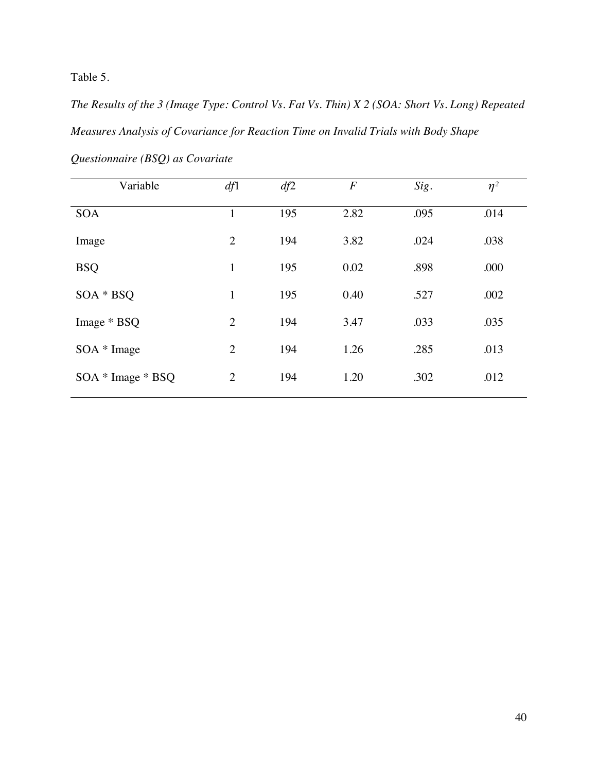Table 5.

*The Results of the 3 (Image Type: Control Vs. Fat Vs. Thin) X 2 (SOA: Short Vs. Long) Repeated Measures Analysis of Covariance for Reaction Time on Invalid Trials with Body Shape Questionnaire (BSQ) as Covariate*

| Variable | *df*1 | *df*2 | *F* | *Sig.* | $\eta^2$ |
|---|---|---|---|---|---|
| SOA | 1 | 195 | 2.82 | .095 | .014 |
| Image | 2 | 194 | 3.82 | .024 | .038 |
| BSQ | 1 | 195 | 0.02 | .898 | .000 |
| SOA * BSQ | 1 | 195 | 0.40 | .527 | .002 |
| Image * BSQ | 2 | 194 | 3.47 | .033 | .035 |
| SOA * Image | 2 | 194 | 1.26 | .285 | .013 |
| SOA * Image * BSQ | 2 | 194 | 1.20 | .302 | .012 |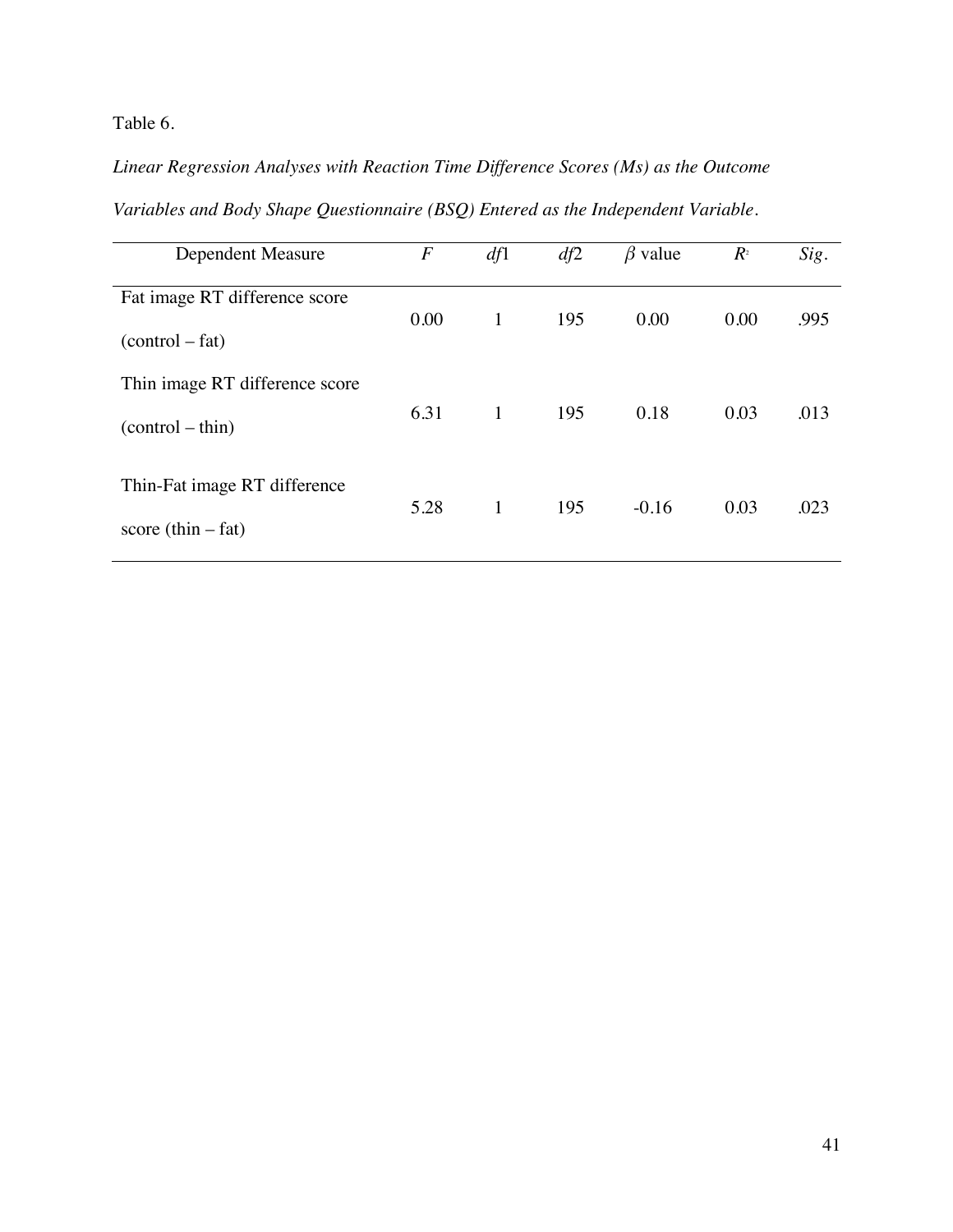Table 6.

*Linear Regression Analyses with Reaction Time Difference Scores (Ms) as the Outcome Variables and Body Shape Questionnaire (BSQ) Entered as the Independent Variable.*

| Dependent Measure | $F$ | $df1$ | $df2$ | $\beta$ value | $R^2$ | *Sig.* |
|---|---|---|---|---|---|---|
| Fat image RT difference score (control – fat) | 0.00 | 1 | 195 | 0.00 | 0.00 | .995 |
| Thin image RT difference score (control – thin) | 6.31 | 1 | 195 | 0.18 | 0.03 | .013 |
| Thin-Fat image RT difference score (thin – fat) | 5.28 | 1 | 195 | -0.16 | 0.03 | .023 |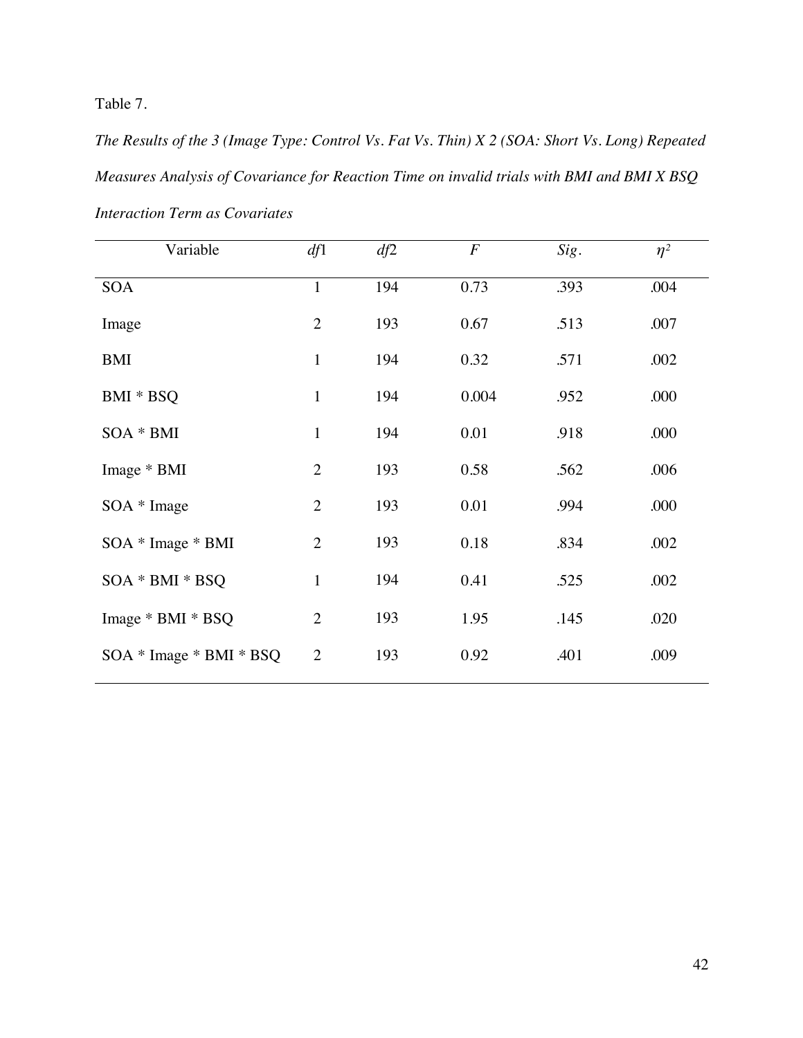Table 7.

*The Results of the 3 (Image Type: Control Vs. Fat Vs. Thin) X 2 (SOA: Short Vs. Long) Repeated Measures Analysis of Covariance for Reaction Time on invalid trials with BMI and BMI X BSQ Interaction Term as Covariates*

| Variable | *df*1 | *df*2 | *F* | *Sig.* | $\eta^2$ |
|---|---|---|---|---|---|
| SOA | 1 | 194 | 0.73 | .393 | .004 |
| Image | 2 | 193 | 0.67 | .513 | .007 |
| BMI | 1 | 194 | 0.32 | .571 | .002 |
| BMI * BSQ | 1 | 194 | 0.004 | .952 | .000 |
| SOA * BMI | 1 | 194 | 0.01 | .918 | .000 |
| Image * BMI | 2 | 193 | 0.58 | .562 | .006 |
| SOA * Image | 2 | 193 | 0.01 | .994 | .000 |
| SOA * Image * BMI | 2 | 193 | 0.18 | .834 | .002 |
| SOA * BMI * BSQ | 1 | 194 | 0.41 | .525 | .002 |
| Image * BMI * BSQ | 2 | 193 | 1.95 | .145 | .020 |
| SOA * Image * BMI * BSQ | 2 | 193 | 0.92 | .401 | .009 |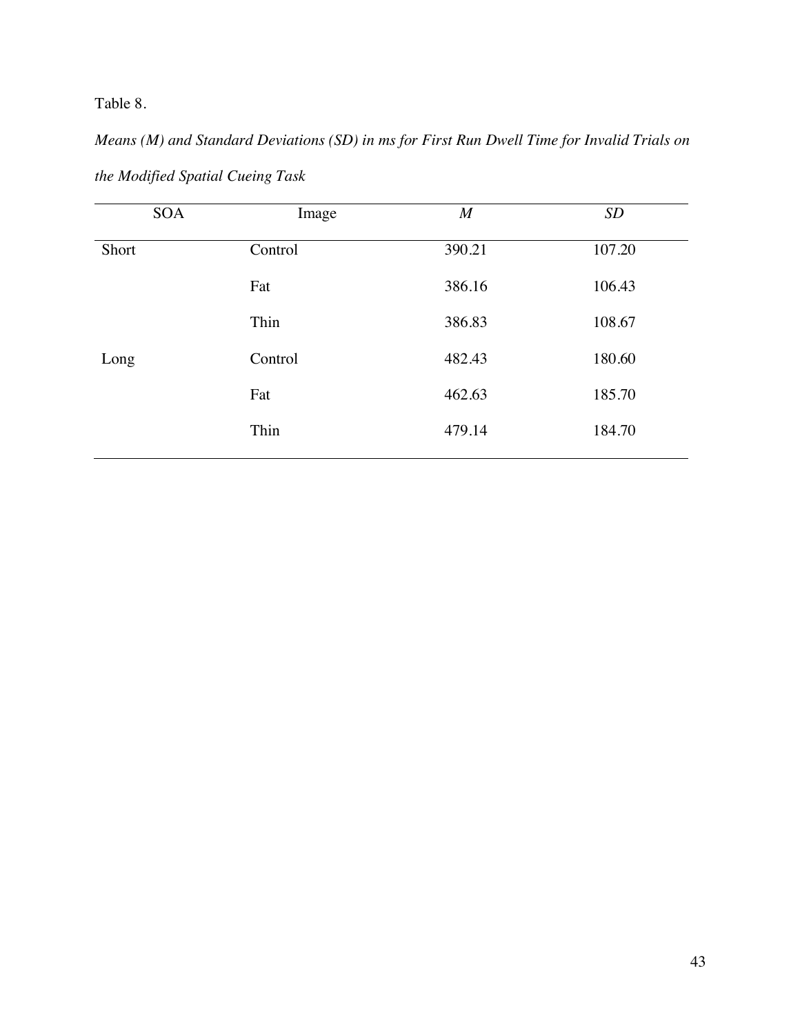Table 8.

*Means (M) and Standard Deviations (SD) in ms for First Run Dwell Time for Invalid Trials on the Modified Spatial Cueing Task*

| SOA | Image | *M* | *SD* |
|---|---|---|---|
| Short | Control | 390.21 | 107.20 |
| | Fat | 386.16 | 106.43 |
| | Thin | 386.83 | 108.67 |
| Long | Control | 482.43 | 180.60 |
| | Fat | 462.63 | 185.70 |
| | Thin | 479.14 | 184.70 |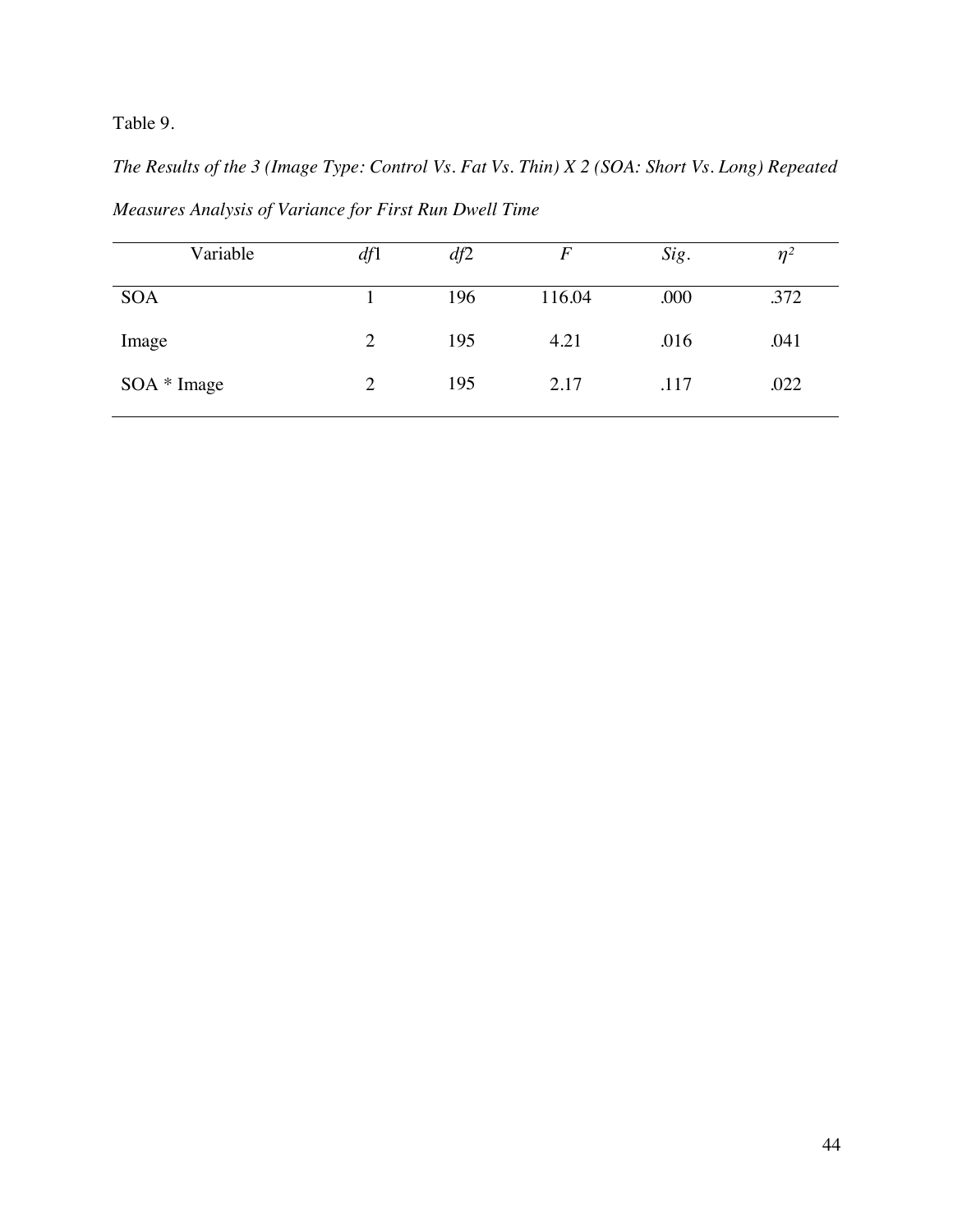Table 9.

*The Results of the 3 (Image Type: Control Vs. Fat Vs. Thin) X 2 (SOA: Short Vs. Long) Repeated Measures Analysis of Variance for First Run Dwell Time*

| Variable | *df*1 | *df*2 | *F* | *Sig.* | $\eta^2$ |
|---|---|---|---|---|---|
| SOA | 1 | 196 | 116.04 | .000 | .372 |
| Image | 2 | 195 | 4.21 | .016 | .041 |
| SOA * Image | 2 | 195 | 2.17 | .117 | .022 |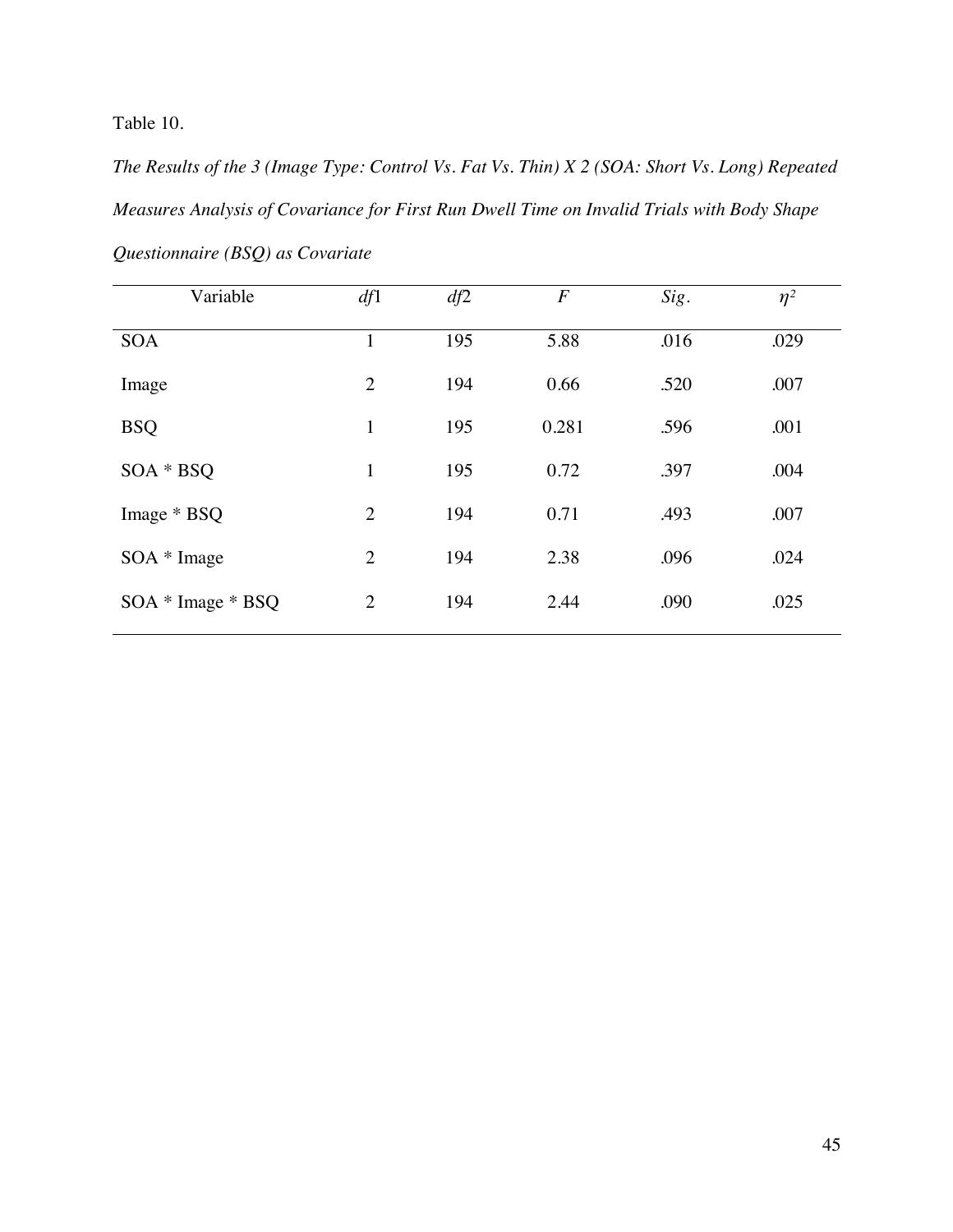Table 10.

*The Results of the 3 (Image Type: Control Vs. Fat Vs. Thin) X 2 (SOA: Short Vs. Long) Repeated Measures Analysis of Covariance for First Run Dwell Time on Invalid Trials with Body Shape Questionnaire (BSQ) as Covariate*

| Variable | *df*1 | *df*2 | *F* | *Sig.* | $\eta^2$ |
|---|---|---|---|---|---|
| SOA | 1 | 195 | 5.88 | .016 | .029 |
| Image | 2 | 194 | 0.66 | .520 | .007 |
| BSQ | 1 | 195 | 0.281 | .596 | .001 |
| SOA * BSQ | 1 | 195 | 0.72 | .397 | .004 |
| Image * BSQ | 2 | 194 | 0.71 | .493 | .007 |
| SOA * Image | 2 | 194 | 2.38 | .096 | .024 |
| SOA * Image * BSQ | 2 | 194 | 2.44 | .090 | .025 |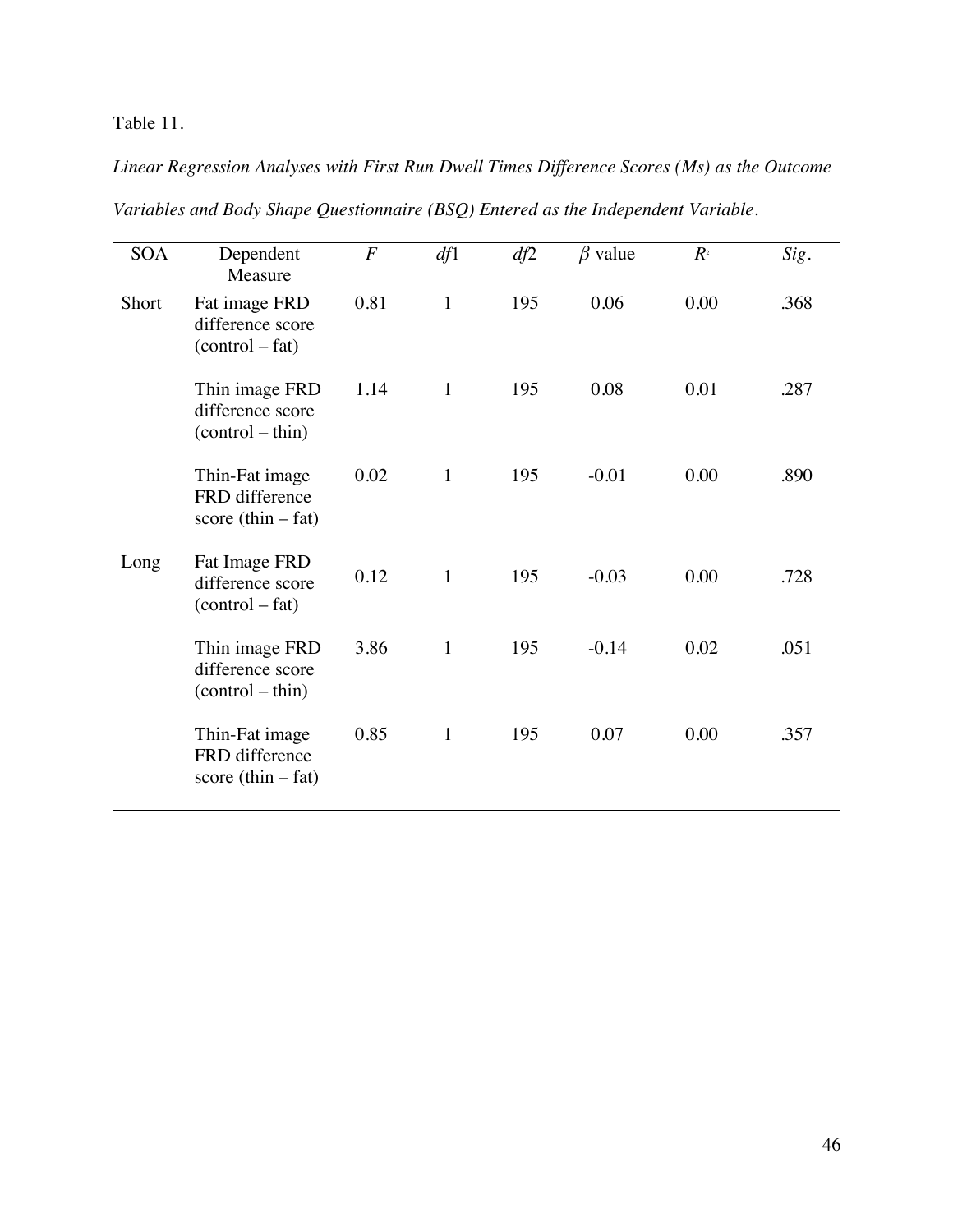Table 11.

*Linear Regression Analyses with First Run Dwell Times Difference Scores (Ms) as the Outcome Variables and Body Shape Questionnaire (BSQ) Entered as the Independent Variable.*

| SOA | Dependent Measure | $F$ | $df1$ | $df2$ | $\beta$ value | $R^2$ | *Sig.* |
|---|---|---|---|---|---|---|---|
| Short | Fat image FRD difference score (control – fat) | 0.81 | 1 | 195 | 0.06 | 0.00 | .368 |
| | Thin image FRD difference score (control – thin) | 1.14 | 1 | 195 | 0.08 | 0.01 | .287 |
| | Thin-Fat image FRD difference score (thin – fat) | 0.02 | 1 | 195 | -0.01 | 0.00 | .890 |
| Long | Fat Image FRD difference score (control – fat) | 0.12 | 1 | 195 | -0.03 | 0.00 | .728 |
| | Thin image FRD difference score (control – thin) | 3.86 | 1 | 195 | -0.14 | 0.02 | .051 |
| | Thin-Fat image FRD difference score (thin – fat) | 0.85 | 1 | 195 | 0.07 | 0.00 | .357 |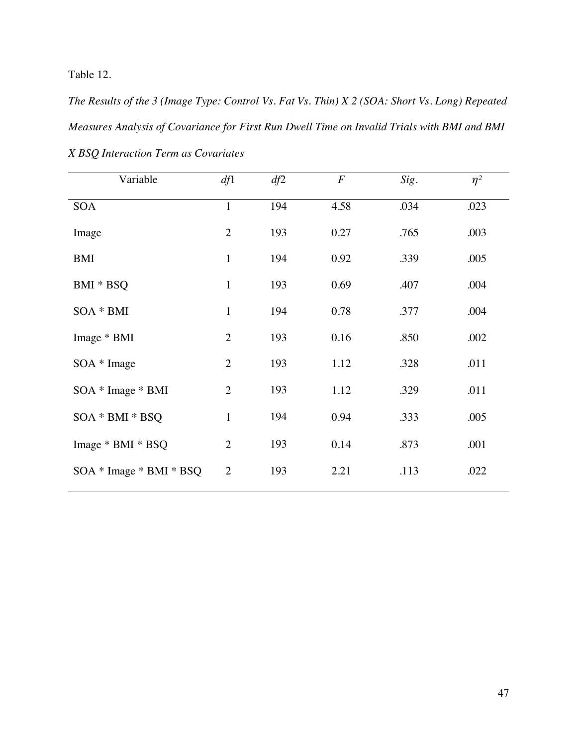Table 12.

*The Results of the 3 (Image Type: Control Vs. Fat Vs. Thin) X 2 (SOA: Short Vs. Long) Repeated Measures Analysis of Covariance for First Run Dwell Time on Invalid Trials with BMI and BMI X BSQ Interaction Term as Covariates*

| Variable | *df*1 | *df*2 | *F* | *Sig*. | $\eta^2$ |
|---|---|---|---|---|---|
| SOA | 1 | 194 | 4.58 | .034 | .023 |
| Image | 2 | 193 | 0.27 | .765 | .003 |
| BMI | 1 | 194 | 0.92 | .339 | .005 |
| BMI * BSQ | 1 | 193 | 0.69 | .407 | .004 |
| SOA * BMI | 1 | 194 | 0.78 | .377 | .004 |
| Image * BMI | 2 | 193 | 0.16 | .850 | .002 |
| SOA * Image | 2 | 193 | 1.12 | .328 | .011 |
| SOA * Image * BMI | 2 | 193 | 1.12 | .329 | .011 |
| SOA * BMI * BSQ | 1 | 194 | 0.94 | .333 | .005 |
| Image * BMI * BSQ | 2 | 193 | 0.14 | .873 | .001 |
| SOA * Image * BMI * BSQ | 2 | 193 | 2.21 | .113 | .022 |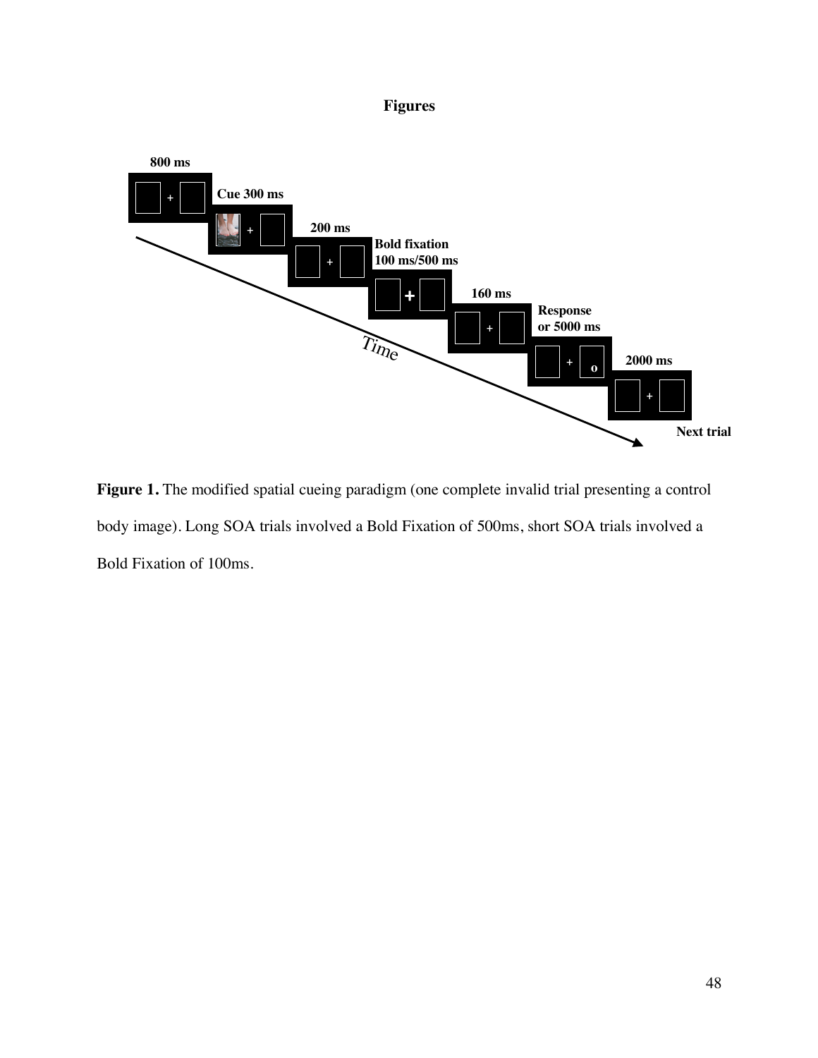# Figures

800 ms

Cue 300 ms

200 ms

Bold fixation
100 ms/500 ms

160 ms

Response
or 5000 ms

2000 ms

Time

Next trial

**Figure 1.** The modified spatial cueing paradigm (one complete invalid trial presenting a control body image). Long SOA trials involved a Bold Fixation of 500ms, short SOA trials involved a Bold Fixation of 100ms.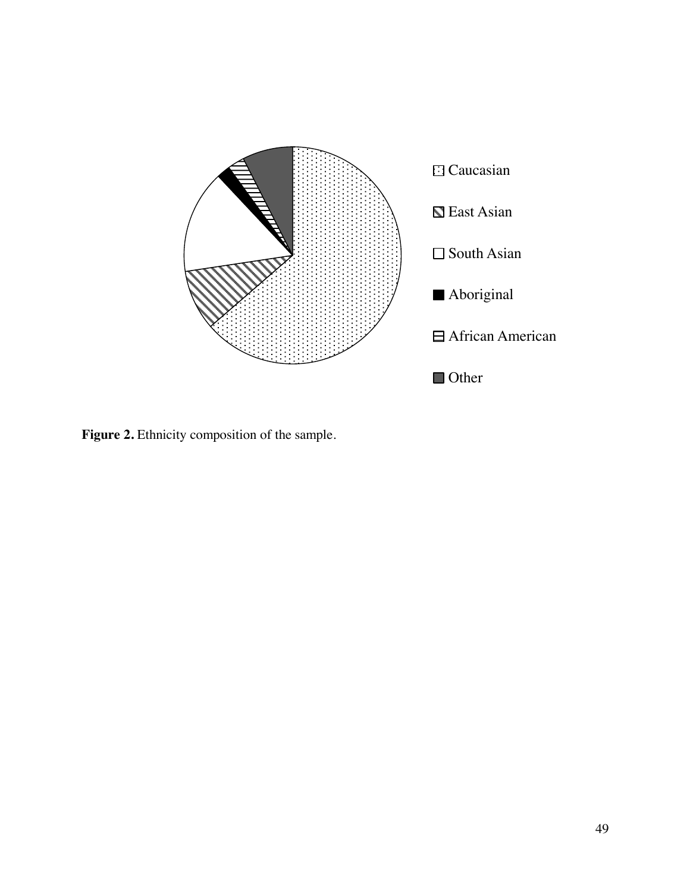Caucasian

East Asian

South Asian

Aboriginal

African American

Other

**Figure 2.** Ethnicity composition of the sample.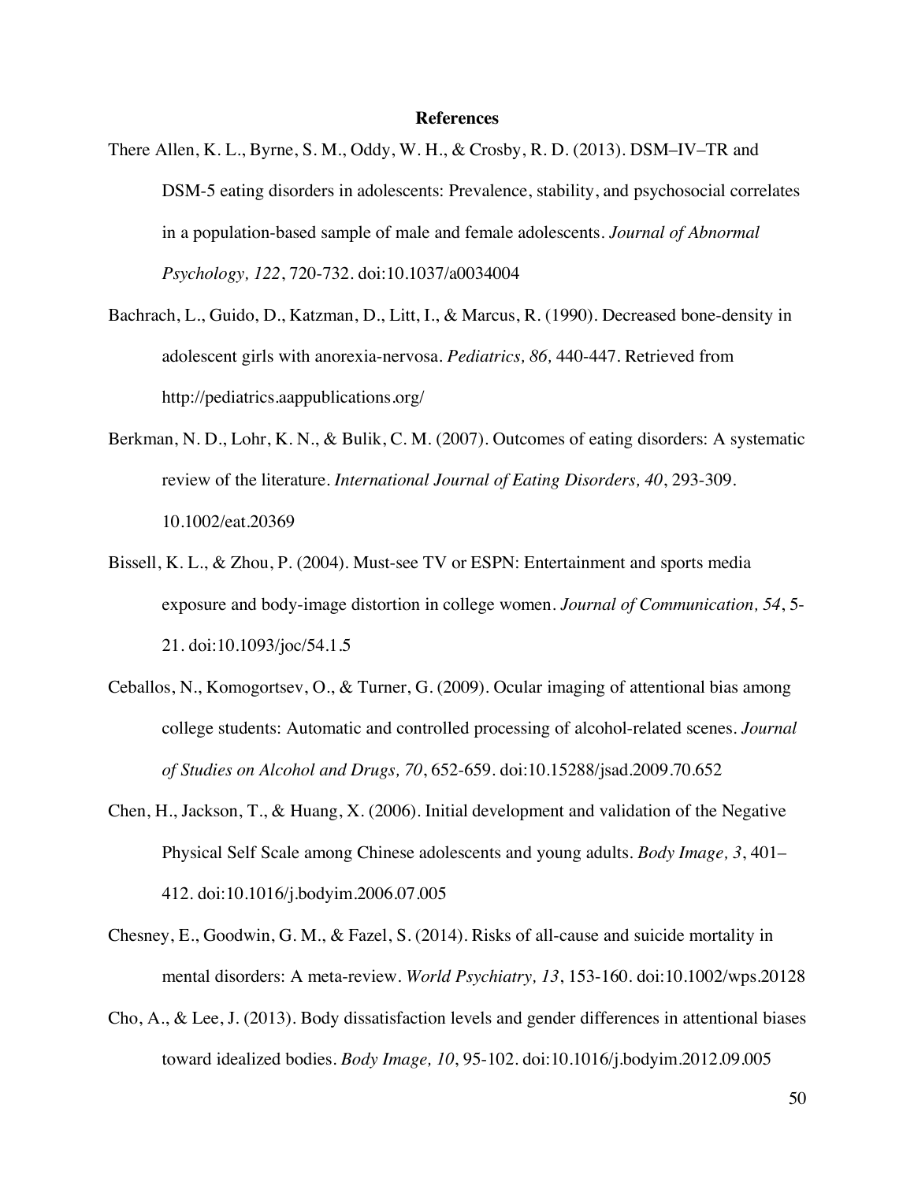**References**

There Allen, K. L., Byrne, S. M., Oddy, W. H., & Crosby, R. D. (2013). DSM–IV–TR and DSM-5 eating disorders in adolescents: Prevalence, stability, and psychosocial correlates in a population-based sample of male and female adolescents. *Journal of Abnormal Psychology, 122*, 720-732. doi:10.1037/a0034004

Bachrach, L., Guido, D., Katzman, D., Litt, I., & Marcus, R. (1990). Decreased bone-density in adolescent girls with anorexia-nervosa. *Pediatrics, 86,* 440-447. Retrieved from http://pediatrics.aappublications.org/

Berkman, N. D., Lohr, K. N., & Bulik, C. M. (2007). Outcomes of eating disorders: A systematic review of the literature. *International Journal of Eating Disorders, 40*, 293-309. 10.1002/eat.20369

Bissell, K. L., & Zhou, P. (2004). Must-see TV or ESPN: Entertainment and sports media exposure and body-image distortion in college women. *Journal of Communication, 54*, 5-21. doi:10.1093/joc/54.1.5

Ceballos, N., Komogortsev, O., & Turner, G. (2009). Ocular imaging of attentional bias among college students: Automatic and controlled processing of alcohol-related scenes. *Journal of Studies on Alcohol and Drugs, 70*, 652-659. doi:10.15288/jsad.2009.70.652

Chen, H., Jackson, T., & Huang, X. (2006). Initial development and validation of the Negative Physical Self Scale among Chinese adolescents and young adults. *Body Image, 3*, 401–412. doi:10.1016/j.bodyim.2006.07.005

Chesney, E., Goodwin, G. M., & Fazel, S. (2014). Risks of all-cause and suicide mortality in mental disorders: A meta-review. *World Psychiatry, 13*, 153-160. doi:10.1002/wps.20128

Cho, A., & Lee, J. (2013). Body dissatisfaction levels and gender differences in attentional biases toward idealized bodies. *Body Image, 10*, 95-102. doi:10.1016/j.bodyim.2012.09.005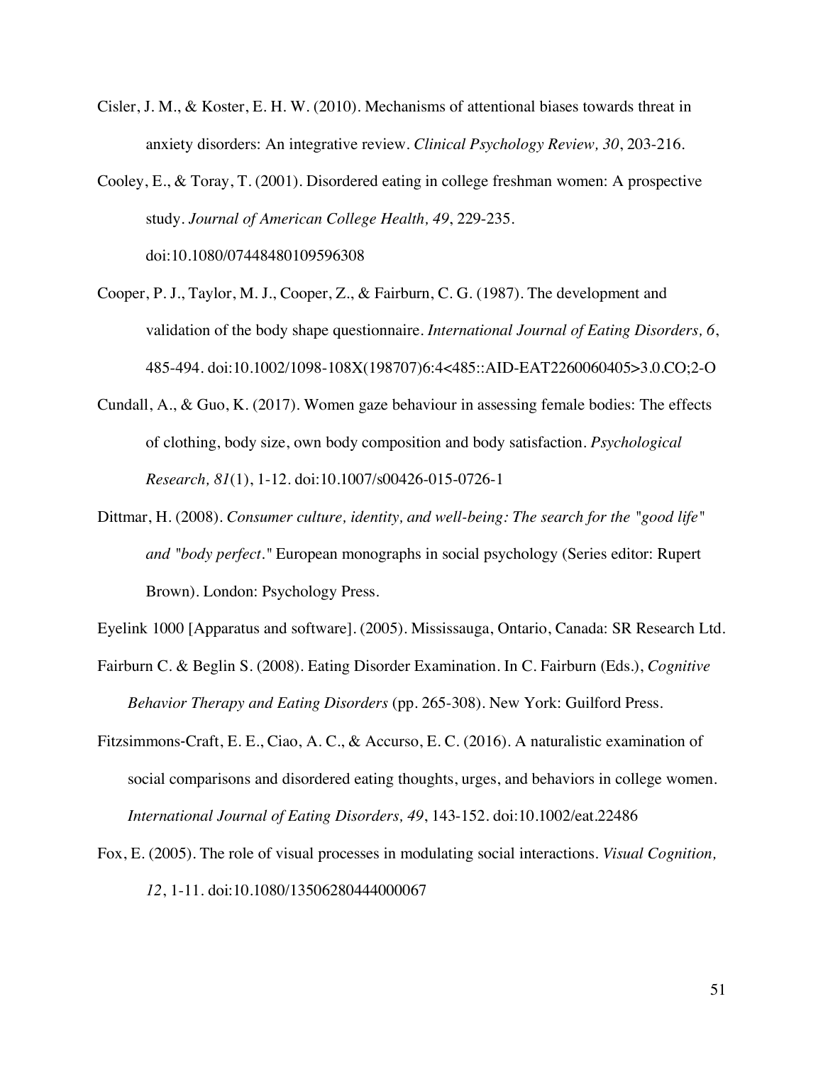Cisler, J. M., & Koster, E. H. W. (2010). Mechanisms of attentional biases towards threat in anxiety disorders: An integrative review. *Clinical Psychology Review, 30*, 203-216.

Cooley, E., & Toray, T. (2001). Disordered eating in college freshman women: A prospective study. *Journal of American College Health, 49*, 229-235. doi:10.1080/07448480109596308

Cooper, P. J., Taylor, M. J., Cooper, Z., & Fairburn, C. G. (1987). The development and validation of the body shape questionnaire. *International Journal of Eating Disorders, 6*, 485-494. doi:10.1002/1098-108X(198707)6:4<485::AID-EAT2260060405>3.0.CO;2-O

Cundall, A., & Guo, K. (2017). Women gaze behaviour in assessing female bodies: The effects of clothing, body size, own body composition and body satisfaction. *Psychological Research, 81*(1), 1-12. doi:10.1007/s00426-015-0726-1

Dittmar, H. (2008). *Consumer culture, identity, and well-being: The search for the "good life" and "body perfect."* European monographs in social psychology (Series editor: Rupert Brown). London: Psychology Press.

Eyelink 1000 [Apparatus and software]. (2005). Mississauga, Ontario, Canada: SR Research Ltd.

Fairburn C. & Beglin S. (2008). Eating Disorder Examination. In C. Fairburn (Eds.), *Cognitive Behavior Therapy and Eating Disorders* (pp. 265-308). New York: Guilford Press.

Fitzsimmons-Craft, E. E., Ciao, A. C., & Accurso, E. C. (2016). A naturalistic examination of social comparisons and disordered eating thoughts, urges, and behaviors in college women. *International Journal of Eating Disorders, 49*, 143-152. doi:10.1002/eat.22486

Fox, E. (2005). The role of visual processes in modulating social interactions. *Visual Cognition, 12*, 1-11. doi:10.1080/13506280444000067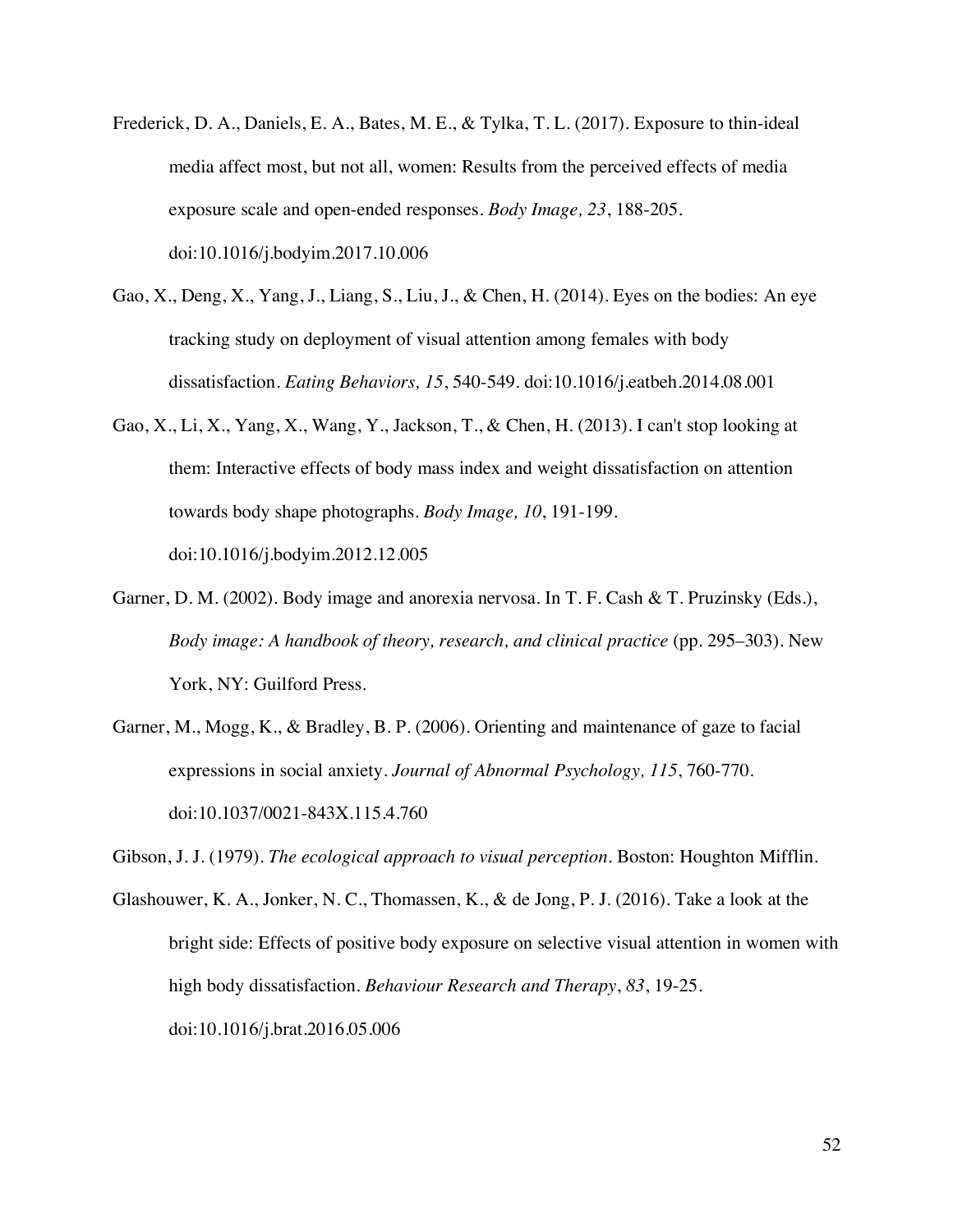Frederick, D. A., Daniels, E. A., Bates, M. E., & Tylka, T. L. (2017). Exposure to thin-ideal media affect most, but not all, women: Results from the perceived effects of media exposure scale and open-ended responses. *Body Image, 23*, 188-205. doi:10.1016/j.bodyim.2017.10.006

Gao, X., Deng, X., Yang, J., Liang, S., Liu, J., & Chen, H. (2014). Eyes on the bodies: An eye tracking study on deployment of visual attention among females with body dissatisfaction. *Eating Behaviors, 15*, 540-549. doi:10.1016/j.eatbeh.2014.08.001

Gao, X., Li, X., Yang, X., Wang, Y., Jackson, T., & Chen, H. (2013). I can't stop looking at them: Interactive effects of body mass index and weight dissatisfaction on attention towards body shape photographs. *Body Image, 10*, 191-199. doi:10.1016/j.bodyim.2012.12.005

Garner, D. M. (2002). Body image and anorexia nervosa. In T. F. Cash & T. Pruzinsky (Eds.), *Body image: A handbook of theory, research, and clinical practice* (pp. 295–303). New York, NY: Guilford Press.

Garner, M., Mogg, K., & Bradley, B. P. (2006). Orienting and maintenance of gaze to facial expressions in social anxiety. *Journal of Abnormal Psychology, 115*, 760-770. doi:10.1037/0021-843X.115.4.760

Gibson, J. J. (1979). *The ecological approach to visual perception*. Boston: Houghton Mifflin.

Glashouwer, K. A., Jonker, N. C., Thomassen, K., & de Jong, P. J. (2016). Take a look at the bright side: Effects of positive body exposure on selective visual attention in women with high body dissatisfaction. *Behaviour Research and Therapy*, *83*, 19-25. doi:10.1016/j.brat.2016.05.006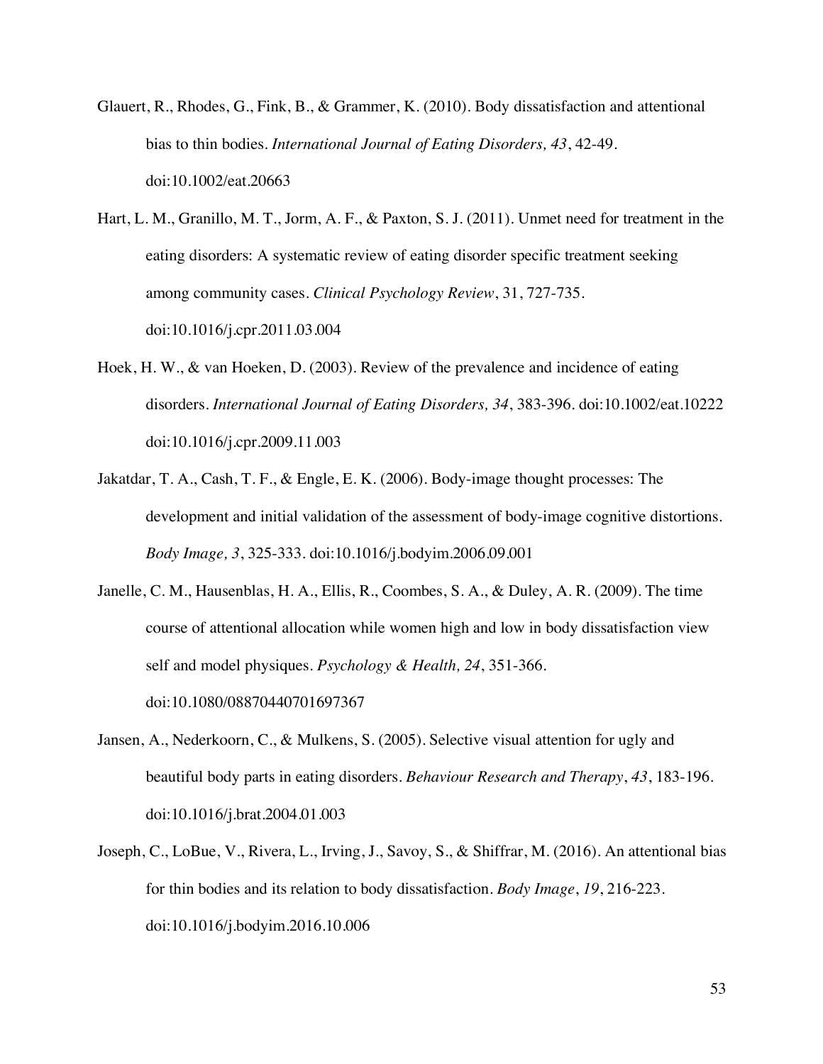Glauert, R., Rhodes, G., Fink, B., & Grammer, K. (2010). Body dissatisfaction and attentional bias to thin bodies. *International Journal of Eating Disorders, 43*, 42-49. doi:10.1002/eat.20663

Hart, L. M., Granillo, M. T., Jorm, A. F., & Paxton, S. J. (2011). Unmet need for treatment in the eating disorders: A systematic review of eating disorder specific treatment seeking among community cases. *Clinical Psychology Review*, 31, 727-735. doi:10.1016/j.cpr.2011.03.004

Hoek, H. W., & van Hoeken, D. (2003). Review of the prevalence and incidence of eating disorders. *International Journal of Eating Disorders, 34*, 383-396. doi:10.1002/eat.10222 doi:10.1016/j.cpr.2009.11.003

Jakatdar, T. A., Cash, T. F., & Engle, E. K. (2006). Body-image thought processes: The development and initial validation of the assessment of body-image cognitive distortions. *Body Image, 3*, 325-333. doi:10.1016/j.bodyim.2006.09.001

Janelle, C. M., Hausenblas, H. A., Ellis, R., Coombes, S. A., & Duley, A. R. (2009). The time course of attentional allocation while women high and low in body dissatisfaction view self and model physiques. *Psychology & Health, 24*, 351-366. doi:10.1080/08870440701697367

Jansen, A., Nederkoorn, C., & Mulkens, S. (2005). Selective visual attention for ugly and beautiful body parts in eating disorders. *Behaviour Research and Therapy*, *43*, 183-196. doi:10.1016/j.brat.2004.01.003

Joseph, C., LoBue, V., Rivera, L., Irving, J., Savoy, S., & Shiffrar, M. (2016). An attentional bias for thin bodies and its relation to body dissatisfaction. *Body Image*, *19*, 216-223. doi:10.1016/j.bodyim.2016.10.006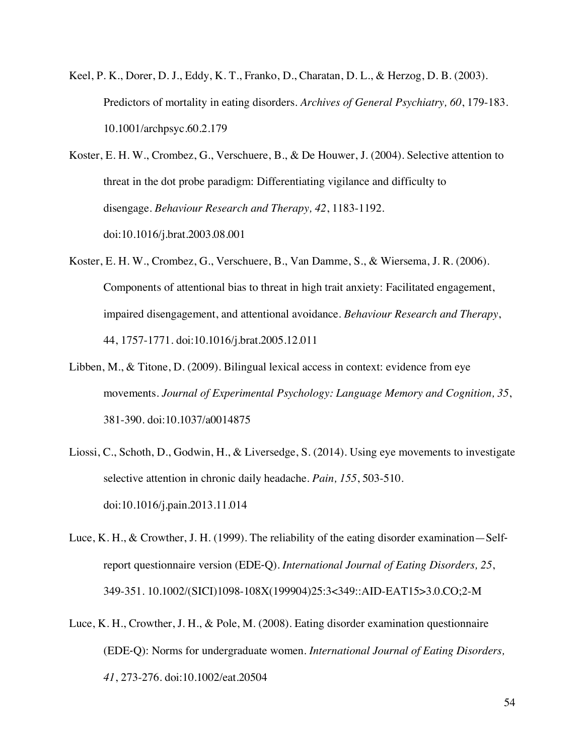Keel, P. K., Dorer, D. J., Eddy, K. T., Franko, D., Charatan, D. L., & Herzog, D. B. (2003). Predictors of mortality in eating disorders. *Archives of General Psychiatry, 60*, 179-183. 10.1001/archpsyc.60.2.179

Koster, E. H. W., Crombez, G., Verschuere, B., & De Houwer, J. (2004). Selective attention to threat in the dot probe paradigm: Differentiating vigilance and difficulty to disengage. *Behaviour Research and Therapy, 42*, 1183-1192. doi:10.1016/j.brat.2003.08.001

Koster, E. H. W., Crombez, G., Verschuere, B., Van Damme, S., & Wiersema, J. R. (2006). Components of attentional bias to threat in high trait anxiety: Facilitated engagement, impaired disengagement, and attentional avoidance. *Behaviour Research and Therapy*, 44, 1757-1771. doi:10.1016/j.brat.2005.12.011

Libben, M., & Titone, D. (2009). Bilingual lexical access in context: evidence from eye movements. *Journal of Experimental Psychology: Language Memory and Cognition, 35*, 381-390. doi:10.1037/a0014875

Liossi, C., Schoth, D., Godwin, H., & Liversedge, S. (2014). Using eye movements to investigate selective attention in chronic daily headache. *Pain, 155*, 503-510. doi:10.1016/j.pain.2013.11.014

Luce, K. H., & Crowther, J. H. (1999). The reliability of the eating disorder examination—Self-report questionnaire version (EDE-Q). *International Journal of Eating Disorders, 25*, 349-351. 10.1002/(SICI)1098-108X(199904)25:3<349::AID-EAT15>3.0.CO;2-M

Luce, K. H., Crowther, J. H., & Pole, M. (2008). Eating disorder examination questionnaire (EDE-Q): Norms for undergraduate women. *International Journal of Eating Disorders, 41*, 273-276. doi:10.1002/eat.20504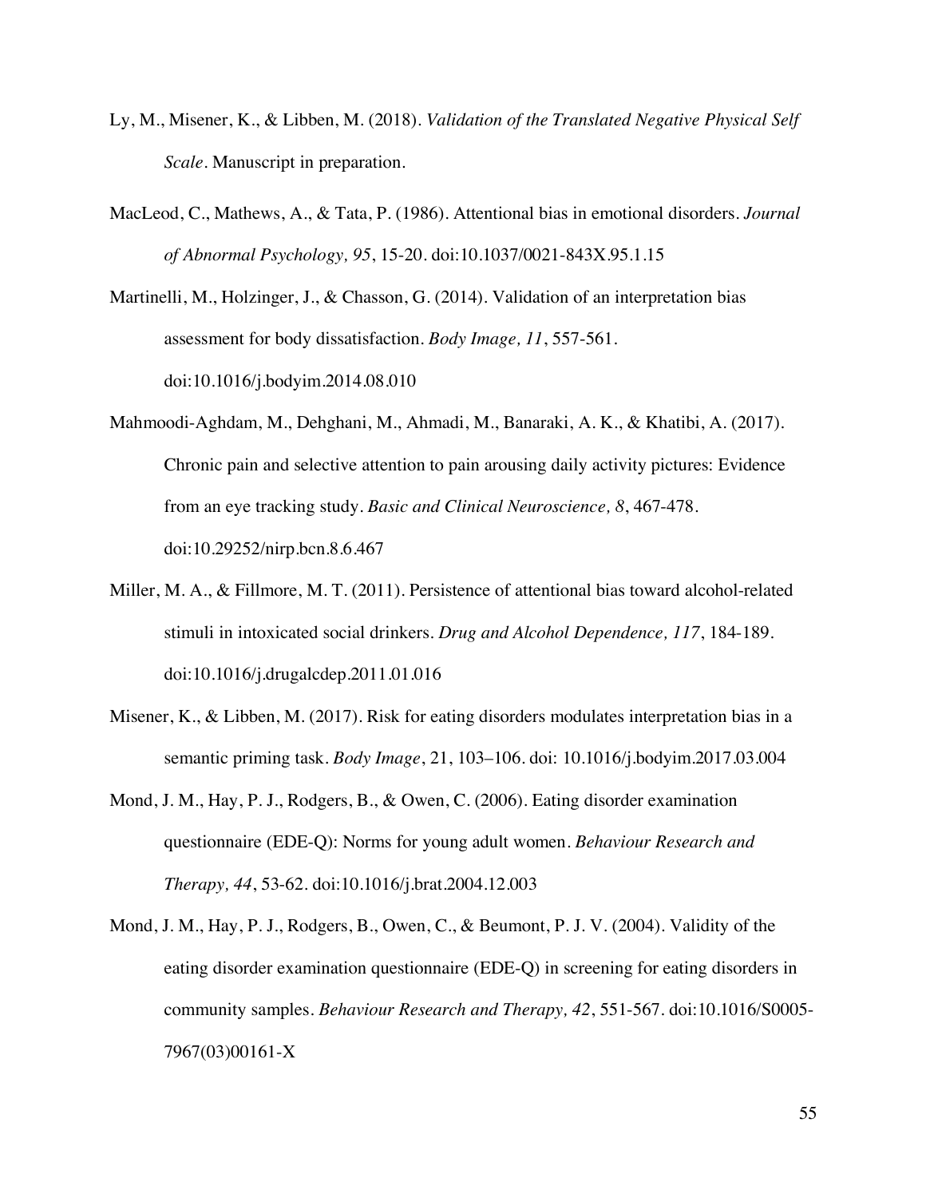Ly, M., Misener, K., & Libben, M. (2018). *Validation of the Translated Negative Physical Self Scale*. Manuscript in preparation.

MacLeod, C., Mathews, A., & Tata, P. (1986). Attentional bias in emotional disorders. *Journal of Abnormal Psychology, 95*, 15-20. doi:10.1037/0021-843X.95.1.15

Martinelli, M., Holzinger, J., & Chasson, G. (2014). Validation of an interpretation bias assessment for body dissatisfaction. *Body Image, 11*, 557-561. doi:10.1016/j.bodyim.2014.08.010

Mahmoodi-Aghdam, M., Dehghani, M., Ahmadi, M., Banaraki, A. K., & Khatibi, A. (2017). Chronic pain and selective attention to pain arousing daily activity pictures: Evidence from an eye tracking study. *Basic and Clinical Neuroscience, 8*, 467-478. doi:10.29252/nirp.bcn.8.6.467

Miller, M. A., & Fillmore, M. T. (2011). Persistence of attentional bias toward alcohol-related stimuli in intoxicated social drinkers. *Drug and Alcohol Dependence, 117*, 184-189. doi:10.1016/j.drugalcdep.2011.01.016

Misener, K., & Libben, M. (2017). Risk for eating disorders modulates interpretation bias in a semantic priming task. *Body Image*, 21, 103–106. doi: 10.1016/j.bodyim.2017.03.004

Mond, J. M., Hay, P. J., Rodgers, B., & Owen, C. (2006). Eating disorder examination questionnaire (EDE-Q): Norms for young adult women. *Behaviour Research and Therapy, 44*, 53-62. doi:10.1016/j.brat.2004.12.003

Mond, J. M., Hay, P. J., Rodgers, B., Owen, C., & Beumont, P. J. V. (2004). Validity of the eating disorder examination questionnaire (EDE-Q) in screening for eating disorders in community samples. *Behaviour Research and Therapy, 42*, 551-567. doi:10.1016/S0005-7967(03)00161-X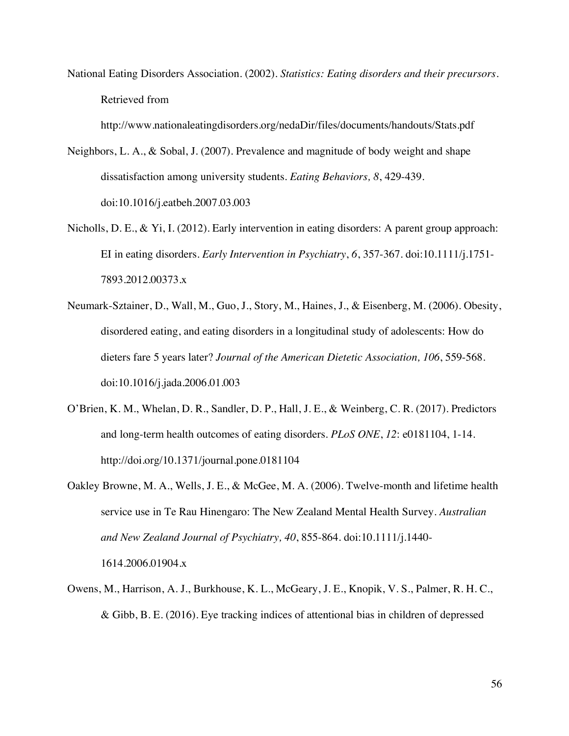National Eating Disorders Association. (2002). *Statistics: Eating disorders and their precursors*. Retrieved from http://www.nationaleatingdisorders.org/nedaDir/files/documents/handouts/Stats.pdf

Neighbors, L. A., & Sobal, J. (2007). Prevalence and magnitude of body weight and shape dissatisfaction among university students. *Eating Behaviors, 8*, 429-439. doi:10.1016/j.eatbeh.2007.03.003

Nicholls, D. E., & Yi, I. (2012). Early intervention in eating disorders: A parent group approach: EI in eating disorders. *Early Intervention in Psychiatry*, *6*, 357-367. doi:10.1111/j.1751-7893.2012.00373.x

Neumark-Sztainer, D., Wall, M., Guo, J., Story, M., Haines, J., & Eisenberg, M. (2006). Obesity, disordered eating, and eating disorders in a longitudinal study of adolescents: How do dieters fare 5 years later? *Journal of the American Dietetic Association, 106*, 559-568. doi:10.1016/j.jada.2006.01.003

O'Brien, K. M., Whelan, D. R., Sandler, D. P., Hall, J. E., & Weinberg, C. R. (2017). Predictors and long-term health outcomes of eating disorders. *PLoS ONE*, *12*: e0181104, 1-14. http://doi.org/10.1371/journal.pone.0181104

Oakley Browne, M. A., Wells, J. E., & McGee, M. A. (2006). Twelve-month and lifetime health service use in Te Rau Hinengaro: The New Zealand Mental Health Survey. *Australian and New Zealand Journal of Psychiatry, 40*, 855-864. doi:10.1111/j.1440-1614.2006.01904.x

Owens, M., Harrison, A. J., Burkhouse, K. L., McGeary, J. E., Knopik, V. S., Palmer, R. H. C., & Gibb, B. E. (2016). Eye tracking indices of attentional bias in children of depressed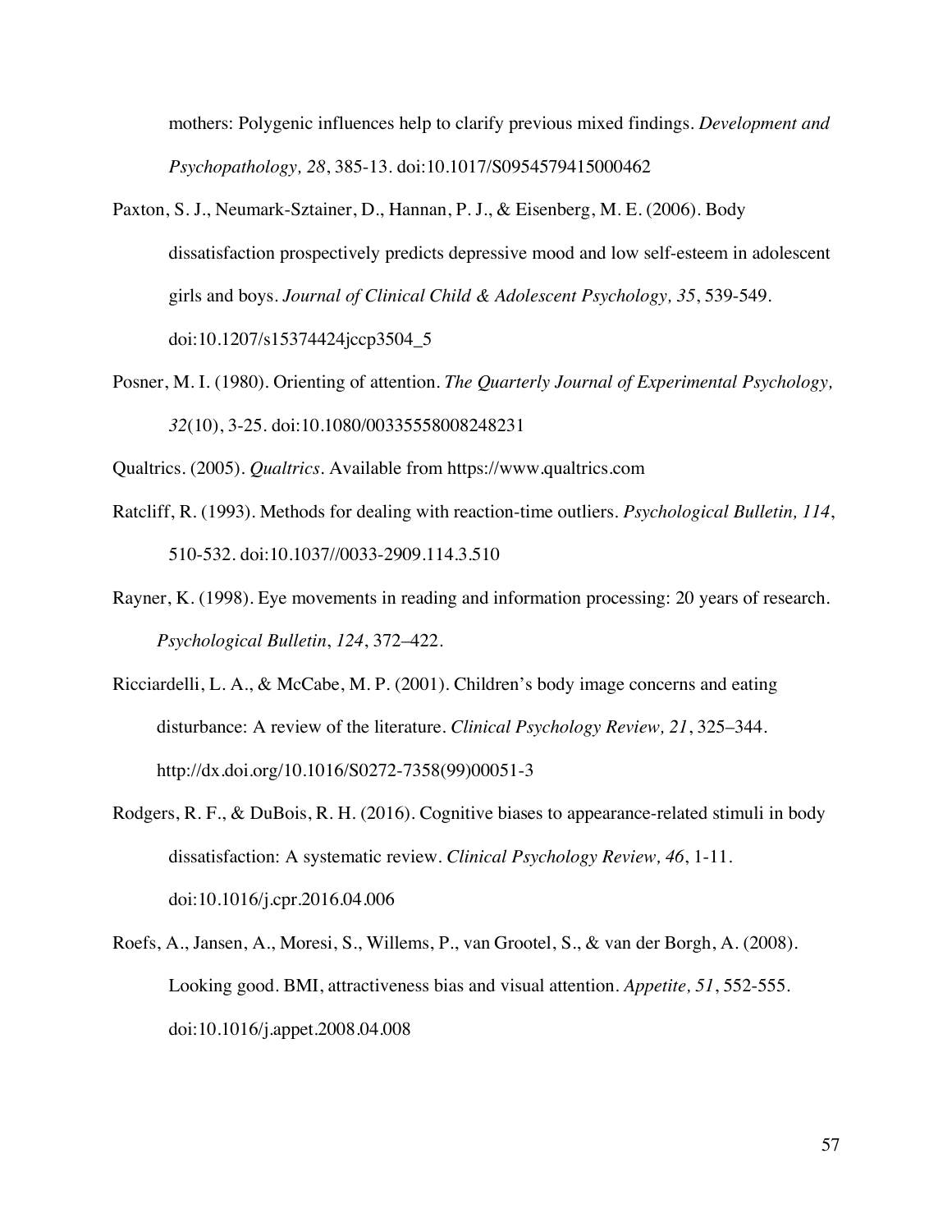mothers: Polygenic influences help to clarify previous mixed findings. *Development and Psychopathology, 28*, 385-13. doi:10.1017/S0954579415000462

Paxton, S. J., Neumark-Sztainer, D., Hannan, P. J., & Eisenberg, M. E. (2006). Body dissatisfaction prospectively predicts depressive mood and low self-esteem in adolescent girls and boys. *Journal of Clinical Child & Adolescent Psychology, 35*, 539-549. doi:10.1207/s15374424jccp3504_5

Posner, M. I. (1980). Orienting of attention. *The Quarterly Journal of Experimental Psychology, 32*(10), 3-25. doi:10.1080/00335558008248231

Qualtrics. (2005). *Qualtrics*. Available from https://www.qualtrics.com

Ratcliff, R. (1993). Methods for dealing with reaction-time outliers. *Psychological Bulletin, 114*, 510-532. doi:10.1037//0033-2909.114.3.510

Rayner, K. (1998). Eye movements in reading and information processing: 20 years of research. *Psychological Bulletin*, *124*, 372–422.

Ricciardelli, L. A., & McCabe, M. P. (2001). Children's body image concerns and eating disturbance: A review of the literature. *Clinical Psychology Review, 21*, 325–344. http://dx.doi.org/10.1016/S0272-7358(99)00051-3

Rodgers, R. F., & DuBois, R. H. (2016). Cognitive biases to appearance-related stimuli in body dissatisfaction: A systematic review. *Clinical Psychology Review, 46*, 1-11. doi:10.1016/j.cpr.2016.04.006

Roefs, A., Jansen, A., Moresi, S., Willems, P., van Grootel, S., & van der Borgh, A. (2008). Looking good. BMI, attractiveness bias and visual attention. *Appetite, 51*, 552-555. doi:10.1016/j.appet.2008.04.008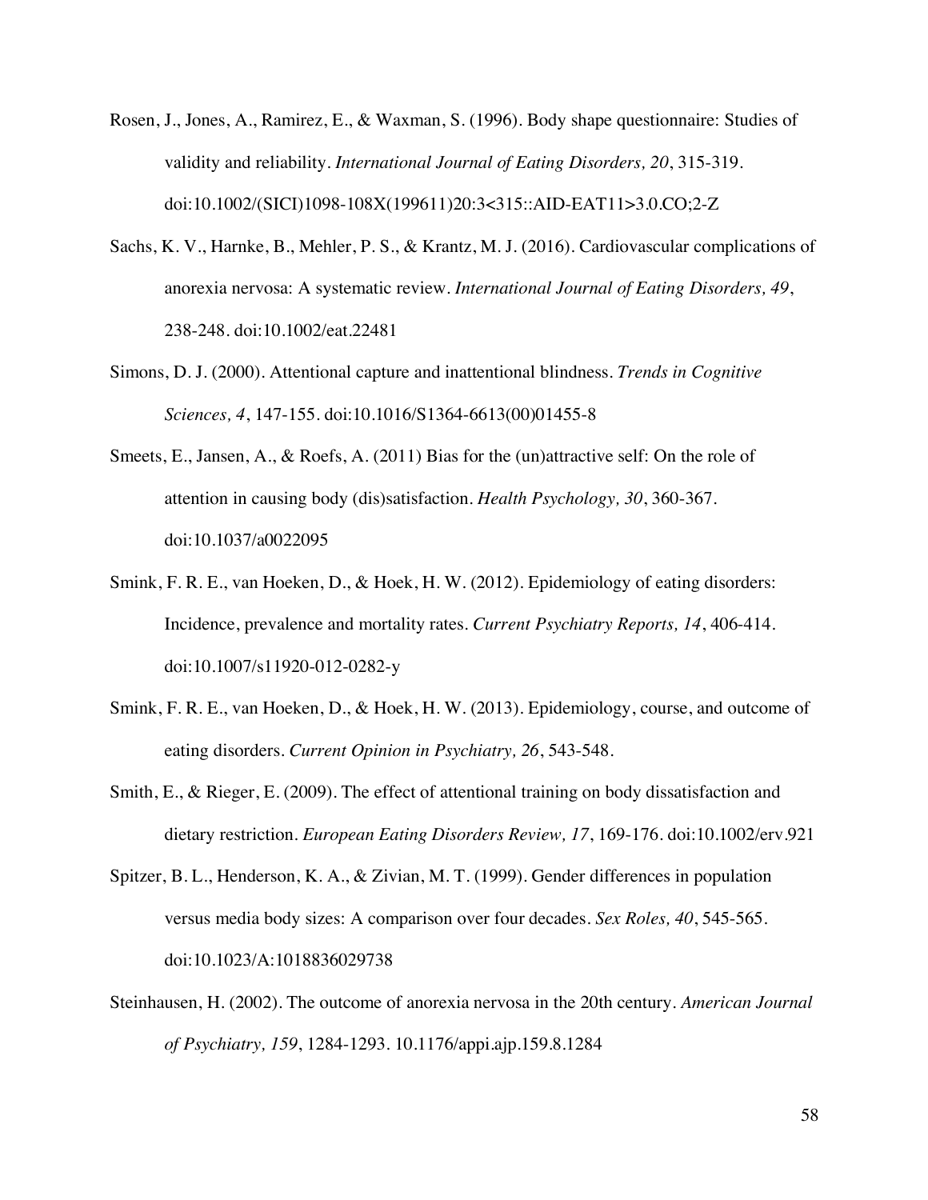Rosen, J., Jones, A., Ramirez, E., & Waxman, S. (1996). Body shape questionnaire: Studies of validity and reliability. *International Journal of Eating Disorders, 20*, 315-319. doi:10.1002/(SICI)1098-108X(199611)20:3<315::AID-EAT11>3.0.CO;2-Z

Sachs, K. V., Harnke, B., Mehler, P. S., & Krantz, M. J. (2016). Cardiovascular complications of anorexia nervosa: A systematic review. *International Journal of Eating Disorders, 49*, 238-248. doi:10.1002/eat.22481

Simons, D. J. (2000). Attentional capture and inattentional blindness. *Trends in Cognitive Sciences, 4*, 147-155. doi:10.1016/S1364-6613(00)01455-8

Smeets, E., Jansen, A., & Roefs, A. (2011) Bias for the (un)attractive self: On the role of attention in causing body (dis)satisfaction. *Health Psychology, 30*, 360-367. doi:10.1037/a0022095

Smink, F. R. E., van Hoeken, D., & Hoek, H. W. (2012). Epidemiology of eating disorders: Incidence, prevalence and mortality rates. *Current Psychiatry Reports, 14*, 406-414. doi:10.1007/s11920-012-0282-y

Smink, F. R. E., van Hoeken, D., & Hoek, H. W. (2013). Epidemiology, course, and outcome of eating disorders. *Current Opinion in Psychiatry, 26*, 543-548.

Smith, E., & Rieger, E. (2009). The effect of attentional training on body dissatisfaction and dietary restriction. *European Eating Disorders Review, 17*, 169-176. doi:10.1002/erv.921

Spitzer, B. L., Henderson, K. A., & Zivian, M. T. (1999). Gender differences in population versus media body sizes: A comparison over four decades. *Sex Roles, 40*, 545-565. doi:10.1023/A:1018836029738

Steinhausen, H. (2002). The outcome of anorexia nervosa in the 20th century. *American Journal of Psychiatry, 159*, 1284-1293. 10.1176/appi.ajp.159.8.1284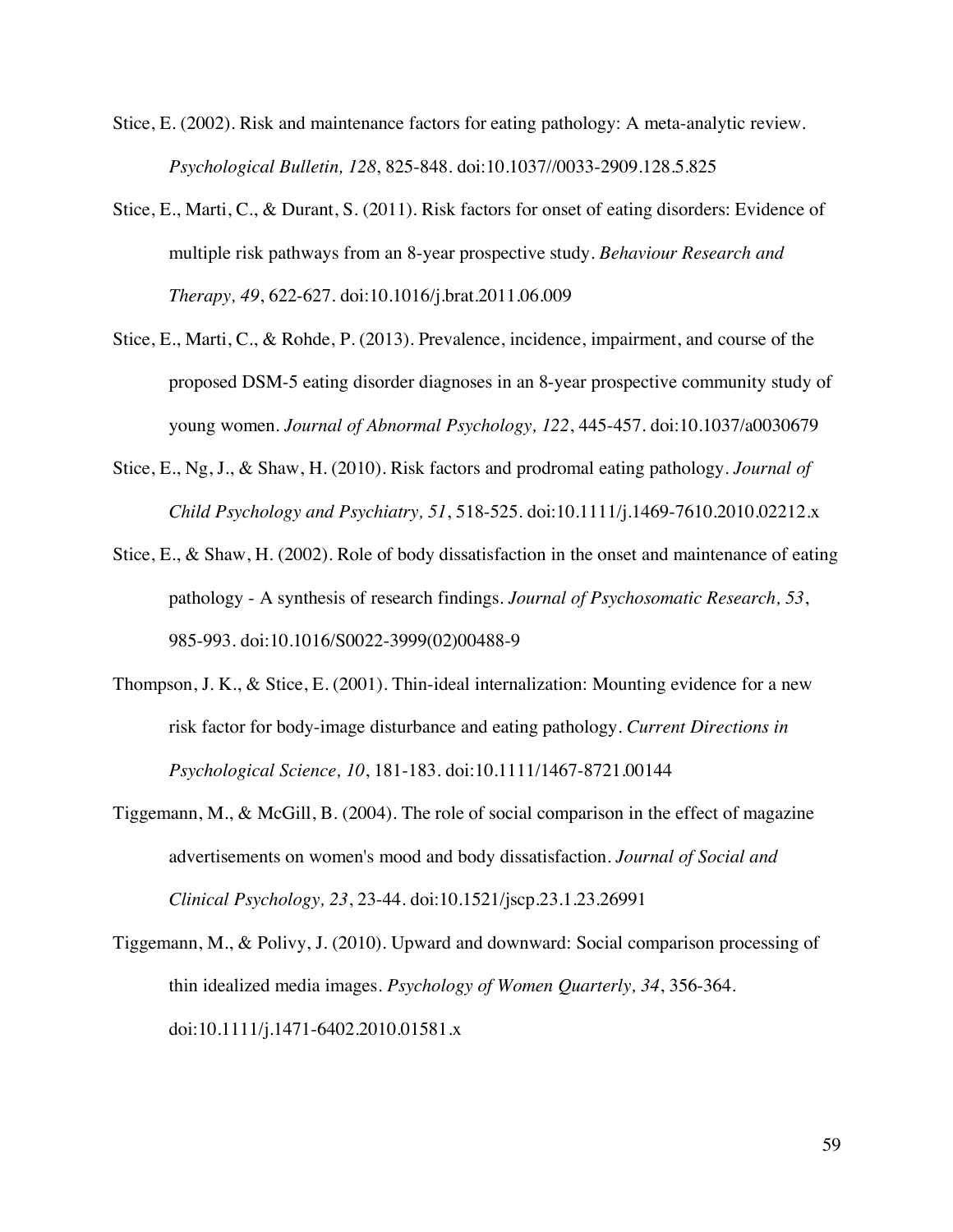Stice, E. (2002). Risk and maintenance factors for eating pathology: A meta-analytic review. *Psychological Bulletin, 128*, 825-848. doi:10.1037//0033-2909.128.5.825

Stice, E., Marti, C., & Durant, S. (2011). Risk factors for onset of eating disorders: Evidence of multiple risk pathways from an 8-year prospective study. *Behaviour Research and Therapy, 49*, 622-627. doi:10.1016/j.brat.2011.06.009

Stice, E., Marti, C., & Rohde, P. (2013). Prevalence, incidence, impairment, and course of the proposed DSM-5 eating disorder diagnoses in an 8-year prospective community study of young women. *Journal of Abnormal Psychology, 122*, 445-457. doi:10.1037/a0030679

Stice, E., Ng, J., & Shaw, H. (2010). Risk factors and prodromal eating pathology. *Journal of Child Psychology and Psychiatry, 51*, 518-525. doi:10.1111/j.1469-7610.2010.02212.x

Stice, E., & Shaw, H. (2002). Role of body dissatisfaction in the onset and maintenance of eating pathology - A synthesis of research findings. *Journal of Psychosomatic Research, 53*, 985-993. doi:10.1016/S0022-3999(02)00488-9

Thompson, J. K., & Stice, E. (2001). Thin-ideal internalization: Mounting evidence for a new risk factor for body-image disturbance and eating pathology. *Current Directions in Psychological Science, 10*, 181-183. doi:10.1111/1467-8721.00144

Tiggemann, M., & McGill, B. (2004). The role of social comparison in the effect of magazine advertisements on women's mood and body dissatisfaction. *Journal of Social and Clinical Psychology, 23*, 23-44. doi:10.1521/jscp.23.1.23.26991

Tiggemann, M., & Polivy, J. (2010). Upward and downward: Social comparison processing of thin idealized media images. *Psychology of Women Quarterly, 34*, 356-364. doi:10.1111/j.1471-6402.2010.01581.x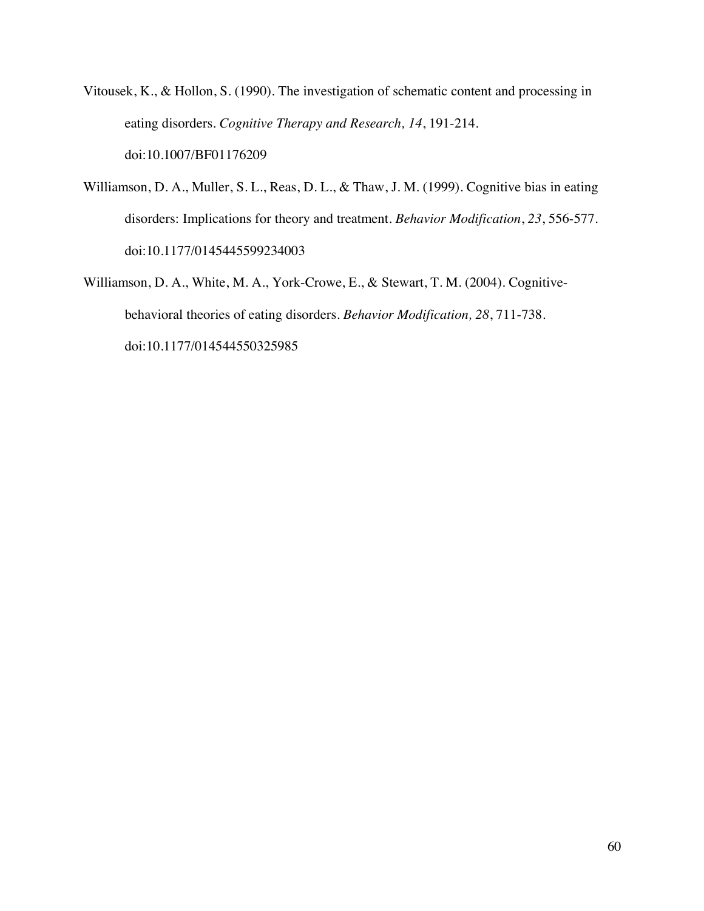Vitousek, K., & Hollon, S. (1990). The investigation of schematic content and processing in eating disorders. *Cognitive Therapy and Research, 14*, 191-214. doi:10.1007/BF01176209

Williamson, D. A., Muller, S. L., Reas, D. L., & Thaw, J. M. (1999). Cognitive bias in eating disorders: Implications for theory and treatment. *Behavior Modification*, *23*, 556-577. doi:10.1177/0145445599234003

Williamson, D. A., White, M. A., York-Crowe, E., & Stewart, T. M. (2004). Cognitive-behavioral theories of eating disorders. *Behavior Modification, 28*, 711-738. doi:10.1177/014544550325985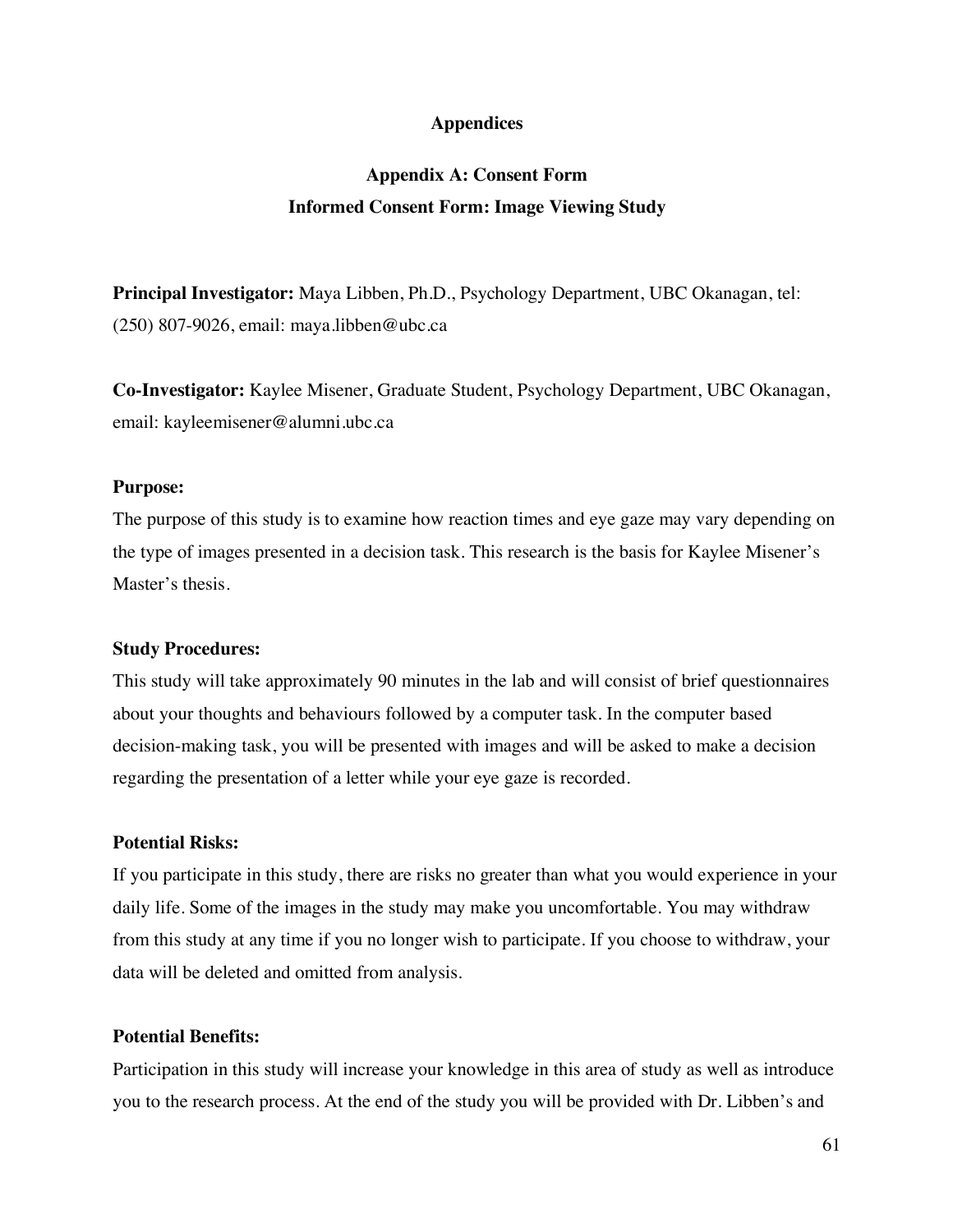# Appendices

## Appendix A: Consent Form

### Informed Consent Form: Image Viewing Study

**Principal Investigator:** Maya Libben, Ph.D., Psychology Department, UBC Okanagan, tel: (250) 807-9026, email: maya.libben@ubc.ca

**Co-Investigator:** Kaylee Misener, Graduate Student, Psychology Department, UBC Okanagan, email: kayleemisener@alumni.ubc.ca

**Purpose:**

The purpose of this study is to examine how reaction times and eye gaze may vary depending on the type of images presented in a decision task. This research is the basis for Kaylee Misener's Master's thesis.

**Study Procedures:**

This study will take approximately 90 minutes in the lab and will consist of brief questionnaires about your thoughts and behaviours followed by a computer task. In the computer based decision-making task, you will be presented with images and will be asked to make a decision regarding the presentation of a letter while your eye gaze is recorded.

**Potential Risks:**

If you participate in this study, there are risks no greater than what you would experience in your daily life. Some of the images in the study may make you uncomfortable. You may withdraw from this study at any time if you no longer wish to participate. If you choose to withdraw, your data will be deleted and omitted from analysis.

**Potential Benefits:**

Participation in this study will increase your knowledge in this area of study as well as introduce you to the research process. At the end of the study you will be provided with Dr. Libben's and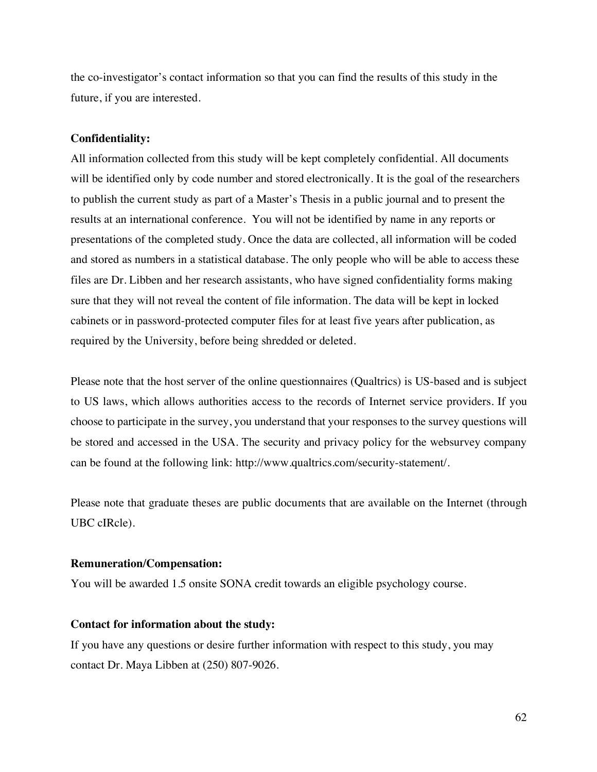the co-investigator's contact information so that you can find the results of this study in the future, if you are interested.

**Confidentiality:**

All information collected from this study will be kept completely confidential. All documents will be identified only by code number and stored electronically. It is the goal of the researchers to publish the current study as part of a Master's Thesis in a public journal and to present the results at an international conference. You will not be identified by name in any reports or presentations of the completed study. Once the data are collected, all information will be coded and stored as numbers in a statistical database. The only people who will be able to access these files are Dr. Libben and her research assistants, who have signed confidentiality forms making sure that they will not reveal the content of file information. The data will be kept in locked cabinets or in password-protected computer files for at least five years after publication, as required by the University, before being shredded or deleted.

Please note that the host server of the online questionnaires (Qualtrics) is US-based and is subject to US laws, which allows authorities access to the records of Internet service providers. If you choose to participate in the survey, you understand that your responses to the survey questions will be stored and accessed in the USA. The security and privacy policy for the websurvey company can be found at the following link: http://www.qualtrics.com/security-statement/.

Please note that graduate theses are public documents that are available on the Internet (through UBC cIRcle).

**Remuneration/Compensation:**

You will be awarded 1.5 onsite SONA credit towards an eligible psychology course.

**Contact for information about the study:**

If you have any questions or desire further information with respect to this study, you may contact Dr. Maya Libben at (250) 807-9026.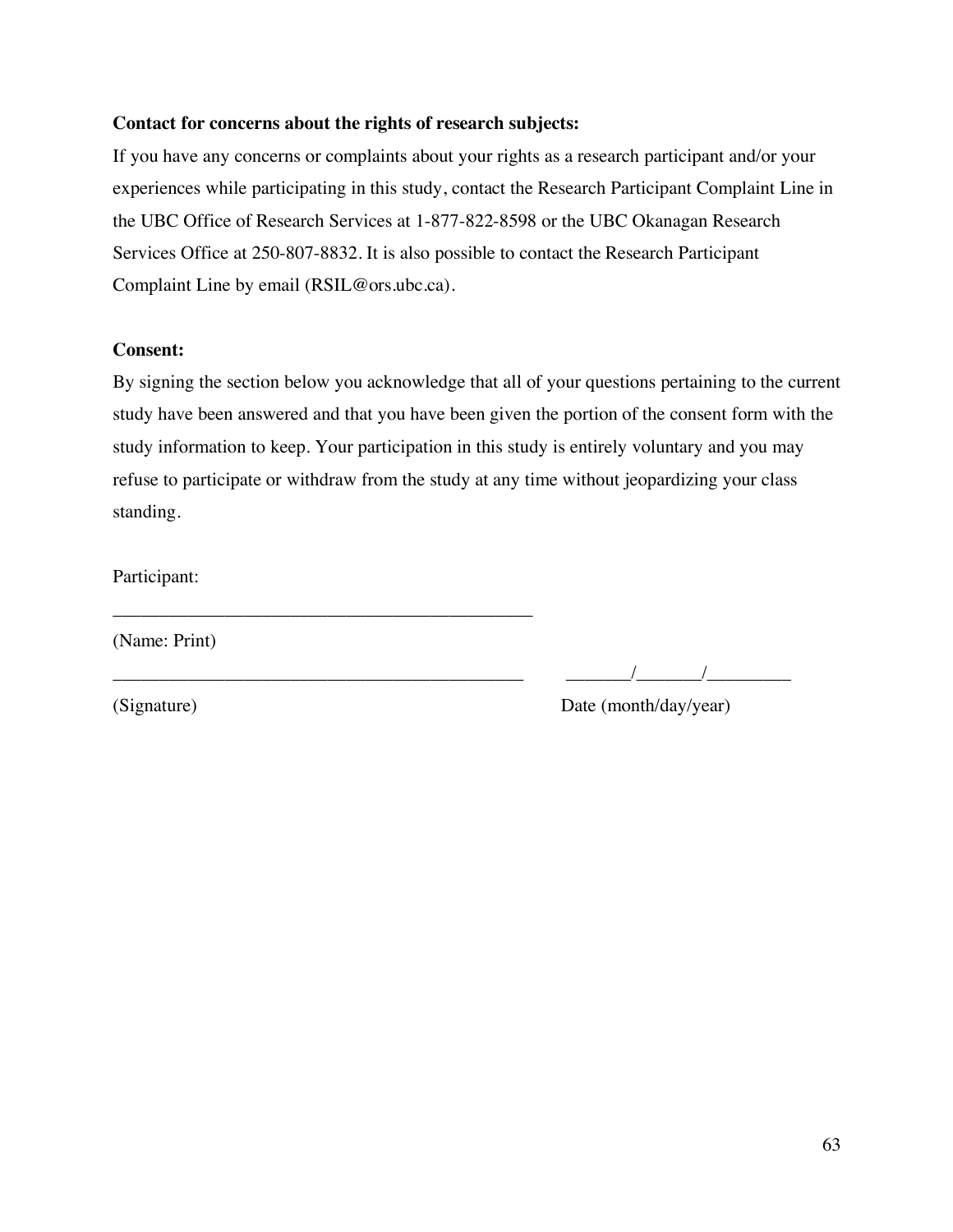**Contact for concerns about the rights of research subjects:**

If you have any concerns or complaints about your rights as a research participant and/or your experiences while participating in this study, contact the Research Participant Complaint Line in the UBC Office of Research Services at 1-877-822-8598 or the UBC Okanagan Research Services Office at 250-807-8832. It is also possible to contact the Research Participant Complaint Line by email (RSIL@ors.ubc.ca).

**Consent:**

By signing the section below you acknowledge that all of your questions pertaining to the current study have been answered and that you have been given the portion of the consent form with the study information to keep. Your participation in this study is entirely voluntary and you may refuse to participate or withdraw from the study at any time without jeopardizing your class standing.

Participant:

_______________________________________________

(Name: Print)

_______________________________________________ _______/_______/_________

(Signature) Date (month/day/year)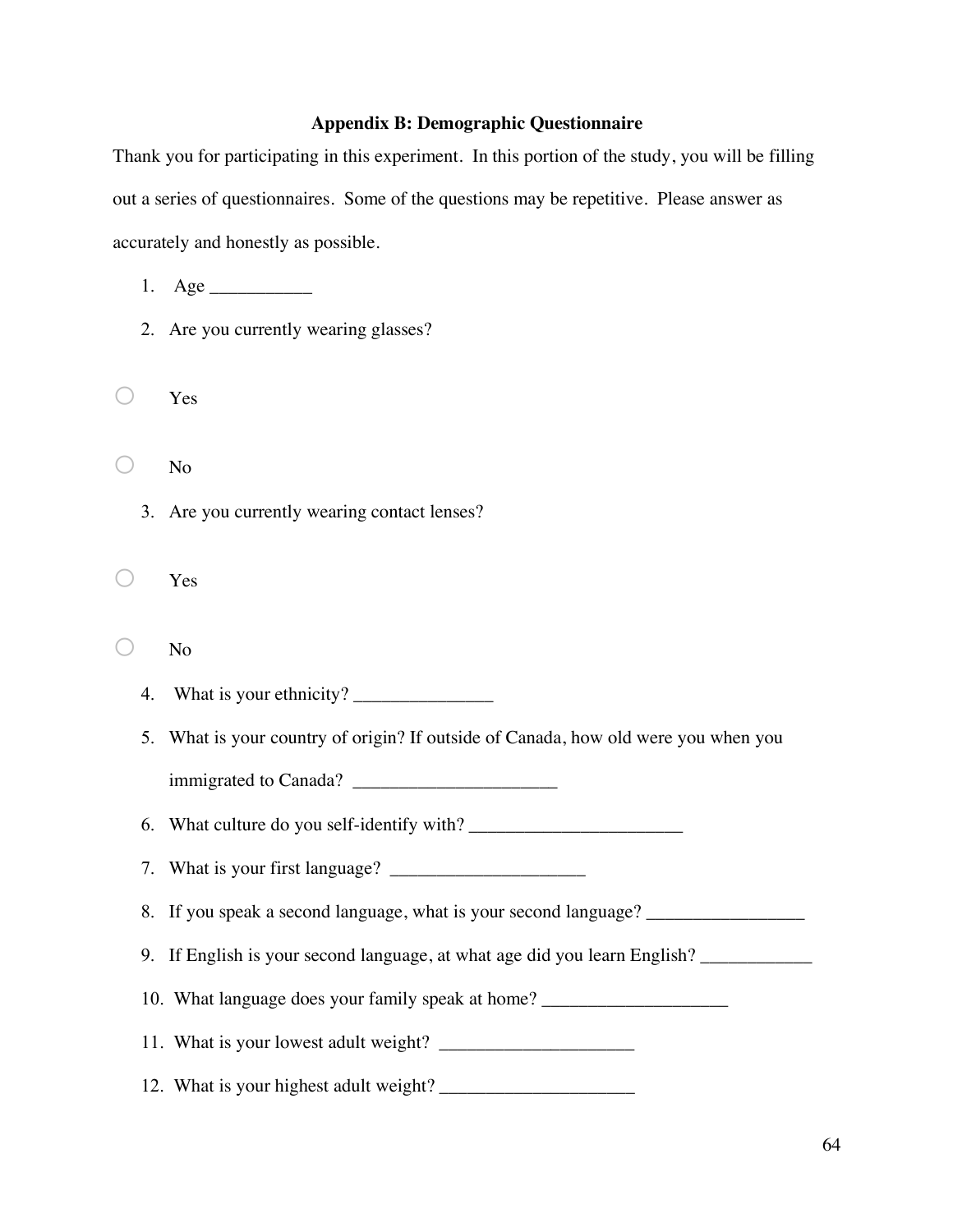**Appendix B: Demographic Questionnaire**

Thank you for participating in this experiment. In this portion of the study, you will be filling out a series of questionnaires. Some of the questions may be repetitive. Please answer as accurately and honestly as possible.

1. Age ___________
2. Are you currently wearing glasses?

○ Yes

○ No

3. Are you currently wearing contact lenses?

○ Yes

○ No

4. What is your ethnicity? _______________
5. What is your country of origin? If outside of Canada, how old were you when you immigrated to Canada? ______________________
6. What culture do you self-identify with? _______________________
7. What is your first language? _____________________
8. If you speak a second language, what is your second language? _________________
9. If English is your second language, at what age did you learn English? ____________
10. What language does your family speak at home? ____________________
11. What is your lowest adult weight? _____________________
12. What is your highest adult weight? _____________________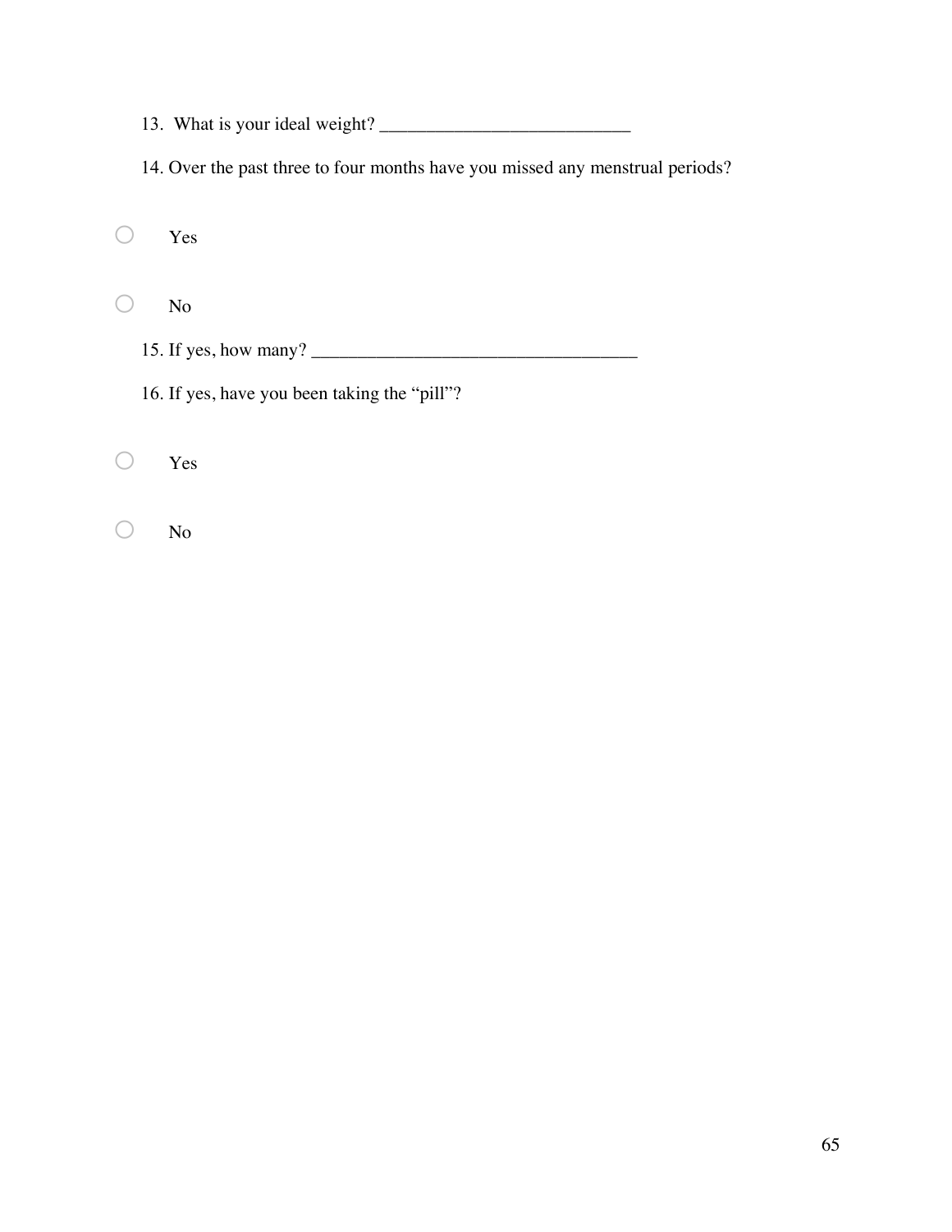13. What is your ideal weight? ___________________________

14. Over the past three to four months have you missed any menstrual periods?

- ○ Yes
- ○ No

15. If yes, how many? ___________________________________

16. If yes, have you been taking the "pill"?

- ○ Yes
- ○ No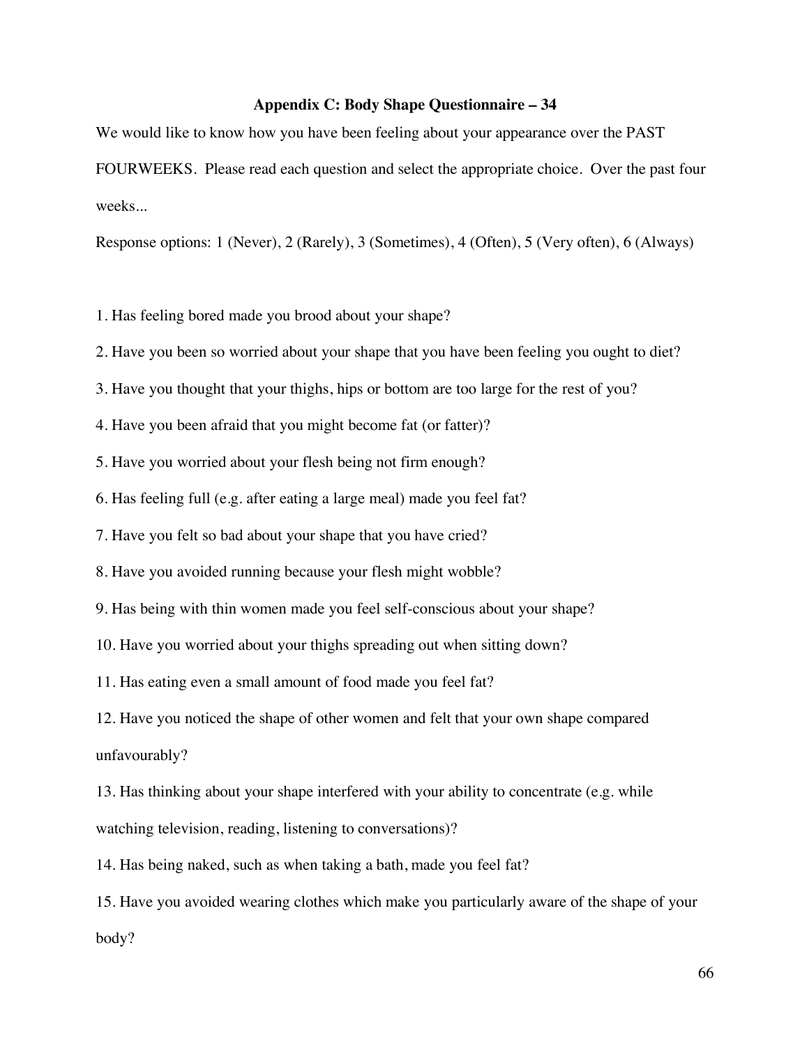## Appendix C: Body Shape Questionnaire – 34

We would like to know how you have been feeling about your appearance over the PAST FOURWEEKS. Please read each question and select the appropriate choice. Over the past four weeks...

Response options: 1 (Never), 2 (Rarely), 3 (Sometimes), 4 (Often), 5 (Very often), 6 (Always)

1. Has feeling bored made you brood about your shape?
2. Have you been so worried about your shape that you have been feeling you ought to diet?
3. Have you thought that your thighs, hips or bottom are too large for the rest of you?
4. Have you been afraid that you might become fat (or fatter)?
5. Have you worried about your flesh being not firm enough?
6. Has feeling full (e.g. after eating a large meal) made you feel fat?
7. Have you felt so bad about your shape that you have cried?
8. Have you avoided running because your flesh might wobble?
9. Has being with thin women made you feel self-conscious about your shape?
10. Have you worried about your thighs spreading out when sitting down?
11. Has eating even a small amount of food made you feel fat?
12. Have you noticed the shape of other women and felt that your own shape compared unfavourably?
13. Has thinking about your shape interfered with your ability to concentrate (e.g. while watching television, reading, listening to conversations)?
14. Has being naked, such as when taking a bath, made you feel fat?
15. Have you avoided wearing clothes which make you particularly aware of the shape of your body?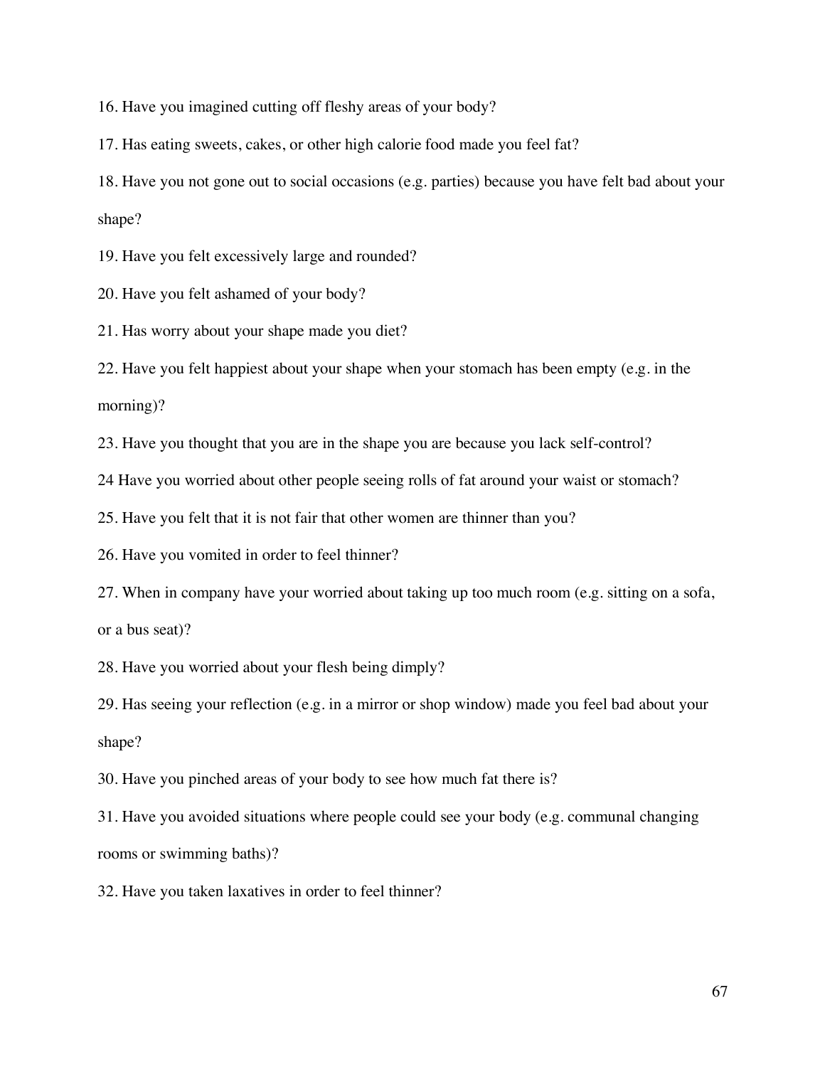16. Have you imagined cutting off fleshy areas of your body?

17. Has eating sweets, cakes, or other high calorie food made you feel fat?

18. Have you not gone out to social occasions (e.g. parties) because you have felt bad about your shape?

19. Have you felt excessively large and rounded?

20. Have you felt ashamed of your body?

21. Has worry about your shape made you diet?

22. Have you felt happiest about your shape when your stomach has been empty (e.g. in the morning)?

23. Have you thought that you are in the shape you are because you lack self-control?

24 Have you worried about other people seeing rolls of fat around your waist or stomach?

25. Have you felt that it is not fair that other women are thinner than you?

26. Have you vomited in order to feel thinner?

27. When in company have your worried about taking up too much room (e.g. sitting on a sofa, or a bus seat)?

28. Have you worried about your flesh being dimply?

29. Has seeing your reflection (e.g. in a mirror or shop window) made you feel bad about your shape?

30. Have you pinched areas of your body to see how much fat there is?

31. Have you avoided situations where people could see your body (e.g. communal changing rooms or swimming baths)?

32. Have you taken laxatives in order to feel thinner?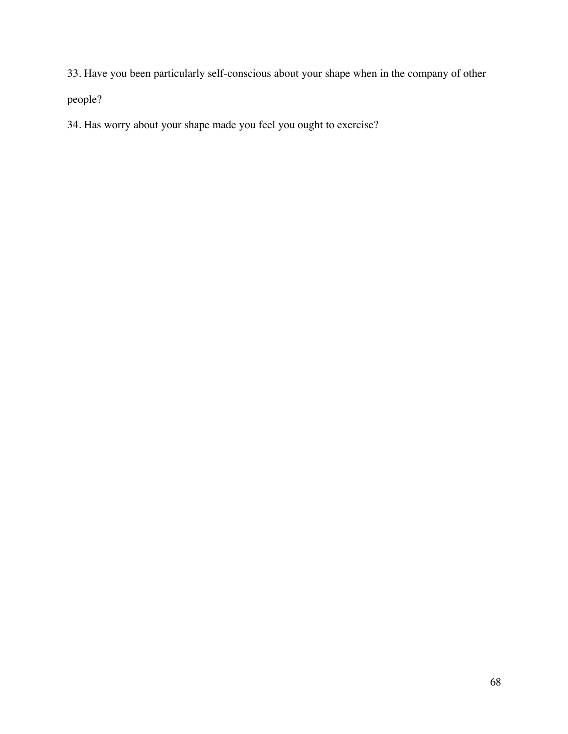33. Have you been particularly self-conscious about your shape when in the company of other people?

34. Has worry about your shape made you feel you ought to exercise?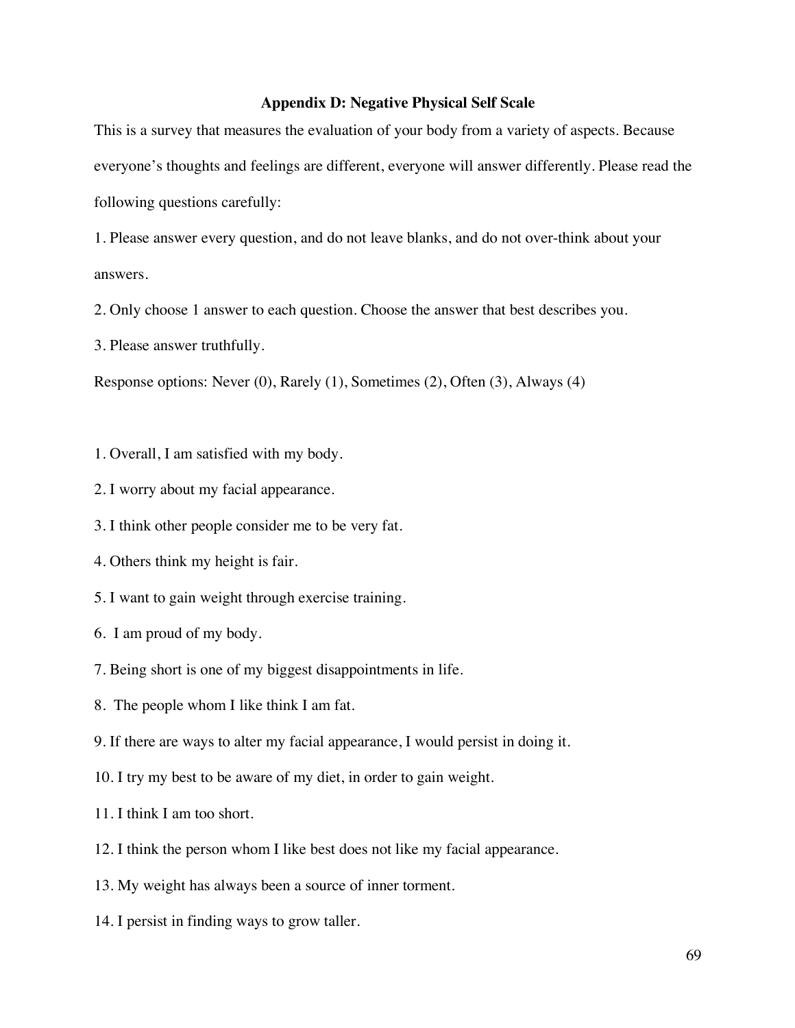### Appendix D: Negative Physical Self Scale

This is a survey that measures the evaluation of your body from a variety of aspects. Because everyone's thoughts and feelings are different, everyone will answer differently. Please read the following questions carefully:

1. Please answer every question, and do not leave blanks, and do not over-think about your answers.

2. Only choose 1 answer to each question. Choose the answer that best describes you.

3. Please answer truthfully.

Response options: Never (0), Rarely (1), Sometimes (2), Often (3), Always (4)

1. Overall, I am satisfied with my body.

2. I worry about my facial appearance.

3. I think other people consider me to be very fat.

4. Others think my height is fair.

5. I want to gain weight through exercise training.

6. I am proud of my body.

7. Being short is one of my biggest disappointments in life.

8. The people whom I like think I am fat.

9. If there are ways to alter my facial appearance, I would persist in doing it.

10. I try my best to be aware of my diet, in order to gain weight.

11. I think I am too short.

12. I think the person whom I like best does not like my facial appearance.

13. My weight has always been a source of inner torment.

14. I persist in finding ways to grow taller.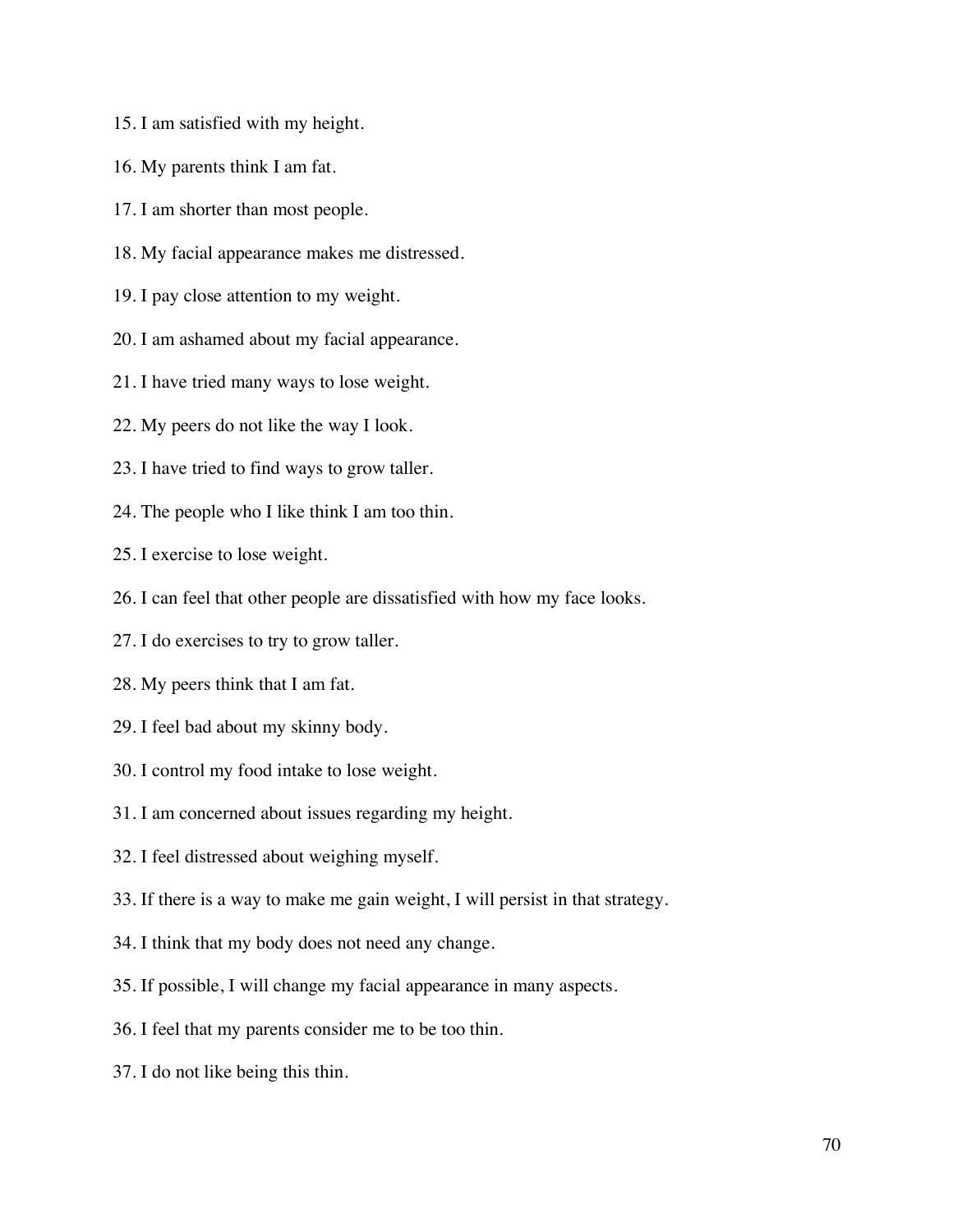15. I am satisfied with my height.

16. My parents think I am fat.

17. I am shorter than most people.

18. My facial appearance makes me distressed.

19. I pay close attention to my weight.

20. I am ashamed about my facial appearance.

21. I have tried many ways to lose weight.

22. My peers do not like the way I look.

23. I have tried to find ways to grow taller.

24. The people who I like think I am too thin.

25. I exercise to lose weight.

26. I can feel that other people are dissatisfied with how my face looks.

27. I do exercises to try to grow taller.

28. My peers think that I am fat.

29. I feel bad about my skinny body.

30. I control my food intake to lose weight.

31. I am concerned about issues regarding my height.

32. I feel distressed about weighing myself.

33. If there is a way to make me gain weight, I will persist in that strategy.

34. I think that my body does not need any change.

35. If possible, I will change my facial appearance in many aspects.

36. I feel that my parents consider me to be too thin.

37. I do not like being this thin.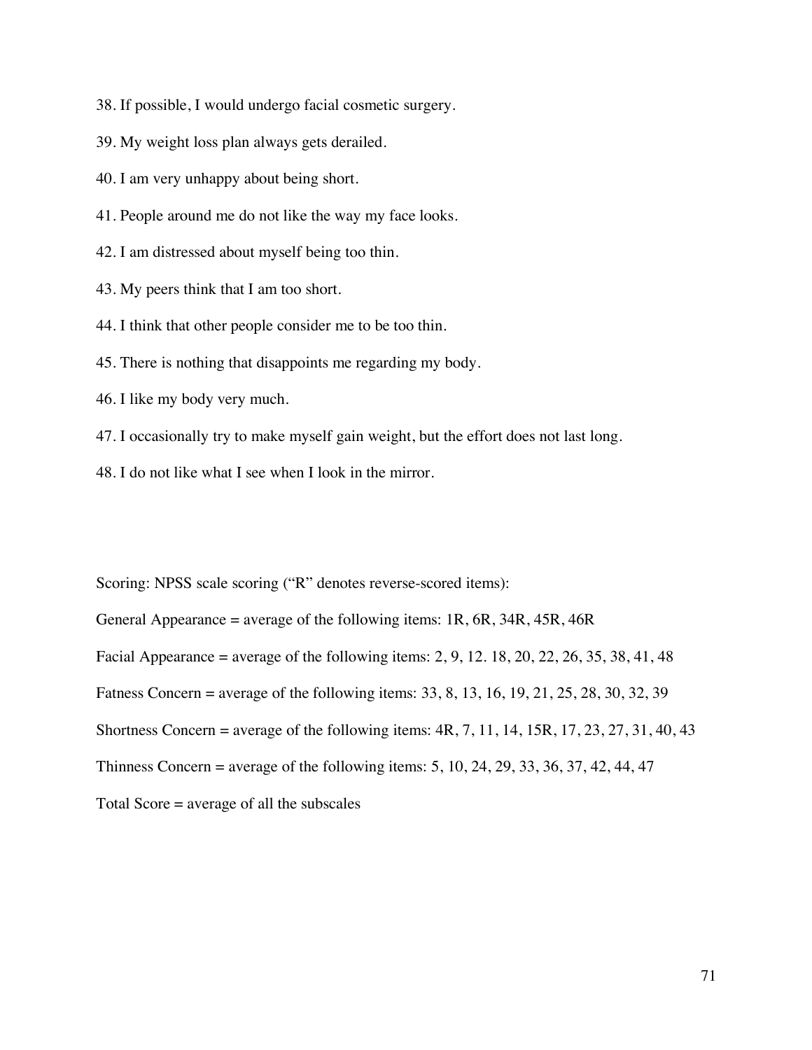38. If possible, I would undergo facial cosmetic surgery.

39. My weight loss plan always gets derailed.

40. I am very unhappy about being short.

41. People around me do not like the way my face looks.

42. I am distressed about myself being too thin.

43. My peers think that I am too short.

44. I think that other people consider me to be too thin.

45. There is nothing that disappoints me regarding my body.

46. I like my body very much.

47. I occasionally try to make myself gain weight, but the effort does not last long.

48. I do not like what I see when I look in the mirror.

Scoring: NPSS scale scoring ("R" denotes reverse-scored items):

General Appearance = average of the following items: 1R, 6R, 34R, 45R, 46R

Facial Appearance = average of the following items: 2, 9, 12. 18, 20, 22, 26, 35, 38, 41, 48

Fatness Concern = average of the following items: 33, 8, 13, 16, 19, 21, 25, 28, 30, 32, 39

Shortness Concern = average of the following items: 4R, 7, 11, 14, 15R, 17, 23, 27, 31, 40, 43

Thinness Concern = average of the following items: 5, 10, 24, 29, 33, 36, 37, 42, 44, 47

Total Score = average of all the subscales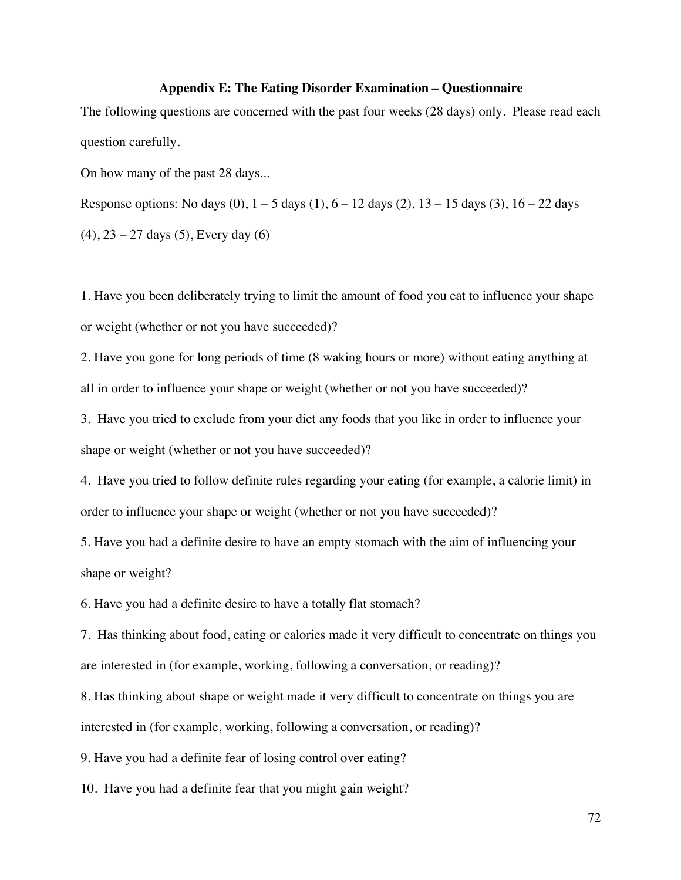## Appendix E: The Eating Disorder Examination – Questionnaire

The following questions are concerned with the past four weeks (28 days) only. Please read each question carefully.

On how many of the past 28 days...

Response options: No days (0), 1 – 5 days (1), 6 – 12 days (2), 13 – 15 days (3), 16 – 22 days (4), 23 – 27 days (5), Every day (6)

1. Have you been deliberately trying to limit the amount of food you eat to influence your shape or weight (whether or not you have succeeded)?
2. Have you gone for long periods of time (8 waking hours or more) without eating anything at all in order to influence your shape or weight (whether or not you have succeeded)?
3. Have you tried to exclude from your diet any foods that you like in order to influence your shape or weight (whether or not you have succeeded)?
4. Have you tried to follow definite rules regarding your eating (for example, a calorie limit) in order to influence your shape or weight (whether or not you have succeeded)?
5. Have you had a definite desire to have an empty stomach with the aim of influencing your shape or weight?
6. Have you had a definite desire to have a totally flat stomach?
7. Has thinking about food, eating or calories made it very difficult to concentrate on things you are interested in (for example, working, following a conversation, or reading)?
8. Has thinking about shape or weight made it very difficult to concentrate on things you are interested in (for example, working, following a conversation, or reading)?
9. Have you had a definite fear of losing control over eating?
10. Have you had a definite fear that you might gain weight?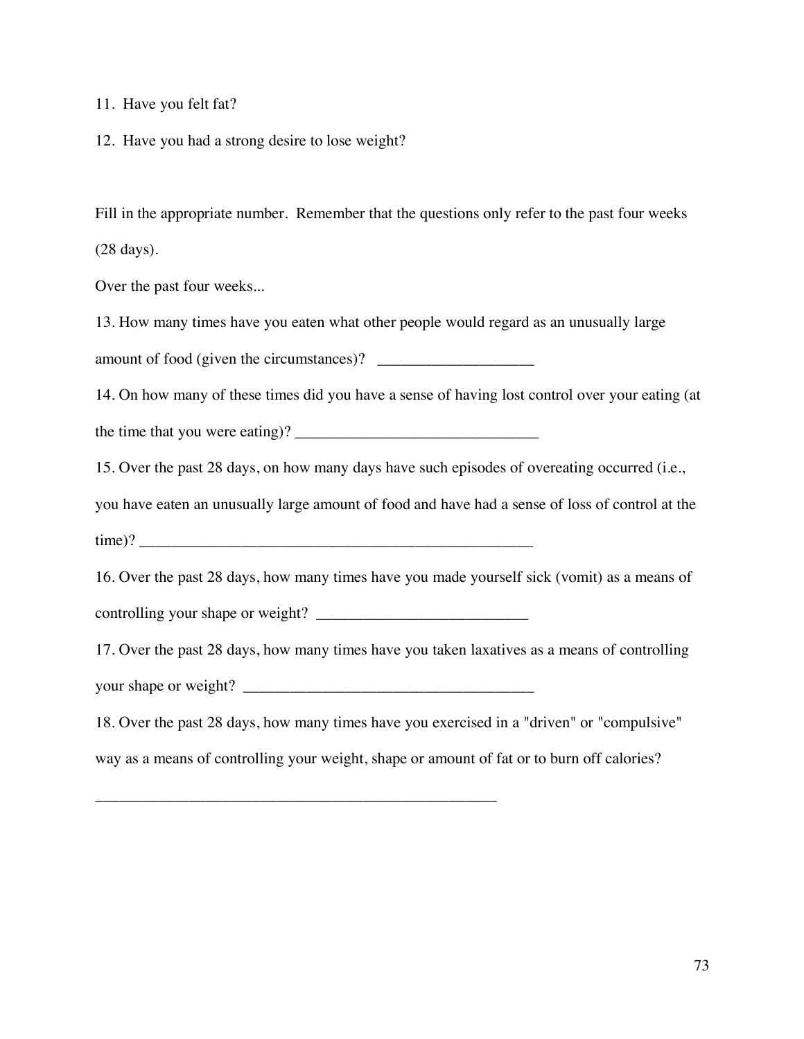11. Have you felt fat?

12. Have you had a strong desire to lose weight?

Fill in the appropriate number. Remember that the questions only refer to the past four weeks (28 days).

Over the past four weeks...

13. How many times have you eaten what other people would regard as an unusually large amount of food (given the circumstances)? ____________________

14. On how many of these times did you have a sense of having lost control over your eating (at the time that you were eating)? _______________________________

15. Over the past 28 days, on how many days have such episodes of overeating occurred (i.e., you have eaten an unusually large amount of food and have had a sense of loss of control at the time)? ___________________________________________________

16. Over the past 28 days, how many times have you made yourself sick (vomit) as a means of controlling your shape or weight? ___________________________

17. Over the past 28 days, how many times have you taken laxatives as a means of controlling your shape or weight? _____________________________________

18. Over the past 28 days, how many times have you exercised in a "driven" or "compulsive" way as a means of controlling your weight, shape or amount of fat or to burn off calories?

____________________________________________________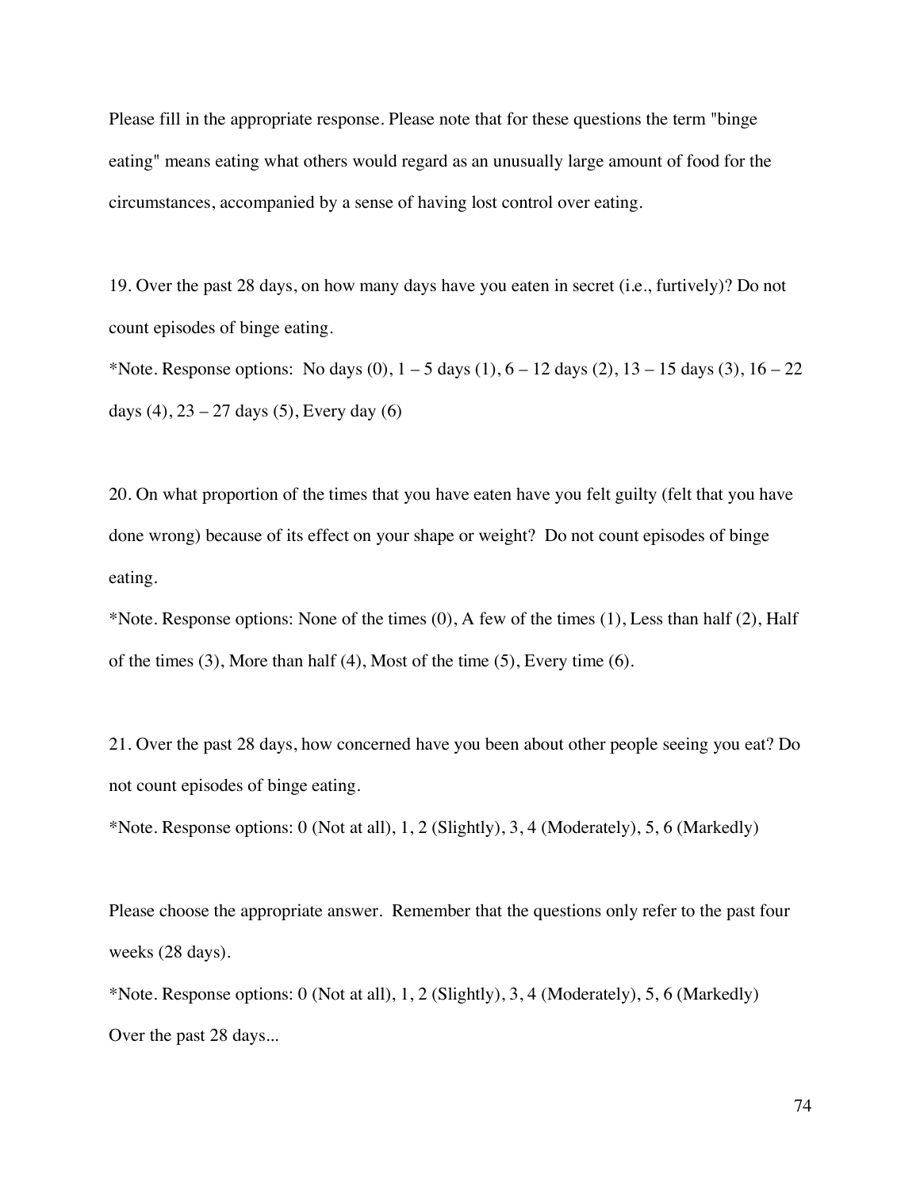Please fill in the appropriate response. Please note that for these questions the term "binge eating" means eating what others would regard as an unusually large amount of food for the circumstances, accompanied by a sense of having lost control over eating.

19. Over the past 28 days, on how many days have you eaten in secret (i.e., furtively)? Do not count episodes of binge eating.

*Note. Response options: No days (0), 1 – 5 days (1), 6 – 12 days (2), 13 – 15 days (3), 16 – 22 days (4), 23 – 27 days (5), Every day (6)

20. On what proportion of the times that you have eaten have you felt guilty (felt that you have done wrong) because of its effect on your shape or weight? Do not count episodes of binge eating.

*Note. Response options: None of the times (0), A few of the times (1), Less than half (2), Half of the times (3), More than half (4), Most of the time (5), Every time (6).

21. Over the past 28 days, how concerned have you been about other people seeing you eat? Do not count episodes of binge eating.

*Note. Response options: 0 (Not at all), 1, 2 (Slightly), 3, 4 (Moderately), 5, 6 (Markedly)

Please choose the appropriate answer. Remember that the questions only refer to the past four weeks (28 days).

*Note. Response options: 0 (Not at all), 1, 2 (Slightly), 3, 4 (Moderately), 5, 6 (Markedly)

Over the past 28 days...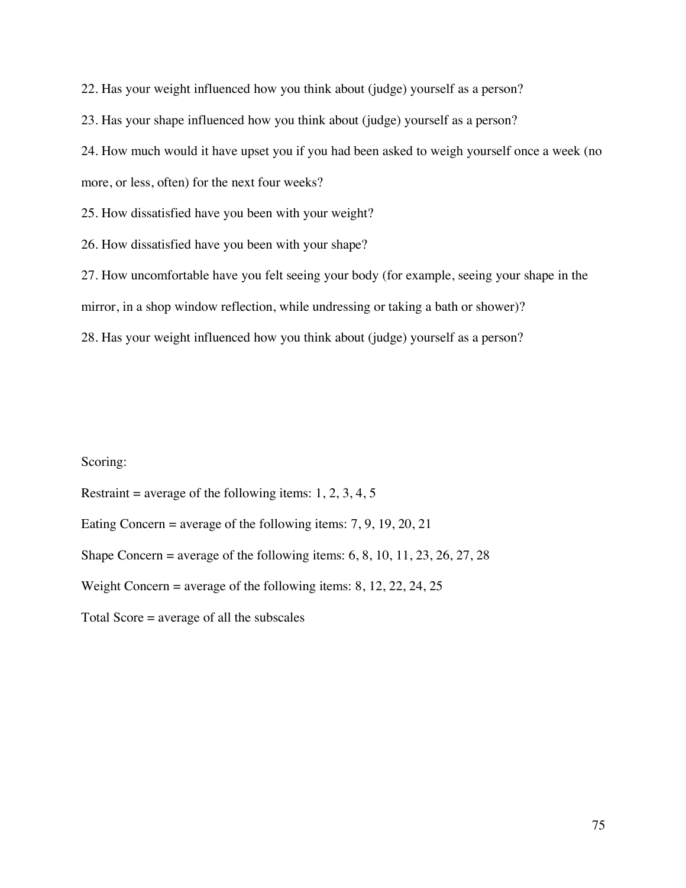22. Has your weight influenced how you think about (judge) yourself as a person?

23. Has your shape influenced how you think about (judge) yourself as a person?

24. How much would it have upset you if you had been asked to weigh yourself once a week (no more, or less, often) for the next four weeks?

25. How dissatisfied have you been with your weight?

26. How dissatisfied have you been with your shape?

27. How uncomfortable have you felt seeing your body (for example, seeing your shape in the mirror, in a shop window reflection, while undressing or taking a bath or shower)?

28. Has your weight influenced how you think about (judge) yourself as a person?

Scoring:

Restraint = average of the following items: 1, 2, 3, 4, 5

Eating Concern = average of the following items: 7, 9, 19, 20, 21

Shape Concern = average of the following items: 6, 8, 10, 11, 23, 26, 27, 28

Weight Concern = average of the following items: 8, 12, 22, 24, 25

Total Score = average of all the subscales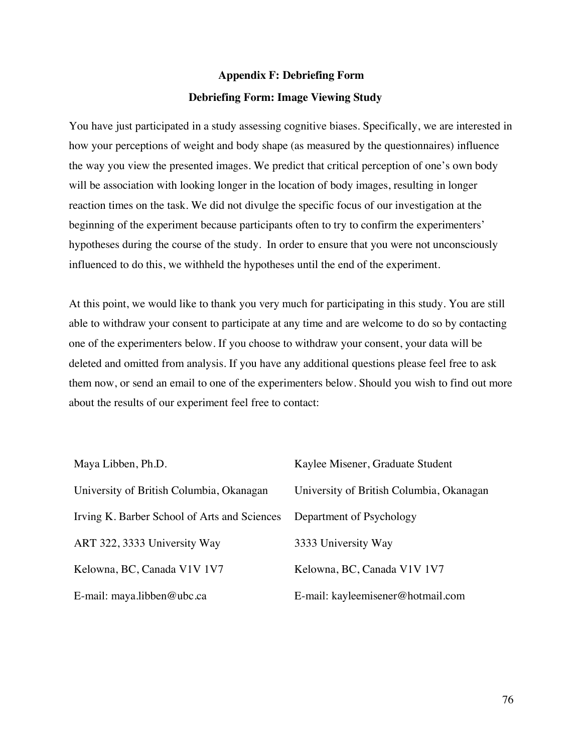## Appendix F: Debriefing Form

### Debriefing Form: Image Viewing Study

You have just participated in a study assessing cognitive biases. Specifically, we are interested in how your perceptions of weight and body shape (as measured by the questionnaires) influence the way you view the presented images. We predict that critical perception of one's own body will be association with looking longer in the location of body images, resulting in longer reaction times on the task. We did not divulge the specific focus of our investigation at the beginning of the experiment because participants often to try to confirm the experimenters' hypotheses during the course of the study. In order to ensure that you were not unconsciously influenced to do this, we withheld the hypotheses until the end of the experiment.

At this point, we would like to thank you very much for participating in this study. You are still able to withdraw your consent to participate at any time and are welcome to do so by contacting one of the experimenters below. If you choose to withdraw your consent, your data will be deleted and omitted from analysis. If you have any additional questions please feel free to ask them now, or send an email to one of the experimenters below. Should you wish to find out more about the results of our experiment feel free to contact:

Maya Libben, Ph.D.
University of British Columbia, Okanagan
Irving K. Barber School of Arts and Sciences
ART 322, 3333 University Way
Kelowna, BC, Canada V1V 1V7
E-mail: maya.libben@ubc.ca

Kaylee Misener, Graduate Student
University of British Columbia, Okanagan
Department of Psychology
3333 University Way
Kelowna, BC, Canada V1V 1V7
E-mail: kayleemisener@hotmail.com